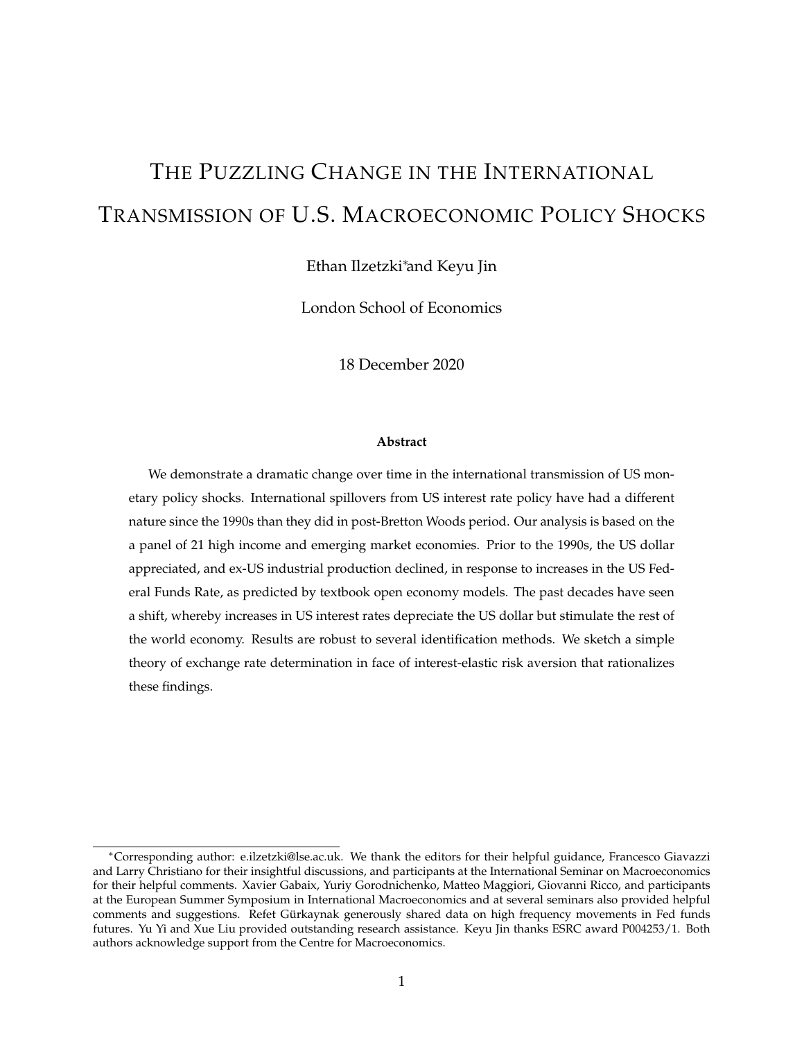# The Puzzling Change in the International Transmission of U.S. Macroeconomic Policy Shocks

Ethan Ilzetzki[*] and Keyu Jin

London School of Economics

18 December 2020

**Abstract**

We demonstrate a dramatic change over time in the international transmission of US monetary policy shocks. International spillovers from US interest rate policy have had a different nature since the 1990s than they did in post-Bretton Woods period. Our analysis is based on the a panel of 21 high income and emerging market economies. Prior to the 1990s, the US dollar appreciated, and ex-US industrial production declined, in response to increases in the US Federal Funds Rate, as predicted by textbook open economy models. The past decades have seen a shift, whereby increases in US interest rates depreciate the US dollar but stimulate the rest of the world economy. Results are robust to several identification methods. We sketch a simple theory of exchange rate determination in face of interest-elastic risk aversion that rationalizes these findings.

---

[*] Corresponding author: e.ilzetzki@lse.ac.uk. We thank the editors for their helpful guidance, Francesco Giavazzi and Larry Christiano for their insightful discussions, and participants at the International Seminar on Macroeconomics for their helpful comments. Xavier Gabaix, Yuriy Gorodnichenko, Matteo Maggiori, Giovanni Ricco, and participants at the European Summer Symposium in International Macroeconomics and at several seminars also provided helpful comments and suggestions. Refet Gürkaynak generously shared data on high frequency movements in Fed funds futures. Yu Yi and Xue Liu provided outstanding research assistance. Keyu Jin thanks ESRC award P004253/1. Both authors acknowledge support from the Centre for Macroeconomics.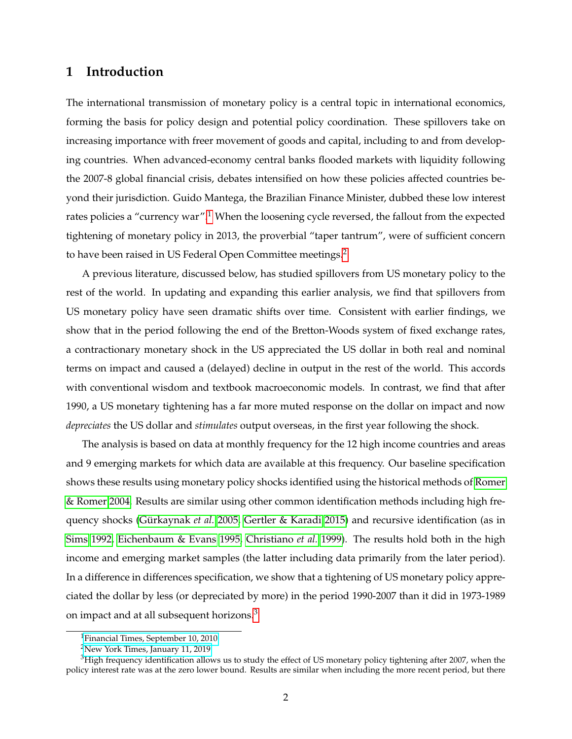## 1 Introduction

The international transmission of monetary policy is a central topic in international economics, forming the basis for policy design and potential policy coordination. These spillovers take on increasing importance with freer movement of goods and capital, including to and from developing countries. When advanced-economy central banks flooded markets with liquidity following the 2007-8 global financial crisis, debates intensified on how these policies affected countries beyond their jurisdiction. Guido Mantega, the Brazilian Finance Minister, dubbed these low interest rates policies a "currency war".[1] When the loosening cycle reversed, the fallout from the expected tightening of monetary policy in 2013, the proverbial "taper tantrum", were of sufficient concern to have been raised in US Federal Open Committee meetings.[2]

A previous literature, discussed below, has studied spillovers from US monetary policy to the rest of the world. In updating and expanding this earlier analysis, we find that spillovers from US monetary policy have seen dramatic shifts over time. Consistent with earlier findings, we show that in the period following the end of the Bretton-Woods system of fixed exchange rates, a contractionary monetary shock in the US appreciated the US dollar in both real and nominal terms on impact and caused a (delayed) decline in output in the rest of the world. This accords with conventional wisdom and textbook macroeconomic models. In contrast, we find that after 1990, a US monetary tightening has a far more muted response on the dollar on impact and now *depreciates* the US dollar and *stimulates* output overseas, in the first year following the shock.

The analysis is based on data at monthly frequency for the 12 high income countries and areas and 9 emerging markets for which data are available at this frequency. Our baseline specification shows these results using monetary policy shocks identified using the historical methods of Romer & Romer 2004. Results are similar using other common identification methods including high frequency shocks (Gürkaynak *et al.* 2005, Gertler & Karadi 2015) and recursive identification (as in Sims 1992, Eichenbaum & Evans 1995, Christiano *et al.* 1999). The results hold both in the high income and emerging market samples (the latter including data primarily from the later period). In a difference in differences specification, we show that a tightening of US monetary policy appreciated the dollar by less (or depreciated by more) in the period 1990-2007 than it did in 1973-1989 on impact and at all subsequent horizons.[3]

[1] Financial Times, September 10, 2010

[2] New York Times, January 11, 2019

[3] High frequency identification allows us to study the effect of US monetary policy tightening after 2007, when the policy interest rate was at the zero lower bound. Results are similar when including the more recent period, but there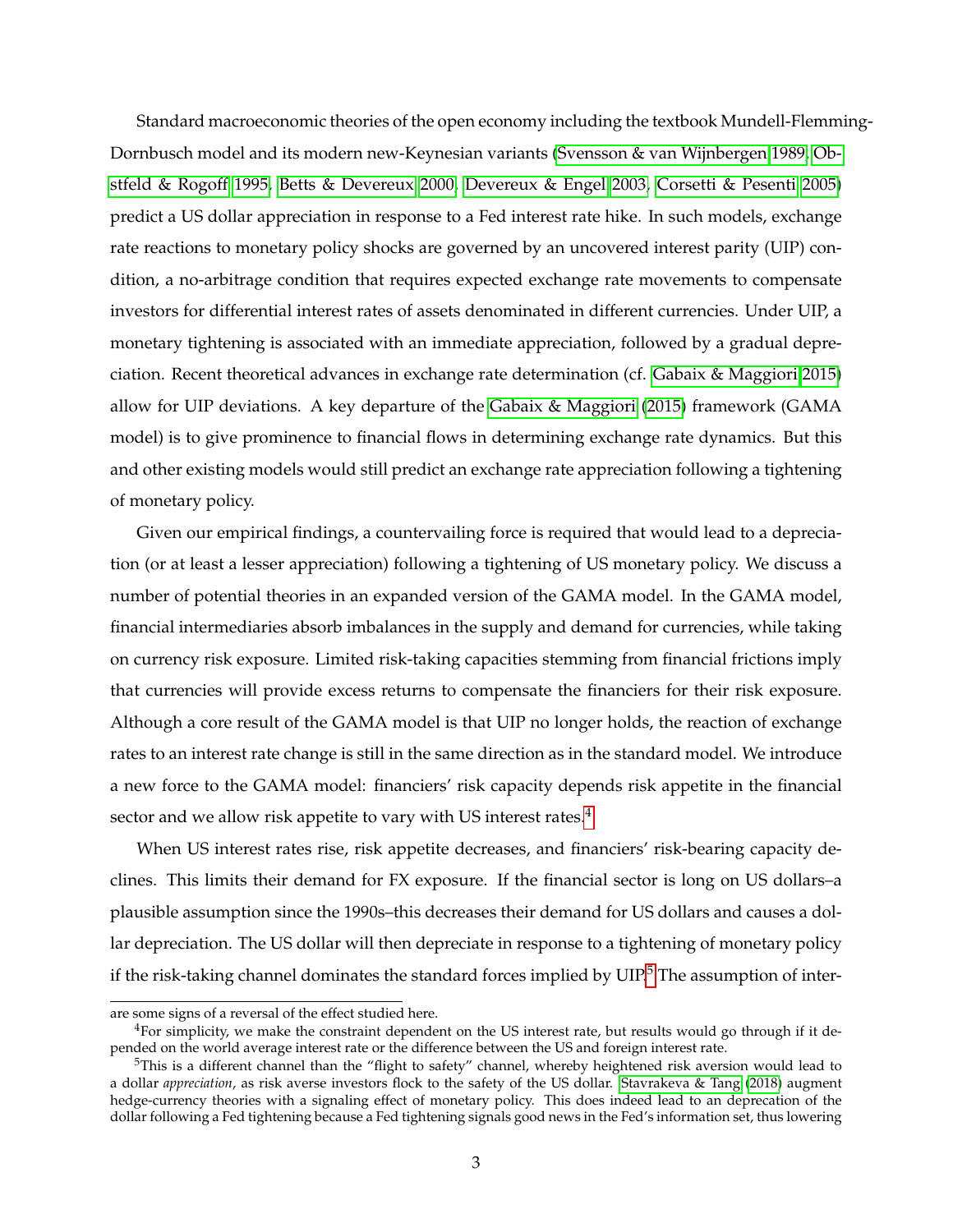Standard macroeconomic theories of the open economy including the textbook Mundell-Flemming-Dornbusch model and its modern new-Keynesian variants (Svensson & van Wijnbergen 1989, Obstfeld & Rogoff 1995, Betts & Devereux 2000, Devereux & Engel 2003, Corsetti & Pesenti 2005) predict a US dollar appreciation in response to a Fed interest rate hike. In such models, exchange rate reactions to monetary policy shocks are governed by an uncovered interest parity (UIP) condition, a no-arbitrage condition that requires expected exchange rate movements to compensate investors for differential interest rates of assets denominated in different currencies. Under UIP, a monetary tightening is associated with an immediate appreciation, followed by a gradual depreciation. Recent theoretical advances in exchange rate determination (cf. Gabaix & Maggiori 2015) allow for UIP deviations. A key departure of the Gabaix & Maggiori (2015) framework (GAMA model) is to give prominence to financial flows in determining exchange rate dynamics. But this and other existing models would still predict an exchange rate appreciation following a tightening of monetary policy.

Given our empirical findings, a countervailing force is required that would lead to a depreciation (or at least a lesser appreciation) following a tightening of US monetary policy. We discuss a number of potential theories in an expanded version of the GAMA model. In the GAMA model, financial intermediaries absorb imbalances in the supply and demand for currencies, while taking on currency risk exposure. Limited risk-taking capacities stemming from financial frictions imply that currencies will provide excess returns to compensate the financiers for their risk exposure. Although a core result of the GAMA model is that UIP no longer holds, the reaction of exchange rates to an interest rate change is still in the same direction as in the standard model. We introduce a new force to the GAMA model: financiers' risk capacity depends risk appetite in the financial sector and we allow risk appetite to vary with US interest rates.[4]

When US interest rates rise, risk appetite decreases, and financiers' risk-bearing capacity declines. This limits their demand for FX exposure. If the financial sector is long on US dollars–a plausible assumption since the 1990s–this decreases their demand for US dollars and causes a dollar depreciation. The US dollar will then depreciate in response to a tightening of monetary policy if the risk-taking channel dominates the standard forces implied by UIP.[5] The assumption of inter-

are some signs of a reversal of the effect studied here.

[4] For simplicity, we make the constraint dependent on the US interest rate, but results would go through if it depended on the world average interest rate or the difference between the US and foreign interest rate.

[5] This is a different channel than the "flight to safety" channel, whereby heightened risk aversion would lead to a dollar *appreciation*, as risk averse investors flock to the safety of the US dollar. Stavrakeva & Tang (2018) augment hedge-currency theories with a signaling effect of monetary policy. This does indeed lead to an deprecation of the dollar following a Fed tightening because a Fed tightening signals good news in the Fed's information set, thus lowering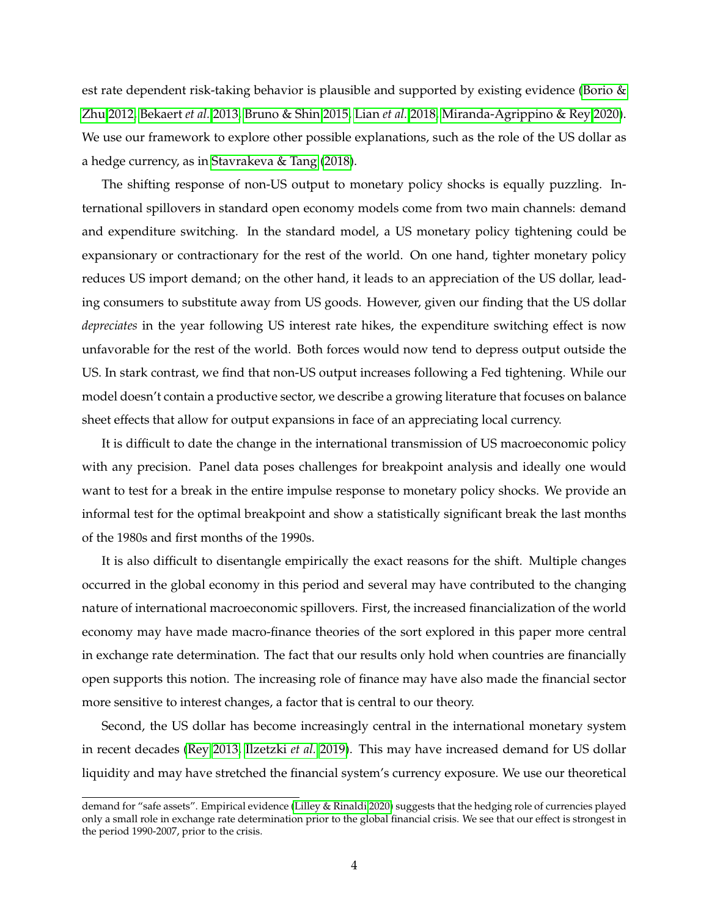est rate dependent risk-taking behavior is plausible and supported by existing evidence (Borio & Zhu 2012, Bekaert *et al.* 2013, Bruno & Shin 2015, Lian *et al.* 2018, Miranda-Agrippino & Rey 2020). We use our framework to explore other possible explanations, such as the role of the US dollar as a hedge currency, as in Stavrakeva & Tang (2018).

The shifting response of non-US output to monetary policy shocks is equally puzzling. International spillovers in standard open economy models come from two main channels: demand and expenditure switching. In the standard model, a US monetary policy tightening could be expansionary or contractionary for the rest of the world. On one hand, tighter monetary policy reduces US import demand; on the other hand, it leads to an appreciation of the US dollar, leading consumers to substitute away from US goods. However, given our finding that the US dollar *depreciates* in the year following US interest rate hikes, the expenditure switching effect is now unfavorable for the rest of the world. Both forces would now tend to depress output outside the US. In stark contrast, we find that non-US output increases following a Fed tightening. While our model doesn't contain a productive sector, we describe a growing literature that focuses on balance sheet effects that allow for output expansions in face of an appreciating local currency.

It is difficult to date the change in the international transmission of US macroeconomic policy with any precision. Panel data poses challenges for breakpoint analysis and ideally one would want to test for a break in the entire impulse response to monetary policy shocks. We provide an informal test for the optimal breakpoint and show a statistically significant break the last months of the 1980s and first months of the 1990s.

It is also difficult to disentangle empirically the exact reasons for the shift. Multiple changes occurred in the global economy in this period and several may have contributed to the changing nature of international macroeconomic spillovers. First, the increased financialization of the world economy may have made macro-finance theories of the sort explored in this paper more central in exchange rate determination. The fact that our results only hold when countries are financially open supports this notion. The increasing role of finance may have also made the financial sector more sensitive to interest changes, a factor that is central to our theory.

Second, the US dollar has become increasingly central in the international monetary system in recent decades (Rey 2013, Ilzetzki *et al.* 2019). This may have increased demand for US dollar liquidity and may have stretched the financial system's currency exposure. We use our theoretical

demand for "safe assets". Empirical evidence (Lilley & Rinaldi 2020) suggests that the hedging role of currencies played only a small role in exchange rate determination prior to the global financial crisis. We see that our effect is strongest in the period 1990-2007, prior to the crisis.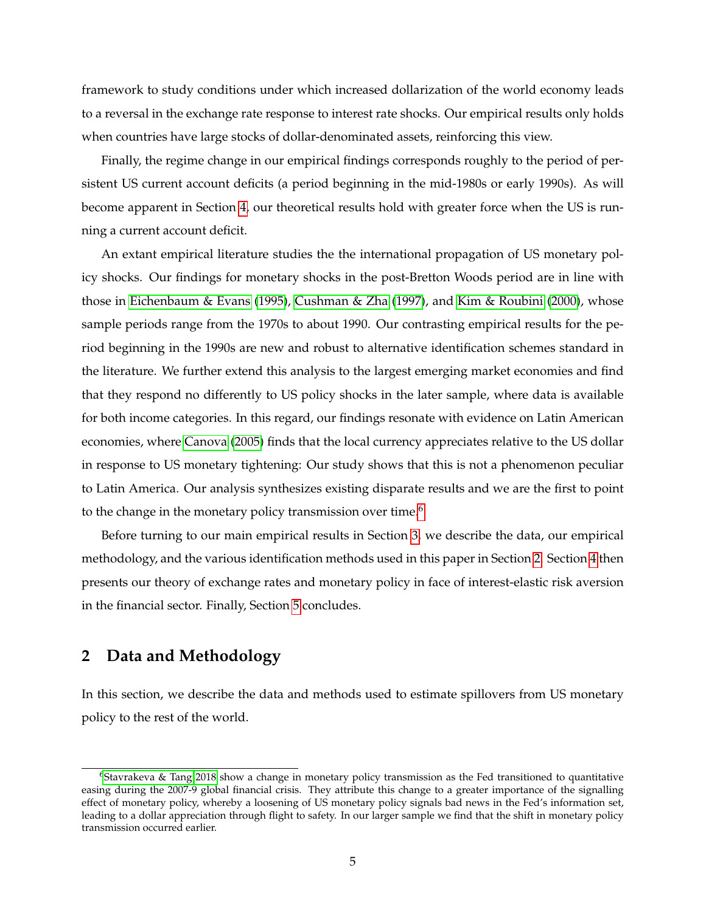framework to study conditions under which increased dollarization of the world economy leads to a reversal in the exchange rate response to interest rate shocks. Our empirical results only holds when countries have large stocks of dollar-denominated assets, reinforcing this view.

Finally, the regime change in our empirical findings corresponds roughly to the period of persistent US current account deficits (a period beginning in the mid-1980s or early 1990s). As will become apparent in Section 4, our theoretical results hold with greater force when the US is running a current account deficit.

An extant empirical literature studies the the international propagation of US monetary policy shocks. Our findings for monetary shocks in the post-Bretton Woods period are in line with those in Eichenbaum & Evans (1995), Cushman & Zha (1997), and Kim & Roubini (2000), whose sample periods range from the 1970s to about 1990. Our contrasting empirical results for the period beginning in the 1990s are new and robust to alternative identification schemes standard in the literature. We further extend this analysis to the largest emerging market economies and find that they respond no differently to US policy shocks in the later sample, where data is available for both income categories. In this regard, our findings resonate with evidence on Latin American economies, where Canova (2005) finds that the local currency appreciates relative to the US dollar in response to US monetary tightening: Our study shows that this is not a phenomenon peculiar to Latin America. Our analysis synthesizes existing disparate results and we are the first to point to the change in the monetary policy transmission over time.[6]

Before turning to our main empirical results in Section 3, we describe the data, our empirical methodology, and the various identification methods used in this paper in Section 2. Section 4 then presents our theory of exchange rates and monetary policy in face of interest-elastic risk aversion in the financial sector. Finally, Section 5 concludes.

## 2 Data and Methodology

In this section, we describe the data and methods used to estimate spillovers from US monetary policy to the rest of the world.

[6] Stavrakeva & Tang 2018 show a change in monetary policy transmission as the Fed transitioned to quantitative easing during the 2007-9 global financial crisis. They attribute this change to a greater importance of the signalling effect of monetary policy, whereby a loosening of US monetary policy signals bad news in the Fed's information set, leading to a dollar appreciation through flight to safety. In our larger sample we find that the shift in monetary policy transmission occurred earlier.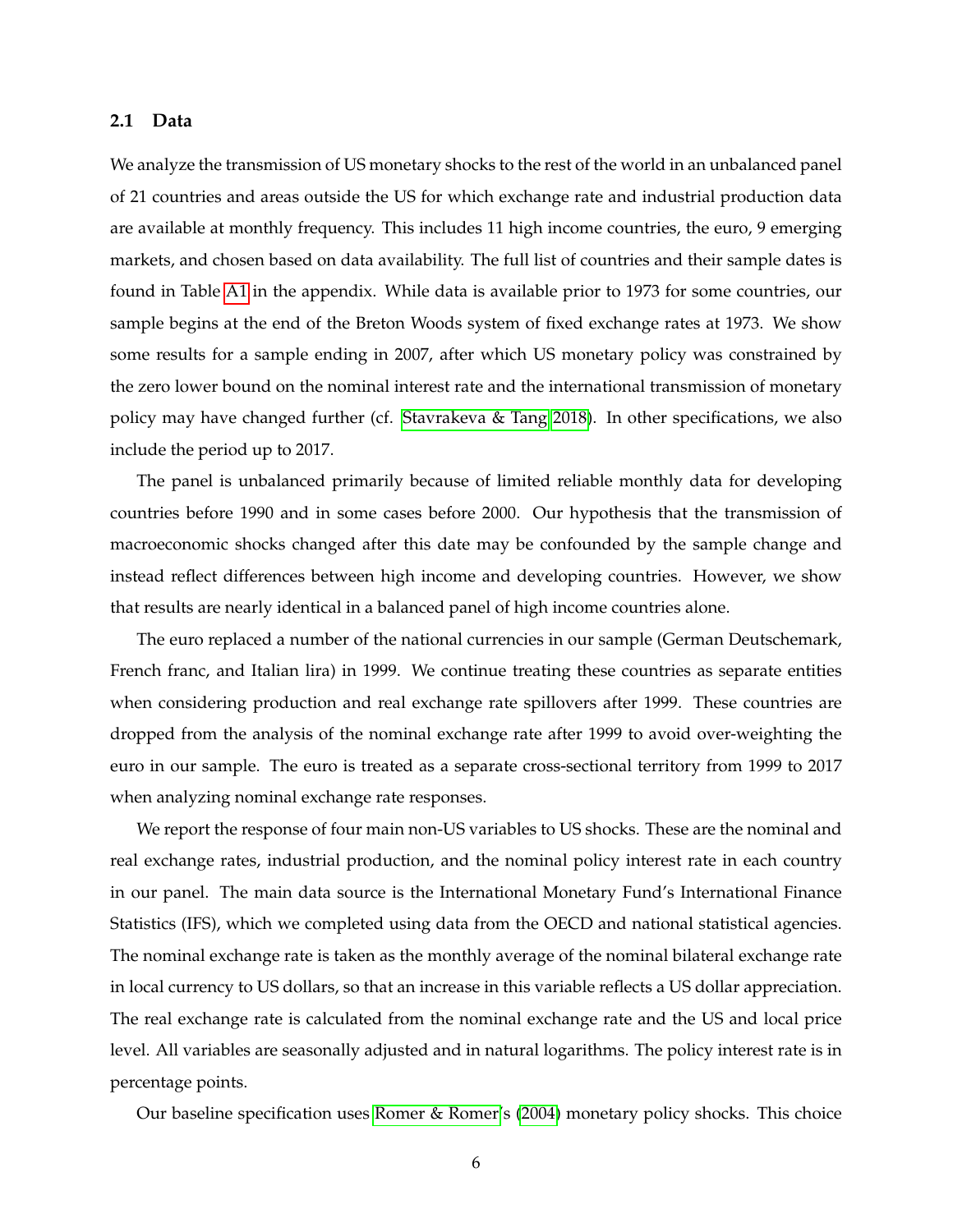### 2.1 Data

We analyze the transmission of US monetary shocks to the rest of the world in an unbalanced panel of 21 countries and areas outside the US for which exchange rate and industrial production data are available at monthly frequency. This includes 11 high income countries, the euro, 9 emerging markets, and chosen based on data availability. The full list of countries and their sample dates is found in Table A1 in the appendix. While data is available prior to 1973 for some countries, our sample begins at the end of the Breton Woods system of fixed exchange rates at 1973. We show some results for a sample ending in 2007, after which US monetary policy was constrained by the zero lower bound on the nominal interest rate and the international transmission of monetary policy may have changed further (cf. Stavrakeva & Tang 2018). In other specifications, we also include the period up to 2017.

The panel is unbalanced primarily because of limited reliable monthly data for developing countries before 1990 and in some cases before 2000. Our hypothesis that the transmission of macroeconomic shocks changed after this date may be confounded by the sample change and instead reflect differences between high income and developing countries. However, we show that results are nearly identical in a balanced panel of high income countries alone.

The euro replaced a number of the national currencies in our sample (German Deutschemark, French franc, and Italian lira) in 1999. We continue treating these countries as separate entities when considering production and real exchange rate spillovers after 1999. These countries are dropped from the analysis of the nominal exchange rate after 1999 to avoid over-weighting the euro in our sample. The euro is treated as a separate cross-sectional territory from 1999 to 2017 when analyzing nominal exchange rate responses.

We report the response of four main non-US variables to US shocks. These are the nominal and real exchange rates, industrial production, and the nominal policy interest rate in each country in our panel. The main data source is the International Monetary Fund's International Finance Statistics (IFS), which we completed using data from the OECD and national statistical agencies. The nominal exchange rate is taken as the monthly average of the nominal bilateral exchange rate in local currency to US dollars, so that an increase in this variable reflects a US dollar appreciation. The real exchange rate is calculated from the nominal exchange rate and the US and local price level. All variables are seasonally adjusted and in natural logarithms. The policy interest rate is in percentage points.

Our baseline specification uses Romer & Romer's (2004) monetary policy shocks. This choice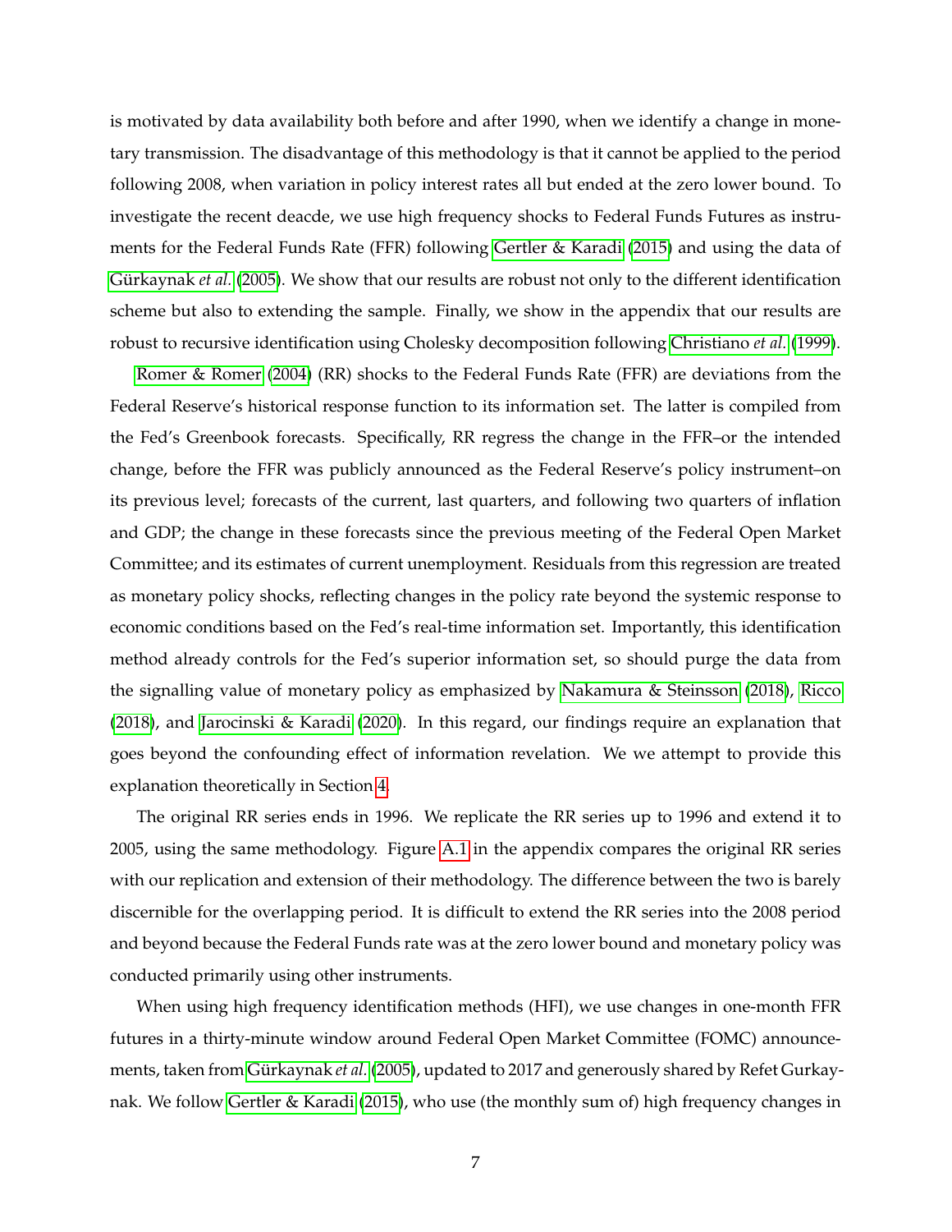is motivated by data availability both before and after 1990, when we identify a change in monetary transmission. The disadvantage of this methodology is that it cannot be applied to the period following 2008, when variation in policy interest rates all but ended at the zero lower bound. To investigate the recent deacde, we use high frequency shocks to Federal Funds Futures as instruments for the Federal Funds Rate (FFR) following Gertler & Karadi (2015) and using the data of Gürkaynak *et al.* (2005). We show that our results are robust not only to the different identification scheme but also to extending the sample. Finally, we show in the appendix that our results are robust to recursive identification using Cholesky decomposition following Christiano *et al.* (1999).

Romer & Romer (2004) (RR) shocks to the Federal Funds Rate (FFR) are deviations from the Federal Reserve's historical response function to its information set. The latter is compiled from the Fed's Greenbook forecasts. Specifically, RR regress the change in the FFR–or the intended change, before the FFR was publicly announced as the Federal Reserve's policy instrument–on its previous level; forecasts of the current, last quarters, and following two quarters of inflation and GDP; the change in these forecasts since the previous meeting of the Federal Open Market Committee; and its estimates of current unemployment. Residuals from this regression are treated as monetary policy shocks, reflecting changes in the policy rate beyond the systemic response to economic conditions based on the Fed's real-time information set. Importantly, this identification method already controls for the Fed's superior information set, so should purge the data from the signalling value of monetary policy as emphasized by Nakamura & Steinsson (2018), Ricco (2018), and Jarocinski & Karadi (2020). In this regard, our findings require an explanation that goes beyond the confounding effect of information revelation. We we attempt to provide this explanation theoretically in Section 4.

The original RR series ends in 1996. We replicate the RR series up to 1996 and extend it to 2005, using the same methodology. Figure A.1 in the appendix compares the original RR series with our replication and extension of their methodology. The difference between the two is barely discernible for the overlapping period. It is difficult to extend the RR series into the 2008 period and beyond because the Federal Funds rate was at the zero lower bound and monetary policy was conducted primarily using other instruments.

When using high frequency identification methods (HFI), we use changes in one-month FFR futures in a thirty-minute window around Federal Open Market Committee (FOMC) announcements, taken from Gürkaynak *et al.* (2005), updated to 2017 and generously shared by Refet Gurkaynak. We follow Gertler & Karadi (2015), who use (the monthly sum of) high frequency changes in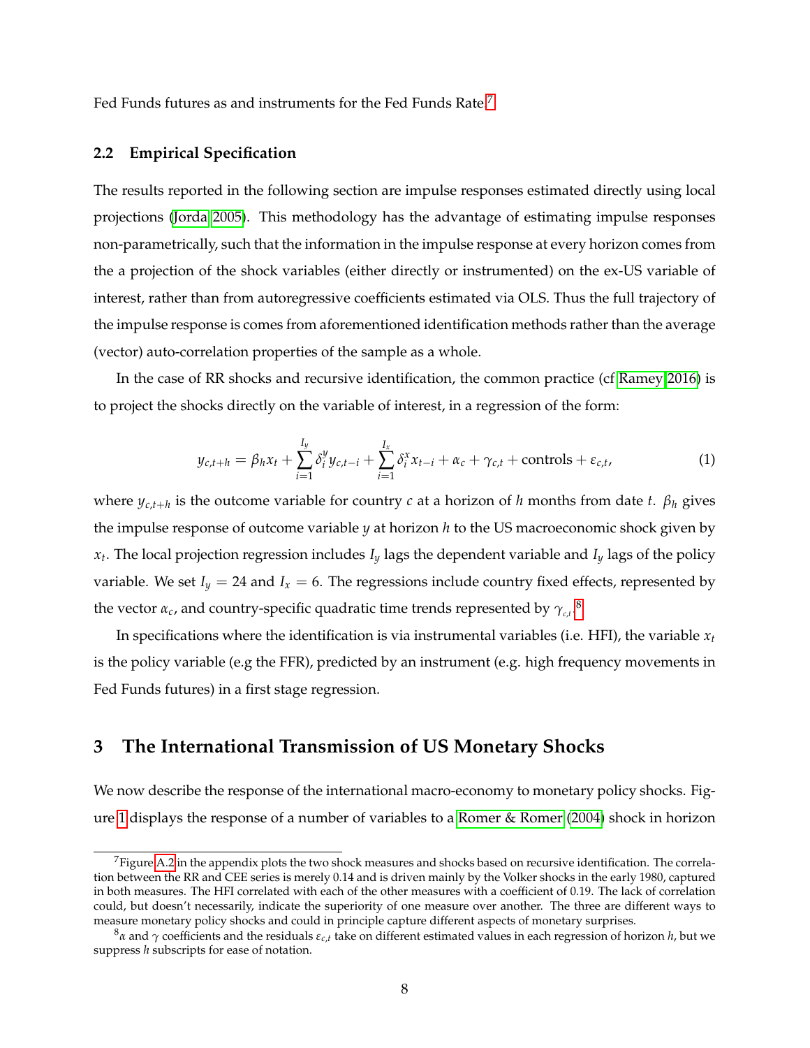Fed Funds futures as and instruments for the Fed Funds Rate.[7]

### 2.2 Empirical Specification

The results reported in the following section are impulse responses estimated directly using local projections (Jorda 2005). This methodology has the advantage of estimating impulse responses non-parametrically, such that the information in the impulse response at every horizon comes from the a projection of the shock variables (either directly or instrumented) on the ex-US variable of interest, rather than from autoregressive coefficients estimated via OLS. Thus the full trajectory of the impulse response is comes from aforementioned identification methods rather than the average (vector) auto-correlation properties of the sample as a whole.

In the case of RR shocks and recursive identification, the common practice (cf Ramey 2016) is to project the shocks directly on the variable of interest, in a regression of the form:

$$y_{c,t+h} = \beta_h x_t + \sum_{i=1}^{I_y} \delta_i^y y_{c,t-i} + \sum_{i=1}^{I_x} \delta_i^x x_{t-i} + \alpha_c + \gamma_{c,t} + \text{controls} + \varepsilon_{c,t}, \tag{1}$$

where $y_{c,t+h}$ is the outcome variable for country $c$ at a horizon of $h$ months from date $t$. $\beta_h$ gives the impulse response of outcome variable $y$ at horizon $h$ to the US macroeconomic shock given by $x_t$. The local projection regression includes $I_y$ lags the dependent variable and $I_y$ lags of the policy variable. We set $I_y = 24$ and $I_x = 6$. The regressions include country fixed effects, represented by the vector $\alpha_c$, and country-specific quadratic time trends represented by $\gamma_{c,t}$.[8]

In specifications where the identification is via instrumental variables (i.e. HFI), the variable $x_t$ is the policy variable (e.g the FFR), predicted by an instrument (e.g. high frequency movements in Fed Funds futures) in a first stage regression.

# 3 The International Transmission of US Monetary Shocks

We now describe the response of the international macro-economy to monetary policy shocks. Figure 1 displays the response of a number of variables to a Romer & Romer (2004) shock in horizon

---

[7] Figure A.2 in the appendix plots the two shock measures and shocks based on recursive identification. The correlation between the RR and CEE series is merely 0.14 and is driven mainly by the Volker shocks in the early 1980, captured in both measures. The HFI correlated with each of the other measures with a coefficient of 0.19. The lack of correlation could, but doesn't necessarily, indicate the superiority of one measure over another. The three are different ways to measure monetary policy shocks and could in principle capture different aspects of monetary surprises.

[8] $\alpha$ and $\gamma$ coefficients and the residuals $\varepsilon_{c,t}$ take on different estimated values in each regression of horizon $h$, but we suppress $h$ subscripts for ease of notation.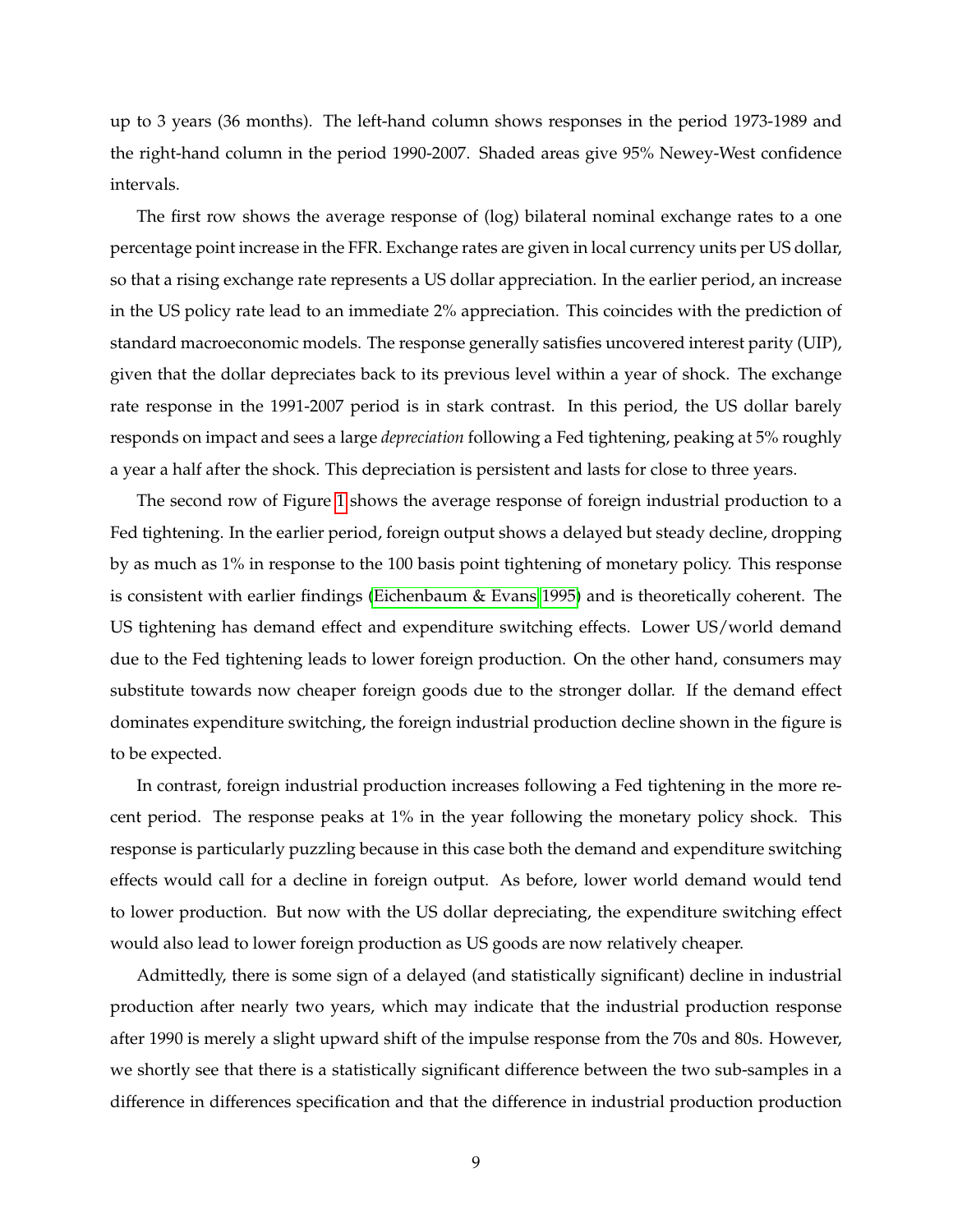up to 3 years (36 months). The left-hand column shows responses in the period 1973-1989 and the right-hand column in the period 1990-2007. Shaded areas give 95% Newey-West confidence intervals.

The first row shows the average response of (log) bilateral nominal exchange rates to a one percentage point increase in the FFR. Exchange rates are given in local currency units per US dollar, so that a rising exchange rate represents a US dollar appreciation. In the earlier period, an increase in the US policy rate lead to an immediate 2% appreciation. This coincides with the prediction of standard macroeconomic models. The response generally satisfies uncovered interest parity (UIP), given that the dollar depreciates back to its previous level within a year of shock. The exchange rate response in the 1991-2007 period is in stark contrast. In this period, the US dollar barely responds on impact and sees a large *depreciation* following a Fed tightening, peaking at 5% roughly a year a half after the shock. This depreciation is persistent and lasts for close to three years.

The second row of Figure 1 shows the average response of foreign industrial production to a Fed tightening. In the earlier period, foreign output shows a delayed but steady decline, dropping by as much as 1% in response to the 100 basis point tightening of monetary policy. This response is consistent with earlier findings (Eichenbaum & Evans 1995) and is theoretically coherent. The US tightening has demand effect and expenditure switching effects. Lower US/world demand due to the Fed tightening leads to lower foreign production. On the other hand, consumers may substitute towards now cheaper foreign goods due to the stronger dollar. If the demand effect dominates expenditure switching, the foreign industrial production decline shown in the figure is to be expected.

In contrast, foreign industrial production increases following a Fed tightening in the more recent period. The response peaks at 1% in the year following the monetary policy shock. This response is particularly puzzling because in this case both the demand and expenditure switching effects would call for a decline in foreign output. As before, lower world demand would tend to lower production. But now with the US dollar depreciating, the expenditure switching effect would also lead to lower foreign production as US goods are now relatively cheaper.

Admittedly, there is some sign of a delayed (and statistically significant) decline in industrial production after nearly two years, which may indicate that the industrial production response after 1990 is merely a slight upward shift of the impulse response from the 70s and 80s. However, we shortly see that there is a statistically significant difference between the two sub-samples in a difference in differences specification and that the difference in industrial production production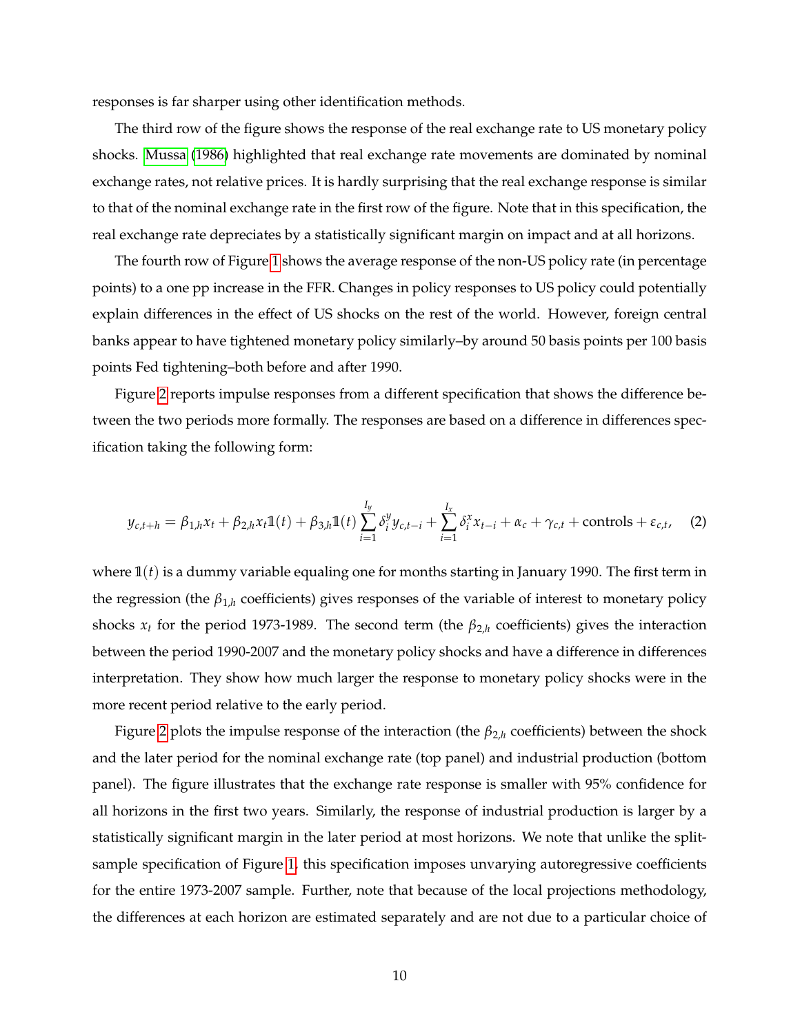responses is far sharper using other identification methods.

The third row of the figure shows the response of the real exchange rate to US monetary policy shocks. Mussa (1986) highlighted that real exchange rate movements are dominated by nominal exchange rates, not relative prices. It is hardly surprising that the real exchange response is similar to that of the nominal exchange rate in the first row of the figure. Note that in this specification, the real exchange rate depreciates by a statistically significant margin on impact and at all horizons.

The fourth row of Figure 1 shows the average response of the non-US policy rate (in percentage points) to a one pp increase in the FFR. Changes in policy responses to US policy could potentially explain differences in the effect of US shocks on the rest of the world. However, foreign central banks appear to have tightened monetary policy similarly–by around 50 basis points per 100 basis points Fed tightening–both before and after 1990.

Figure 2 reports impulse responses from a different specification that shows the difference between the two periods more formally. The responses are based on a difference in differences specification taking the following form:

$$y_{c,t+h} = \beta_{1,h} x_t + \beta_{2,h} x_t \mathbb{1}(t) + \beta_{3,h} \mathbb{1}(t) \sum_{i=1}^{I_y} \delta_i^y y_{c,t-i} + \sum_{i=1}^{I_x} \delta_i^x x_{t-i} + \alpha_c + \gamma_{c,t} + \text{controls} + \varepsilon_{c,t}, \quad (2)$$

where $\mathbb{1}(t)$ is a dummy variable equaling one for months starting in January 1990. The first term in the regression (the $\beta_{1,h}$ coefficients) gives responses of the variable of interest to monetary policy shocks $x_t$ for the period 1973-1989. The second term (the $\beta_{2,h}$ coefficients) gives the interaction between the period 1990-2007 and the monetary policy shocks and have a difference in differences interpretation. They show how much larger the response to monetary policy shocks were in the more recent period relative to the early period.

Figure 2 plots the impulse response of the interaction (the $\beta_{2,h}$ coefficients) between the shock and the later period for the nominal exchange rate (top panel) and industrial production (bottom panel). The figure illustrates that the exchange rate response is smaller with 95% confidence for all horizons in the first two years. Similarly, the response of industrial production is larger by a statistically significant margin in the later period at most horizons. We note that unlike the split-sample specification of Figure 1, this specification imposes unvarying autoregressive coefficients for the entire 1973-2007 sample. Further, note that because of the local projections methodology, the differences at each horizon are estimated separately and are not due to a particular choice of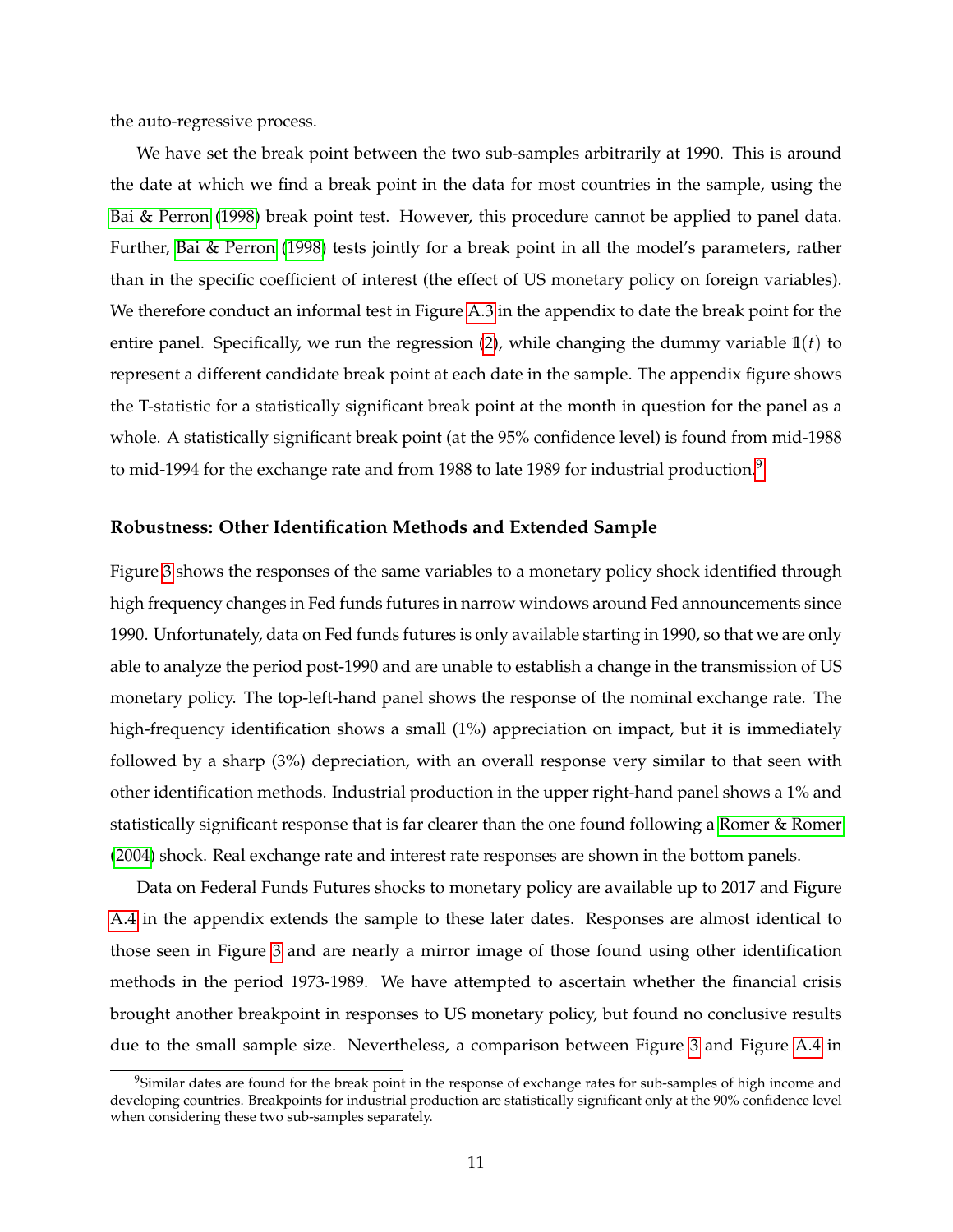the auto-regressive process.

We have set the break point between the two sub-samples arbitrarily at 1990. This is around the date at which we find a break point in the data for most countries in the sample, using the Bai & Perron (1998) break point test. However, this procedure cannot be applied to panel data. Further, Bai & Perron (1998) tests jointly for a break point in all the model's parameters, rather than in the specific coefficient of interest (the effect of US monetary policy on foreign variables). We therefore conduct an informal test in Figure A.3 in the appendix to date the break point for the entire panel. Specifically, we run the regression (2), while changing the dummy variable $\mathbb{1}(t)$ to represent a different candidate break point at each date in the sample. The appendix figure shows the T-statistic for a statistically significant break point at the month in question for the panel as a whole. A statistically significant break point (at the 95% confidence level) is found from mid-1988 to mid-1994 for the exchange rate and from 1988 to late 1989 for industrial production.[9]

### Robustness: Other Identification Methods and Extended Sample

Figure 3 shows the responses of the same variables to a monetary policy shock identified through high frequency changes in Fed funds futures in narrow windows around Fed announcements since 1990. Unfortunately, data on Fed funds futures is only available starting in 1990, so that we are only able to analyze the period post-1990 and are unable to establish a change in the transmission of US monetary policy. The top-left-hand panel shows the response of the nominal exchange rate. The high-frequency identification shows a small (1%) appreciation on impact, but it is immediately followed by a sharp (3%) depreciation, with an overall response very similar to that seen with other identification methods. Industrial production in the upper right-hand panel shows a 1% and statistically significant response that is far clearer than the one found following a Romer & Romer (2004) shock. Real exchange rate and interest rate responses are shown in the bottom panels.

Data on Federal Funds Futures shocks to monetary policy are available up to 2017 and Figure A.4 in the appendix extends the sample to these later dates. Responses are almost identical to those seen in Figure 3 and are nearly a mirror image of those found using other identification methods in the period 1973-1989. We have attempted to ascertain whether the financial crisis brought another breakpoint in responses to US monetary policy, but found no conclusive results due to the small sample size. Nevertheless, a comparison between Figure 3 and Figure A.4 in

[9] Similar dates are found for the break point in the response of exchange rates for sub-samples of high income and developing countries. Breakpoints for industrial production are statistically significant only at the 90% confidence level when considering these two sub-samples separately.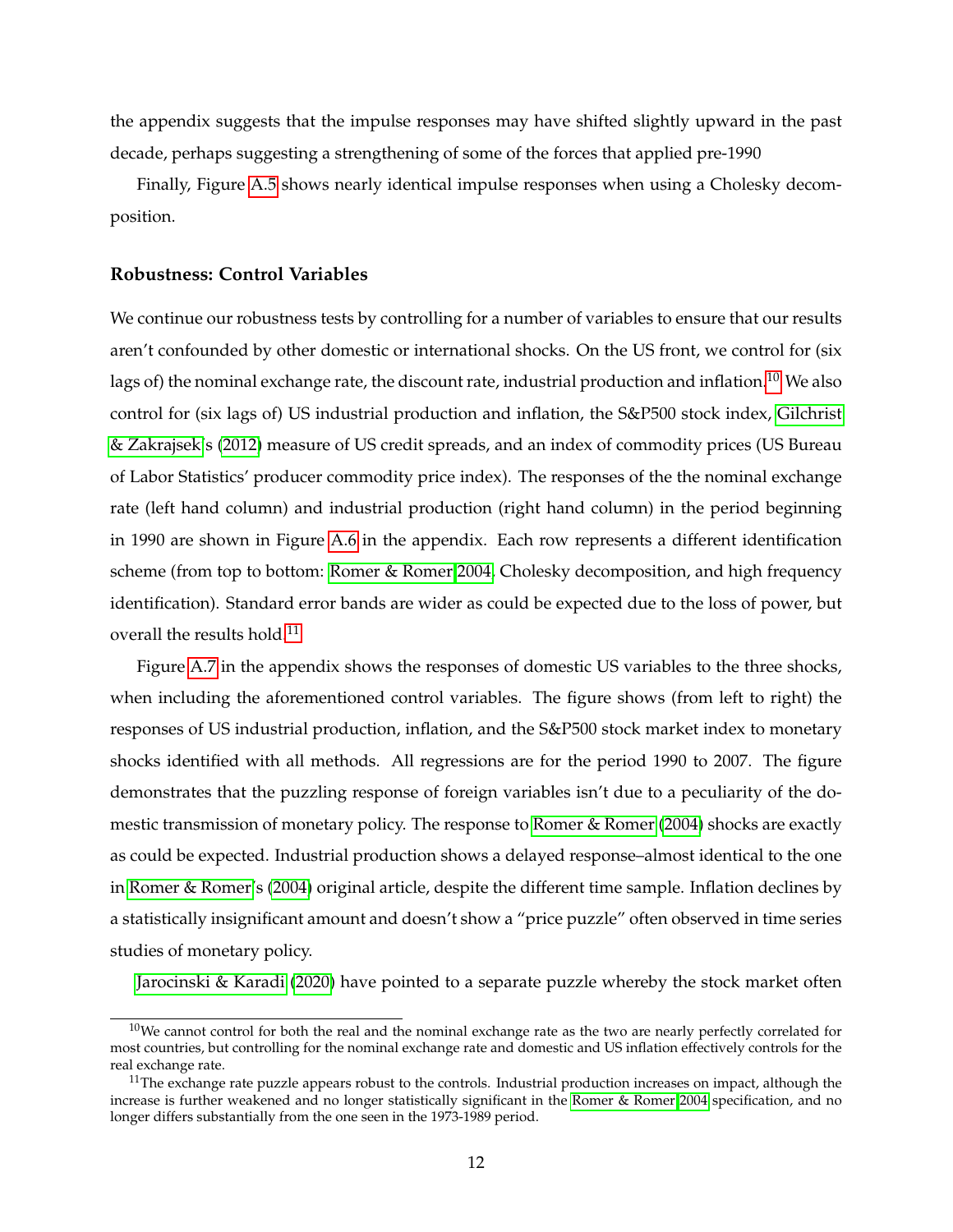the appendix suggests that the impulse responses may have shifted slightly upward in the past decade, perhaps suggesting a strengthening of some of the forces that applied pre-1990

Finally, Figure A.5 shows nearly identical impulse responses when using a Cholesky decomposition.

**Robustness: Control Variables**

We continue our robustness tests by controlling for a number of variables to ensure that our results aren't confounded by other domestic or international shocks. On the US front, we control for (six lags of) the nominal exchange rate, the discount rate, industrial production and inflation.[10] We also control for (six lags of) US industrial production and inflation, the S&P500 stock index, Gilchrist & Zakrajsek's (2012) measure of US credit spreads, and an index of commodity prices (US Bureau of Labor Statistics' producer commodity price index). The responses of the the nominal exchange rate (left hand column) and industrial production (right hand column) in the period beginning in 1990 are shown in Figure A.6 in the appendix. Each row represents a different identification scheme (from top to bottom: Romer & Romer 2004, Cholesky decomposition, and high frequency identification). Standard error bands are wider as could be expected due to the loss of power, but overall the results hold.[11]

Figure A.7 in the appendix shows the responses of domestic US variables to the three shocks, when including the aforementioned control variables. The figure shows (from left to right) the responses of US industrial production, inflation, and the S&P500 stock market index to monetary shocks identified with all methods. All regressions are for the period 1990 to 2007. The figure demonstrates that the puzzling response of foreign variables isn't due to a peculiarity of the domestic transmission of monetary policy. The response to Romer & Romer (2004) shocks are exactly as could be expected. Industrial production shows a delayed response–almost identical to the one in Romer & Romer's (2004) original article, despite the different time sample. Inflation declines by a statistically insignificant amount and doesn't show a "price puzzle" often observed in time series studies of monetary policy.

Jarocinski & Karadi (2020) have pointed to a separate puzzle whereby the stock market often

[10] We cannot control for both the real and the nominal exchange rate as the two are nearly perfectly correlated for most countries, but controlling for the nominal exchange rate and domestic and US inflation effectively controls for the real exchange rate.

[11] The exchange rate puzzle appears robust to the controls. Industrial production increases on impact, although the increase is further weakened and no longer statistically significant in the Romer & Romer 2004 specification, and no longer differs substantially from the one seen in the 1973-1989 period.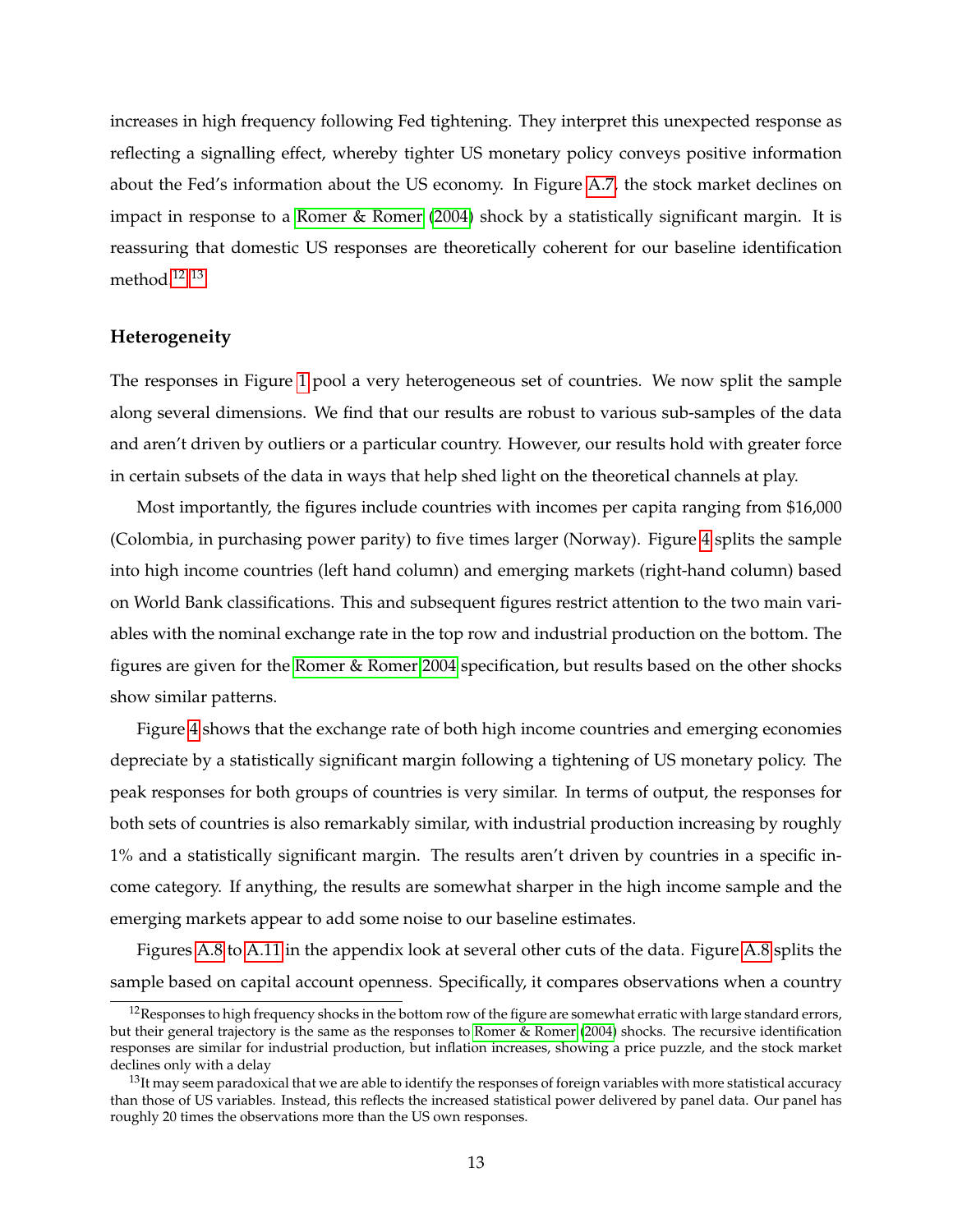increases in high frequency following Fed tightening. They interpret this unexpected response as reflecting a signalling effect, whereby tighter US monetary policy conveys positive information about the Fed's information about the US economy. In Figure A.7, the stock market declines on impact in response to a Romer & Romer (2004) shock by a statistically significant margin. It is reassuring that domestic US responses are theoretically coherent for our baseline identification method.[12] [13]

### Heterogeneity

The responses in Figure 1 pool a very heterogeneous set of countries. We now split the sample along several dimensions. We find that our results are robust to various sub-samples of the data and aren't driven by outliers or a particular country. However, our results hold with greater force in certain subsets of the data in ways that help shed light on the theoretical channels at play.

Most importantly, the figures include countries with incomes per capita ranging from $16,000 (Colombia, in purchasing power parity) to five times larger (Norway). Figure 4 splits the sample into high income countries (left hand column) and emerging markets (right-hand column) based on World Bank classifications. This and subsequent figures restrict attention to the two main variables with the nominal exchange rate in the top row and industrial production on the bottom. The figures are given for the Romer & Romer 2004 specification, but results based on the other shocks show similar patterns.

Figure 4 shows that the exchange rate of both high income countries and emerging economies depreciate by a statistically significant margin following a tightening of US monetary policy. The peak responses for both groups of countries is very similar. In terms of output, the responses for both sets of countries is also remarkably similar, with industrial production increasing by roughly 1% and a statistically significant margin. The results aren't driven by countries in a specific income category. If anything, the results are somewhat sharper in the high income sample and the emerging markets appear to add some noise to our baseline estimates.

Figures A.8 to A.11 in the appendix look at several other cuts of the data. Figure A.8 splits the sample based on capital account openness. Specifically, it compares observations when a country

---

[12] Responses to high frequency shocks in the bottom row of the figure are somewhat erratic with large standard errors, but their general trajectory is the same as the responses to Romer & Romer (2004) shocks. The recursive identification responses are similar for industrial production, but inflation increases, showing a price puzzle, and the stock market declines only with a delay

[13] It may seem paradoxical that we are able to identify the responses of foreign variables with more statistical accuracy than those of US variables. Instead, this reflects the increased statistical power delivered by panel data. Our panel has roughly 20 times the observations more than the US own responses.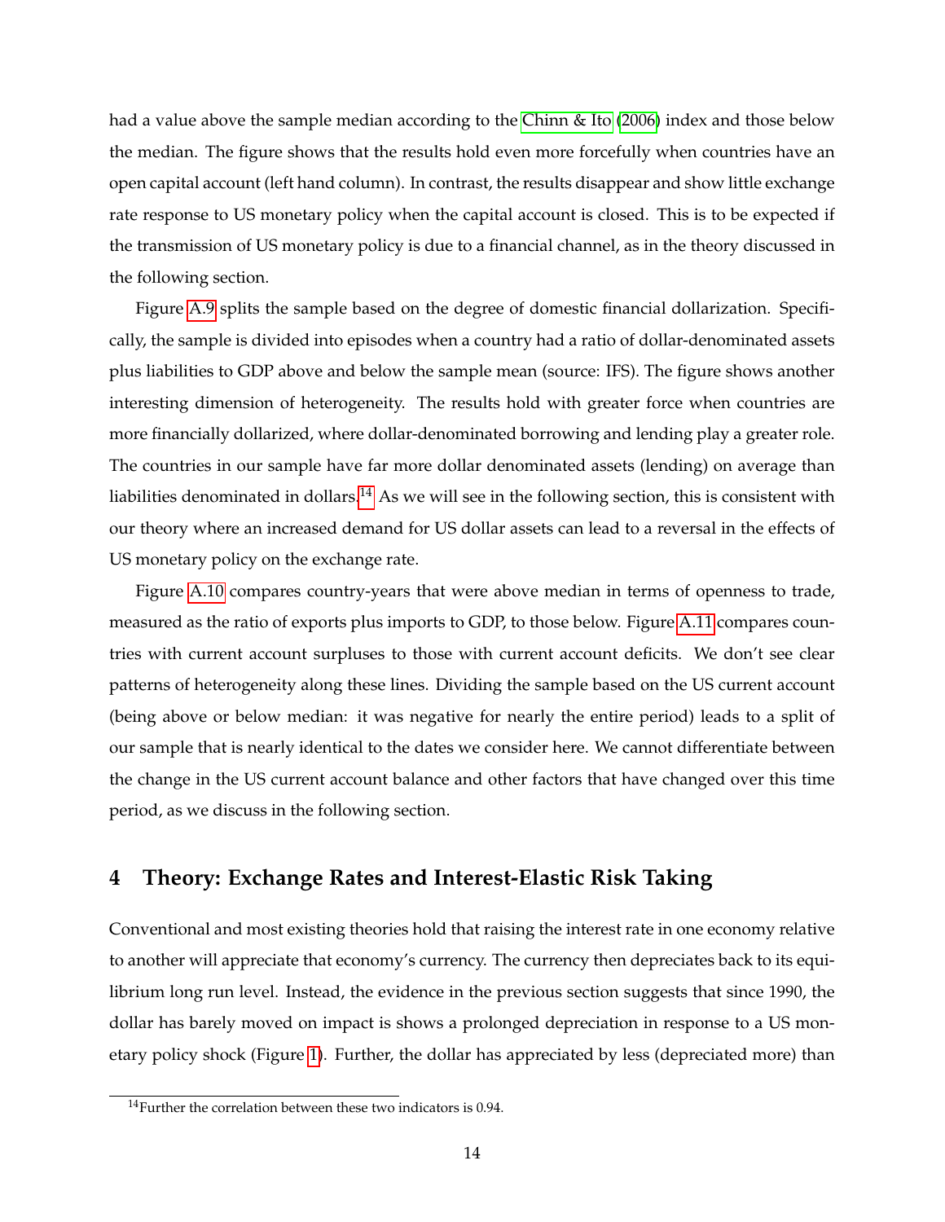had a value above the sample median according to the Chinn & Ito (2006) index and those below the median. The figure shows that the results hold even more forcefully when countries have an open capital account (left hand column). In contrast, the results disappear and show little exchange rate response to US monetary policy when the capital account is closed. This is to be expected if the transmission of US monetary policy is due to a financial channel, as in the theory discussed in the following section.

Figure A.9 splits the sample based on the degree of domestic financial dollarization. Specifically, the sample is divided into episodes when a country had a ratio of dollar-denominated assets plus liabilities to GDP above and below the sample mean (source: IFS). The figure shows another interesting dimension of heterogeneity. The results hold with greater force when countries are more financially dollarized, where dollar-denominated borrowing and lending play a greater role. The countries in our sample have far more dollar denominated assets (lending) on average than liabilities denominated in dollars.[14] As we will see in the following section, this is consistent with our theory where an increased demand for US dollar assets can lead to a reversal in the effects of US monetary policy on the exchange rate.

Figure A.10 compares country-years that were above median in terms of openness to trade, measured as the ratio of exports plus imports to GDP, to those below. Figure A.11 compares countries with current account surpluses to those with current account deficits. We don't see clear patterns of heterogeneity along these lines. Dividing the sample based on the US current account (being above or below median: it was negative for nearly the entire period) leads to a split of our sample that is nearly identical to the dates we consider here. We cannot differentiate between the change in the US current account balance and other factors that have changed over this time period, as we discuss in the following section.

## 4 Theory: Exchange Rates and Interest-Elastic Risk Taking

Conventional and most existing theories hold that raising the interest rate in one economy relative to another will appreciate that economy's currency. The currency then depreciates back to its equilibrium long run level. Instead, the evidence in the previous section suggests that since 1990, the dollar has barely moved on impact is shows a prolonged depreciation in response to a US monetary policy shock (Figure 1). Further, the dollar has appreciated by less (depreciated more) than

[14] Further the correlation between these two indicators is 0.94.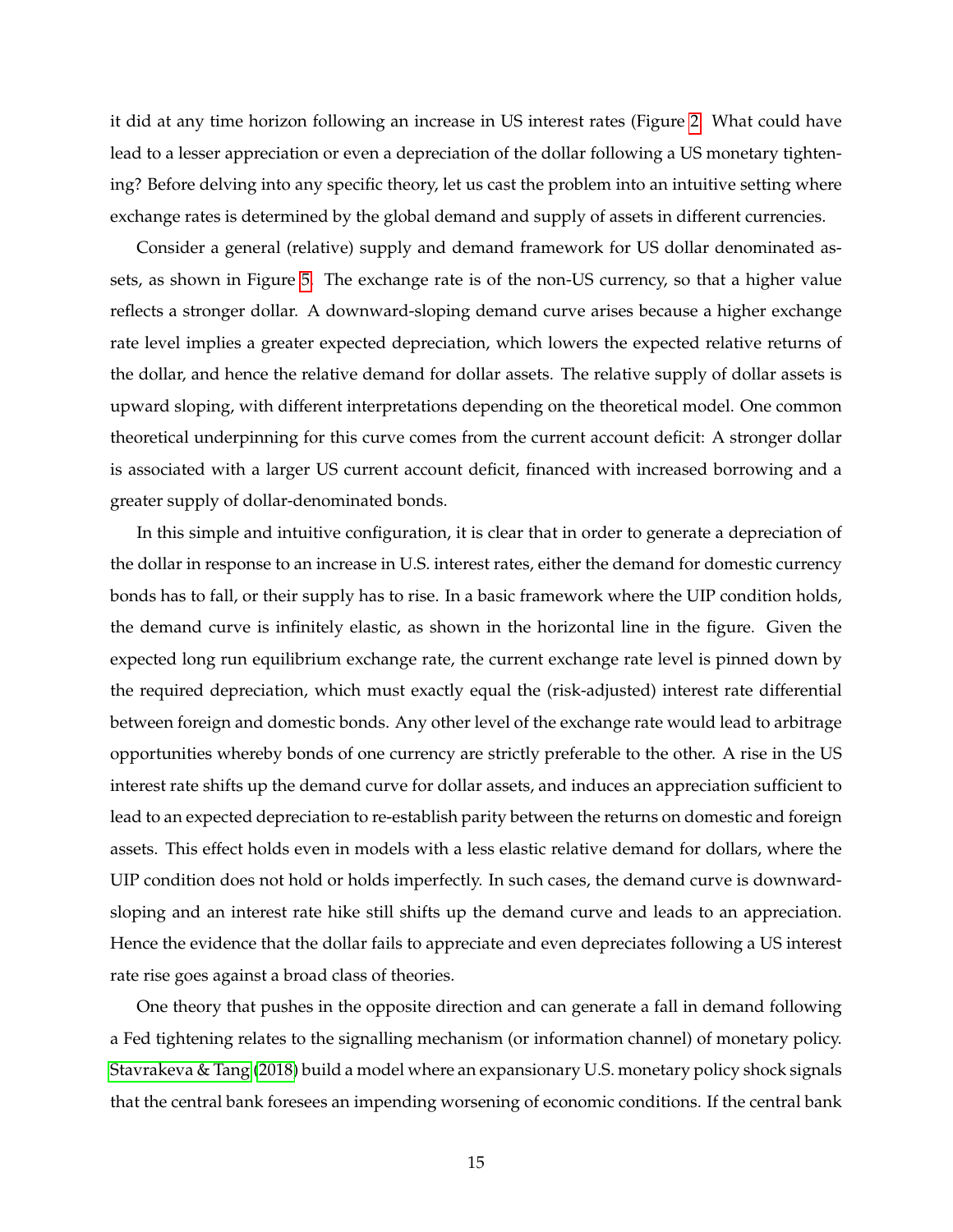it did at any time horizon following an increase in US interest rates (Figure 2. What could have lead to a lesser appreciation or even a depreciation of the dollar following a US monetary tightening? Before delving into any specific theory, let us cast the problem into an intuitive setting where exchange rates is determined by the global demand and supply of assets in different currencies.

Consider a general (relative) supply and demand framework for US dollar denominated assets, as shown in Figure 5. The exchange rate is of the non-US currency, so that a higher value reflects a stronger dollar. A downward-sloping demand curve arises because a higher exchange rate level implies a greater expected depreciation, which lowers the expected relative returns of the dollar, and hence the relative demand for dollar assets. The relative supply of dollar assets is upward sloping, with different interpretations depending on the theoretical model. One common theoretical underpinning for this curve comes from the current account deficit: A stronger dollar is associated with a larger US current account deficit, financed with increased borrowing and a greater supply of dollar-denominated bonds.

In this simple and intuitive configuration, it is clear that in order to generate a depreciation of the dollar in response to an increase in U.S. interest rates, either the demand for domestic currency bonds has to fall, or their supply has to rise. In a basic framework where the UIP condition holds, the demand curve is infinitely elastic, as shown in the horizontal line in the figure. Given the expected long run equilibrium exchange rate, the current exchange rate level is pinned down by the required depreciation, which must exactly equal the (risk-adjusted) interest rate differential between foreign and domestic bonds. Any other level of the exchange rate would lead to arbitrage opportunities whereby bonds of one currency are strictly preferable to the other. A rise in the US interest rate shifts up the demand curve for dollar assets, and induces an appreciation sufficient to lead to an expected depreciation to re-establish parity between the returns on domestic and foreign assets. This effect holds even in models with a less elastic relative demand for dollars, where the UIP condition does not hold or holds imperfectly. In such cases, the demand curve is downward-sloping and an interest rate hike still shifts up the demand curve and leads to an appreciation. Hence the evidence that the dollar fails to appreciate and even depreciates following a US interest rate rise goes against a broad class of theories.

One theory that pushes in the opposite direction and can generate a fall in demand following a Fed tightening relates to the signalling mechanism (or information channel) of monetary policy. Stavrakeva & Tang (2018) build a model where an expansionary U.S. monetary policy shock signals that the central bank foresees an impending worsening of economic conditions. If the central bank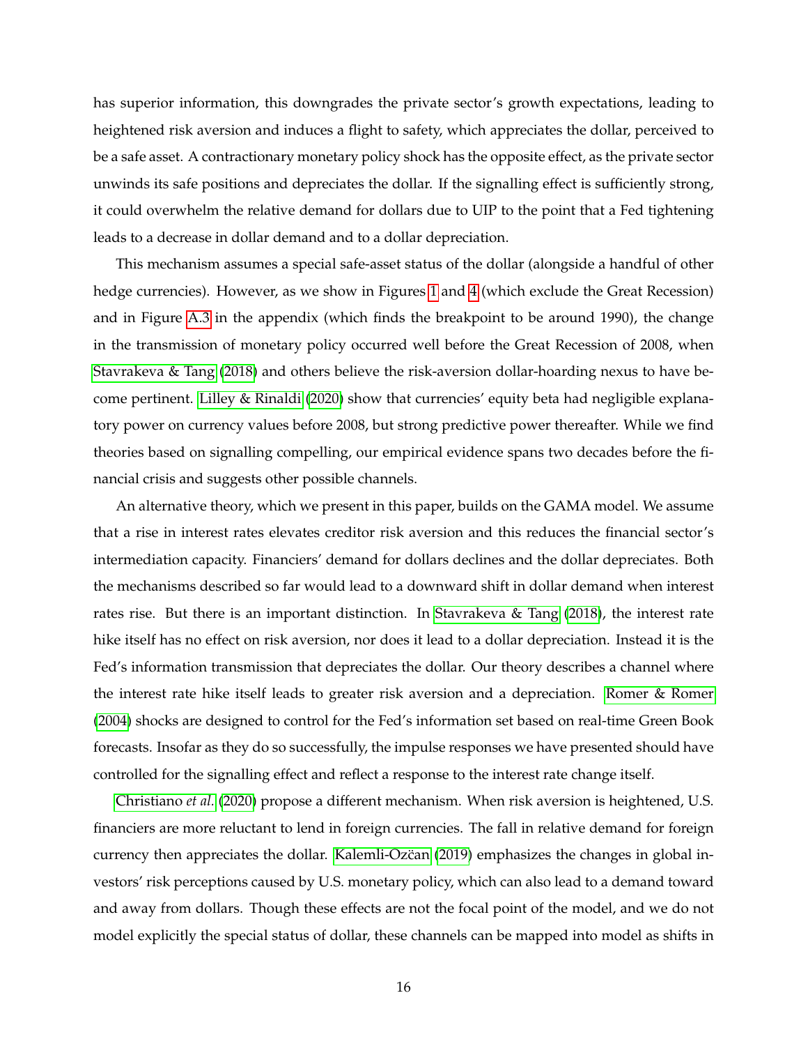has superior information, this downgrades the private sector's growth expectations, leading to heightened risk aversion and induces a flight to safety, which appreciates the dollar, perceived to be a safe asset. A contractionary monetary policy shock has the opposite effect, as the private sector unwinds its safe positions and depreciates the dollar. If the signalling effect is sufficiently strong, it could overwhelm the relative demand for dollars due to UIP to the point that a Fed tightening leads to a decrease in dollar demand and to a dollar depreciation.

This mechanism assumes a special safe-asset status of the dollar (alongside a handful of other hedge currencies). However, as we show in Figures 1 and 4 (which exclude the Great Recession) and in Figure A.3 in the appendix (which finds the breakpoint to be around 1990), the change in the transmission of monetary policy occurred well before the Great Recession of 2008, when Stavrakeva & Tang (2018) and others believe the risk-aversion dollar-hoarding nexus to have become pertinent. Lilley & Rinaldi (2020) show that currencies' equity beta had negligible explanatory power on currency values before 2008, but strong predictive power thereafter. While we find theories based on signalling compelling, our empirical evidence spans two decades before the financial crisis and suggests other possible channels.

An alternative theory, which we present in this paper, builds on the GAMA model. We assume that a rise in interest rates elevates creditor risk aversion and this reduces the financial sector's intermediation capacity. Financiers' demand for dollars declines and the dollar depreciates. Both the mechanisms described so far would lead to a downward shift in dollar demand when interest rates rise. But there is an important distinction. In Stavrakeva & Tang (2018), the interest rate hike itself has no effect on risk aversion, nor does it lead to a dollar depreciation. Instead it is the Fed's information transmission that depreciates the dollar. Our theory describes a channel where the interest rate hike itself leads to greater risk aversion and a depreciation. Romer & Romer (2004) shocks are designed to control for the Fed's information set based on real-time Green Book forecasts. Insofar as they do so successfully, the impulse responses we have presented should have controlled for the signalling effect and reflect a response to the interest rate change itself.

Christiano *et al.* (2020) propose a different mechanism. When risk aversion is heightened, U.S. financiers are more reluctant to lend in foreign currencies. The fall in relative demand for foreign currency then appreciates the dollar. Kalemli-Ozčan (2019) emphasizes the changes in global investors' risk perceptions caused by U.S. monetary policy, which can also lead to a demand toward and away from dollars. Though these effects are not the focal point of the model, and we do not model explicitly the special status of dollar, these channels can be mapped into model as shifts in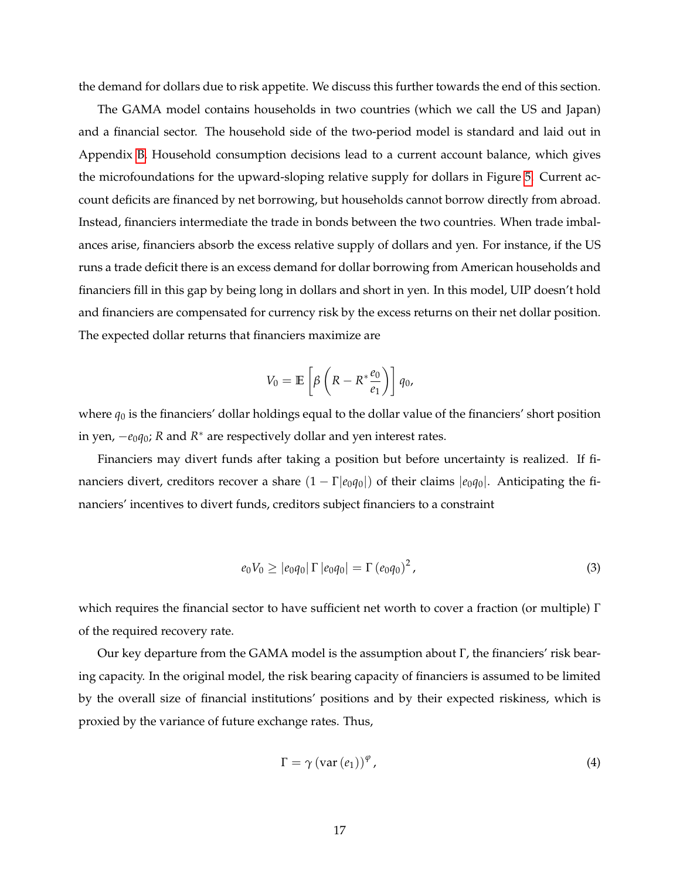the demand for dollars due to risk appetite. We discuss this further towards the end of this section.

The GAMA model contains households in two countries (which we call the US and Japan) and a financial sector. The household side of the two-period model is standard and laid out in Appendix B. Household consumption decisions lead to a current account balance, which gives the microfoundations for the upward-sloping relative supply for dollars in Figure 5. Current account deficits are financed by net borrowing, but households cannot borrow directly from abroad. Instead, financiers intermediate the trade in bonds between the two countries. When trade imbalances arise, financiers absorb the excess relative supply of dollars and yen. For instance, if the US runs a trade deficit there is an excess demand for dollar borrowing from American households and financiers fill in this gap by being long in dollars and short in yen. In this model, UIP doesn't hold and financiers are compensated for currency risk by the excess returns on their net dollar position. The expected dollar returns that financiers maximize are

$$V_0 = \mathbb{E}\left[\beta\left(R - R^*\frac{e_0}{e_1}\right)\right]q_0,$$

where $q_0$ is the financiers' dollar holdings equal to the dollar value of the financiers' short position in yen, $-e_0q_0$; $R$ and $R^*$ are respectively dollar and yen interest rates.

Financiers may divert funds after taking a position but before uncertainty is realized. If financiers divert, creditors recover a share $(1 - \Gamma|e_0q_0|)$ of their claims $|e_0q_0|$. Anticipating the financiers' incentives to divert funds, creditors subject financiers to a constraint

$$e_0V_0 \geq |e_0q_0|\,\Gamma\,|e_0q_0| = \Gamma\,(e_0q_0)^2\,, \tag{3}$$

which requires the financial sector to have sufficient net worth to cover a fraction (or multiple) $\Gamma$ of the required recovery rate.

Our key departure from the GAMA model is the assumption about $\Gamma$, the financiers' risk bearing capacity. In the original model, the risk bearing capacity of financiers is assumed to be limited by the overall size of financial institutions' positions and by their expected riskiness, which is proxied by the variance of future exchange rates. Thus,

$$\Gamma = \gamma\,(\text{var}\,(e_1))^{\varphi}\,, \tag{4}$$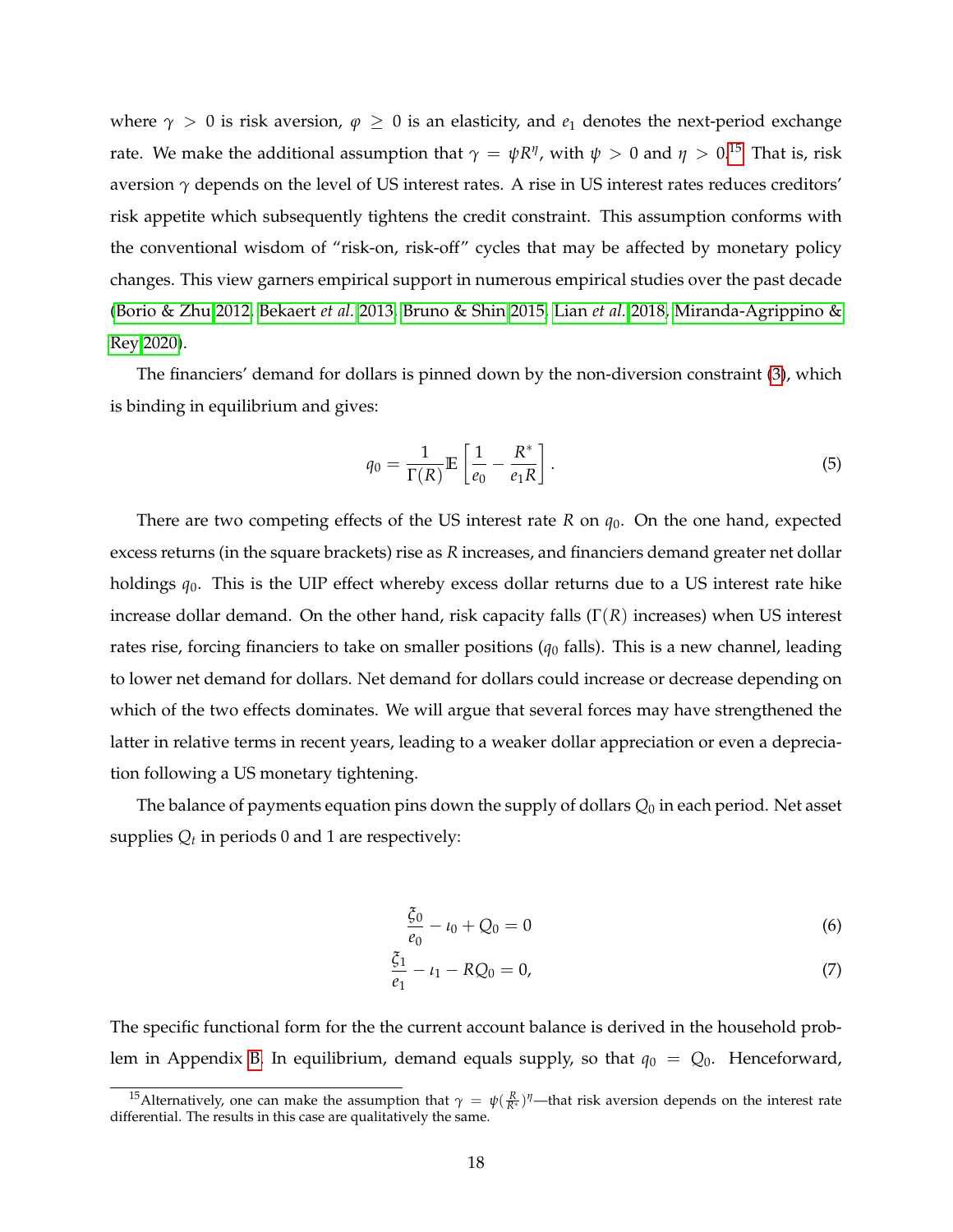where $\gamma > 0$ is risk aversion, $\varphi \geq 0$ is an elasticity, and $e_1$ denotes the next-period exchange rate. We make the additional assumption that $\gamma = \psi R^{\eta}$, with $\psi > 0$ and $\eta > 0$.[15] That is, risk aversion $\gamma$ depends on the level of US interest rates. A rise in US interest rates reduces creditors' risk appetite which subsequently tightens the credit constraint. This assumption conforms with the conventional wisdom of "risk-on, risk-off" cycles that may be affected by monetary policy changes. This view garners empirical support in numerous empirical studies over the past decade (Borio & Zhu 2012, Bekaert *et al.* 2013, Bruno & Shin 2015, Lian *et al.* 2018, Miranda-Agrippino & Rey 2020).

The financiers' demand for dollars is pinned down by the non-diversion constraint (3), which is binding in equilibrium and gives:

$$q_0 = \frac{1}{\Gamma(R)} \mathbb{E}\left[\frac{1}{e_0} - \frac{R^*}{e_1 R}\right]. \tag{5}$$

There are two competing effects of the US interest rate $R$ on $q_0$. On the one hand, expected excess returns (in the square brackets) rise as $R$ increases, and financiers demand greater net dollar holdings $q_0$. This is the UIP effect whereby excess dollar returns due to a US interest rate hike increase dollar demand. On the other hand, risk capacity falls ($\Gamma(R)$ increases) when US interest rates rise, forcing financiers to take on smaller positions ($q_0$ falls). This is a new channel, leading to lower net demand for dollars. Net demand for dollars could increase or decrease depending on which of the two effects dominates. We will argue that several forces may have strengthened the latter in relative terms in recent years, leading to a weaker dollar appreciation or even a depreciation following a US monetary tightening.

The balance of payments equation pins down the supply of dollars $Q_0$ in each period. Net asset supplies $Q_t$ in periods 0 and 1 are respectively:

$$\frac{\xi_0}{e_0} - \iota_0 + Q_0 = 0 \tag{6}$$

$$\frac{\xi_1}{e_1} - \iota_1 - RQ_0 = 0, \tag{7}$$

The specific functional form for the the current account balance is derived in the household problem in Appendix B. In equilibrium, demand equals supply, so that $q_0 = Q_0$. Henceforward,

[15] Alternatively, one can make the assumption that $\gamma = \psi(\frac{R}{R^*})^{\eta}$—that risk aversion depends on the interest rate differential. The results in this case are qualitatively the same.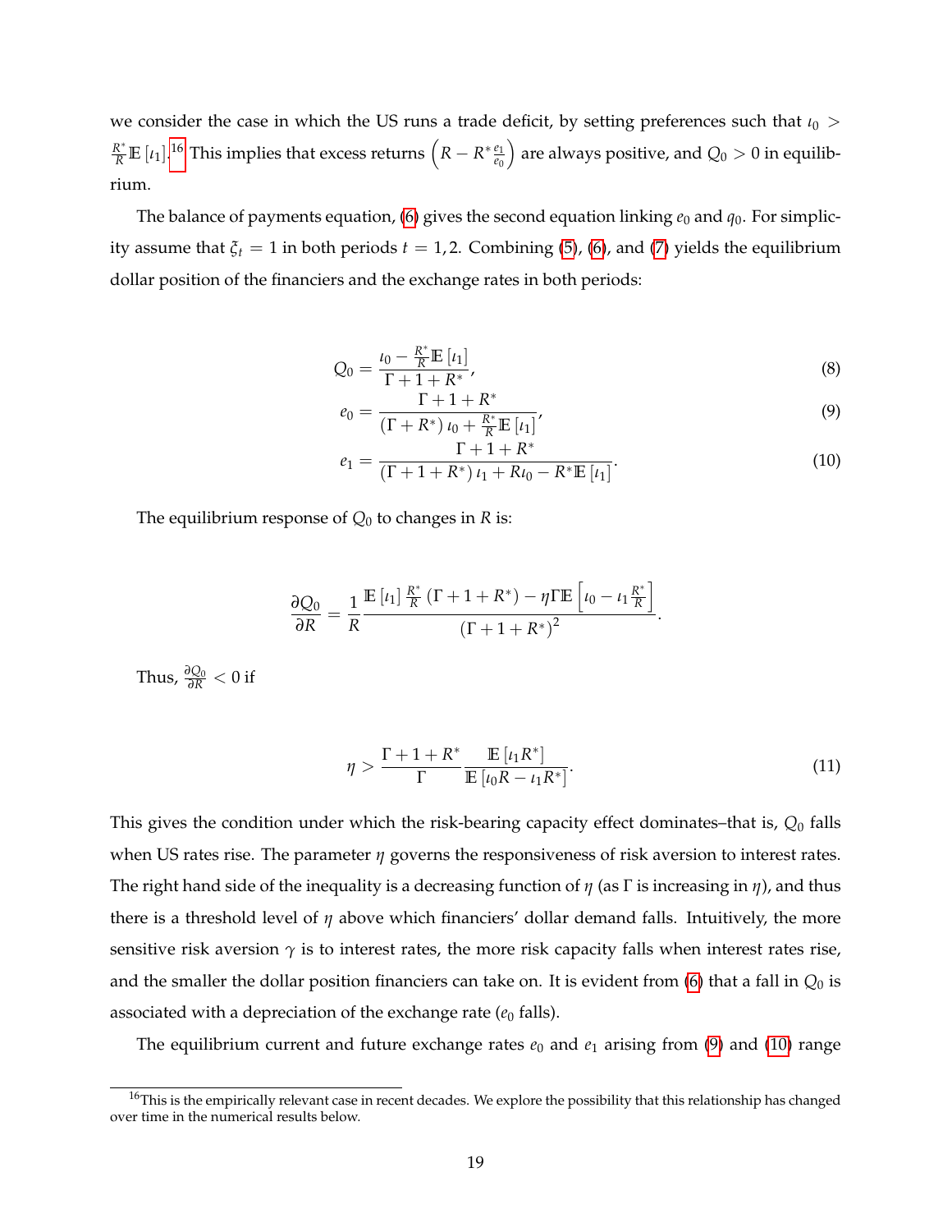we consider the case in which the US runs a trade deficit, by setting preferences such that $\iota_0 > \frac{R^*}{R}\mathbb{E}[\iota_1]$.[16] This implies that excess returns $\left(R - R^* \frac{e_1}{e_0}\right)$ are always positive, and $Q_0 > 0$ in equilibrium.

The balance of payments equation, (6) gives the second equation linking $e_0$ and $q_0$. For simplicity assume that $\xi_t = 1$ in both periods $t = 1, 2$. Combining (5), (6), and (7) yields the equilibrium dollar position of the financiers and the exchange rates in both periods:

$$Q_0 = \frac{\iota_0 - \frac{R^*}{R}\mathbb{E}[\iota_1]}{\Gamma + 1 + R^*}, \tag{8}$$

$$e_0 = \frac{\Gamma + 1 + R^*}{(\Gamma + R^*)\,\iota_0 + \frac{R^*}{R}\mathbb{E}[\iota_1]}, \tag{9}$$

$$e_1 = \frac{\Gamma + 1 + R^*}{(\Gamma + 1 + R^*)\,\iota_1 + R\iota_0 - R^*\mathbb{E}[\iota_1]}. \tag{10}$$

The equilibrium response of $Q_0$ to changes in $R$ is:

$$\frac{\partial Q_0}{\partial R} = \frac{1}{R}\frac{\mathbb{E}[\iota_1]\,\frac{R^*}{R}\,(\Gamma + 1 + R^*) - \eta\Gamma\mathbb{E}\left[\iota_0 - \iota_1\frac{R^*}{R}\right]}{(\Gamma + 1 + R^*)^2}.$$

Thus, $\frac{\partial Q_0}{\partial R} < 0$ if

$$\eta > \frac{\Gamma + 1 + R^*}{\Gamma}\frac{\mathbb{E}[\iota_1 R^*]}{\mathbb{E}[\iota_0 R - \iota_1 R^*]}. \tag{11}$$

This gives the condition under which the risk-bearing capacity effect dominates–that is, $Q_0$ falls when US rates rise. The parameter $\eta$ governs the responsiveness of risk aversion to interest rates. The right hand side of the inequality is a decreasing function of $\eta$ (as $\Gamma$ is increasing in $\eta$), and thus there is a threshold level of $\eta$ above which financiers' dollar demand falls. Intuitively, the more sensitive risk aversion $\gamma$ is to interest rates, the more risk capacity falls when interest rates rise, and the smaller the dollar position financiers can take on. It is evident from (6) that a fall in $Q_0$ is associated with a depreciation of the exchange rate ($e_0$ falls).

The equilibrium current and future exchange rates $e_0$ and $e_1$ arising from (9) and (10) range

[16] This is the empirically relevant case in recent decades. We explore the possibility that this relationship has changed over time in the numerical results below.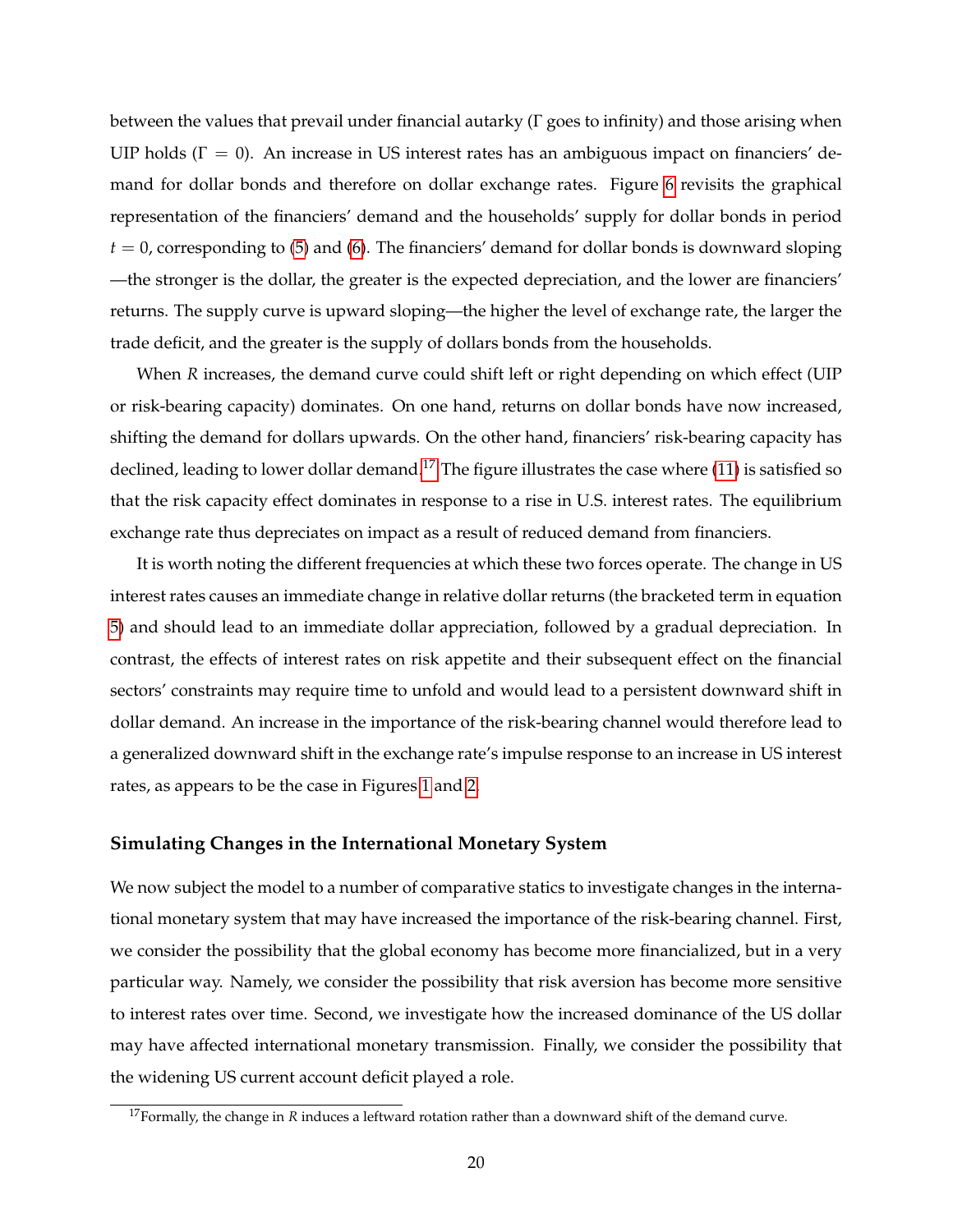between the values that prevail under financial autarky ($\Gamma$ goes to infinity) and those arising when UIP holds ($\Gamma = 0$). An increase in US interest rates has an ambiguous impact on financiers' demand for dollar bonds and therefore on dollar exchange rates. Figure 6 revisits the graphical representation of the financiers' demand and the households' supply for dollar bonds in period $t = 0$, corresponding to (5) and (6). The financiers' demand for dollar bonds is downward sloping —the stronger is the dollar, the greater is the expected depreciation, and the lower are financiers' returns. The supply curve is upward sloping—the higher the level of exchange rate, the larger the trade deficit, and the greater is the supply of dollars bonds from the households.

When $R$ increases, the demand curve could shift left or right depending on which effect (UIP or risk-bearing capacity) dominates. On one hand, returns on dollar bonds have now increased, shifting the demand for dollars upwards. On the other hand, financiers' risk-bearing capacity has declined, leading to lower dollar demand.[17] The figure illustrates the case where (11) is satisfied so that the risk capacity effect dominates in response to a rise in U.S. interest rates. The equilibrium exchange rate thus depreciates on impact as a result of reduced demand from financiers.

It is worth noting the different frequencies at which these two forces operate. The change in US interest rates causes an immediate change in relative dollar returns (the bracketed term in equation 5) and should lead to an immediate dollar appreciation, followed by a gradual depreciation. In contrast, the effects of interest rates on risk appetite and their subsequent effect on the financial sectors' constraints may require time to unfold and would lead to a persistent downward shift in dollar demand. An increase in the importance of the risk-bearing channel would therefore lead to a generalized downward shift in the exchange rate's impulse response to an increase in US interest rates, as appears to be the case in Figures 1 and 2.

### Simulating Changes in the International Monetary System

We now subject the model to a number of comparative statics to investigate changes in the international monetary system that may have increased the importance of the risk-bearing channel. First, we consider the possibility that the global economy has become more financialized, but in a very particular way. Namely, we consider the possibility that risk aversion has become more sensitive to interest rates over time. Second, we investigate how the increased dominance of the US dollar may have affected international monetary transmission. Finally, we consider the possibility that the widening US current account deficit played a role.

[17] Formally, the change in $R$ induces a leftward rotation rather than a downward shift of the demand curve.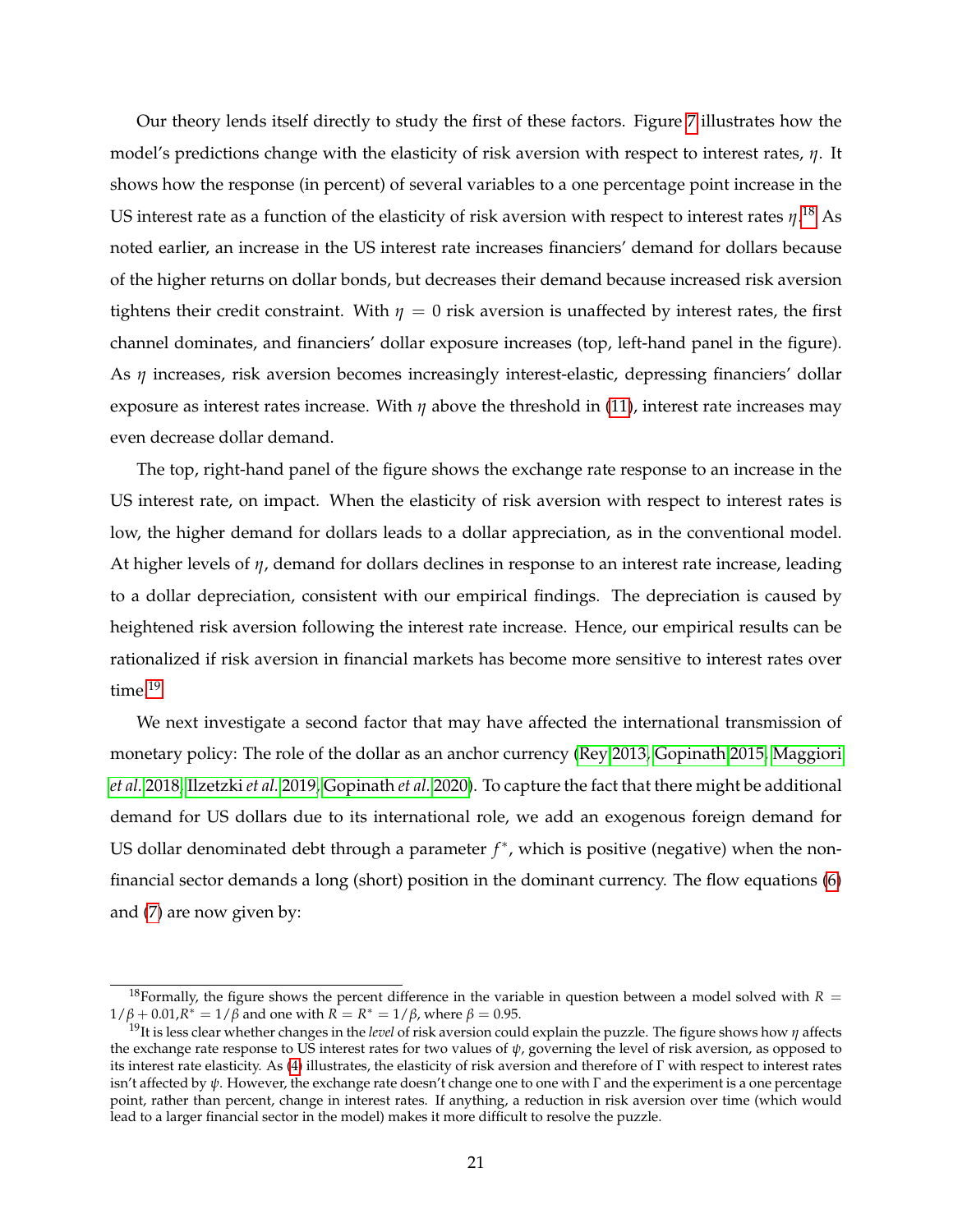Our theory lends itself directly to study the first of these factors. Figure 7 illustrates how the model's predictions change with the elasticity of risk aversion with respect to interest rates, $\eta$. It shows how the response (in percent) of several variables to a one percentage point increase in the US interest rate as a function of the elasticity of risk aversion with respect to interest rates $\eta$.[18] As noted earlier, an increase in the US interest rate increases financiers' demand for dollars because of the higher returns on dollar bonds, but decreases their demand because increased risk aversion tightens their credit constraint. With $\eta = 0$ risk aversion is unaffected by interest rates, the first channel dominates, and financiers' dollar exposure increases (top, left-hand panel in the figure). As $\eta$ increases, risk aversion becomes increasingly interest-elastic, depressing financiers' dollar exposure as interest rates increase. With $\eta$ above the threshold in (11), interest rate increases may even decrease dollar demand.

The top, right-hand panel of the figure shows the exchange rate response to an increase in the US interest rate, on impact. When the elasticity of risk aversion with respect to interest rates is low, the higher demand for dollars leads to a dollar appreciation, as in the conventional model. At higher levels of $\eta$, demand for dollars declines in response to an interest rate increase, leading to a dollar depreciation, consistent with our empirical findings. The depreciation is caused by heightened risk aversion following the interest rate increase. Hence, our empirical results can be rationalized if risk aversion in financial markets has become more sensitive to interest rates over time.[19]

We next investigate a second factor that may have affected the international transmission of monetary policy: The role of the dollar as an anchor currency (Rey 2013, Gopinath 2015, Maggiori *et al.* 2018, Ilzetzki *et al.* 2019, Gopinath *et al.* 2020). To capture the fact that there might be additional demand for US dollars due to its international role, we add an exogenous foreign demand for US dollar denominated debt through a parameter $f^*$, which is positive (negative) when the non-financial sector demands a long (short) position in the dominant currency. The flow equations (6) and (7) are now given by:

---

[18] Formally, the figure shows the percent difference in the variable in question between a model solved with $R = 1/\beta + 0.01, R^* = 1/\beta$ and one with $R = R^* = 1/\beta$, where $\beta = 0.95$.

[19] It is less clear whether changes in the *level* of risk aversion could explain the puzzle. The figure shows how $\eta$ affects the exchange rate response to US interest rates for two values of $\psi$, governing the level of risk aversion, as opposed to its interest rate elasticity. As (4) illustrates, the elasticity of risk aversion and therefore of $\Gamma$ with respect to interest rates isn't affected by $\psi$. However, the exchange rate doesn't change one to one with $\Gamma$ and the experiment is a one percentage point, rather than percent, change in interest rates. If anything, a reduction in risk aversion over time (which would lead to a larger financial sector in the model) makes it more difficult to resolve the puzzle.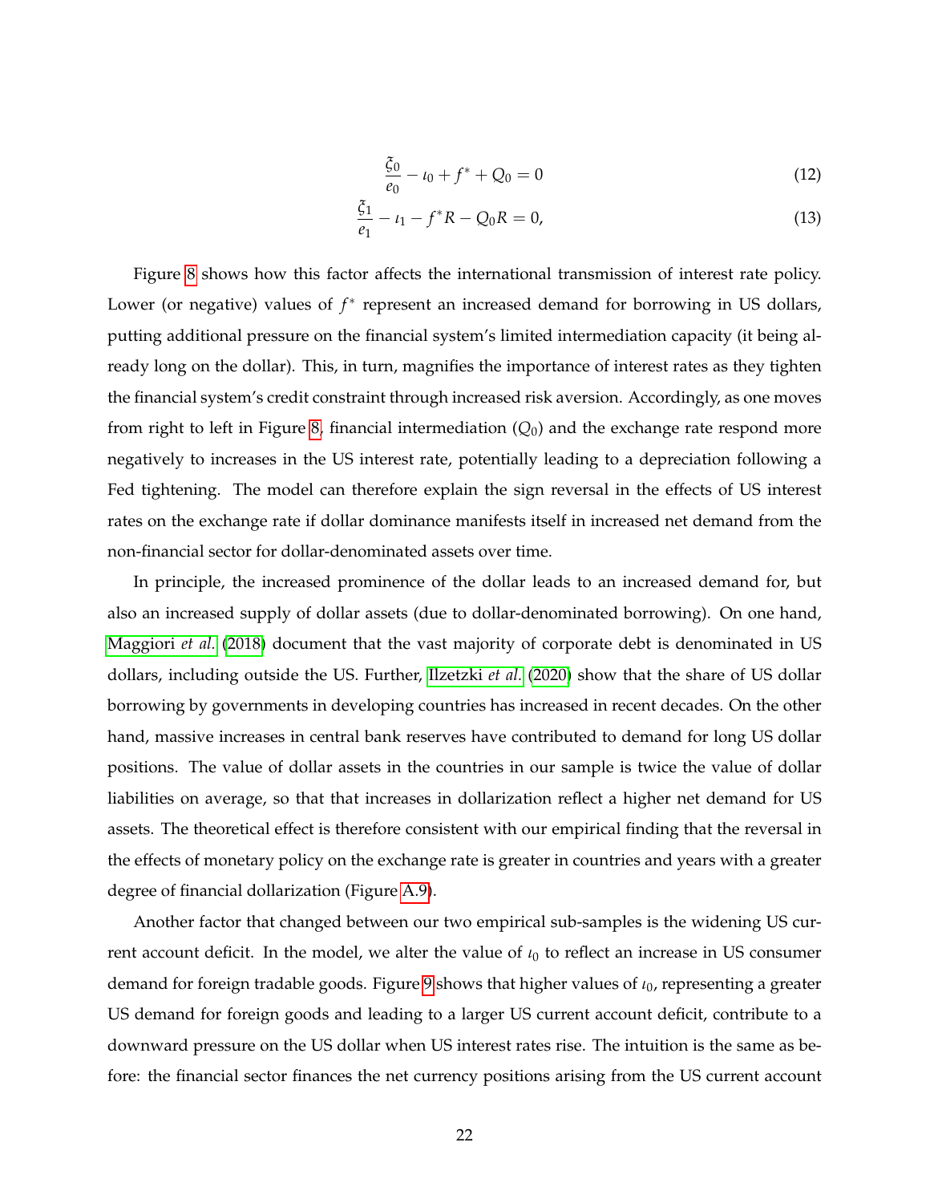$$\frac{\xi_0}{e_0} - \iota_0 + f^* + Q_0 = 0 \tag{12}$$

$$\frac{\xi_1}{e_1} - \iota_1 - f^* R - Q_0 R = 0, \tag{13}$$

Figure 8 shows how this factor affects the international transmission of interest rate policy. Lower (or negative) values of $f^*$ represent an increased demand for borrowing in US dollars, putting additional pressure on the financial system's limited intermediation capacity (it being already long on the dollar). This, in turn, magnifies the importance of interest rates as they tighten the financial system's credit constraint through increased risk aversion. Accordingly, as one moves from right to left in Figure 8, financial intermediation ($Q_0$) and the exchange rate respond more negatively to increases in the US interest rate, potentially leading to a depreciation following a Fed tightening. The model can therefore explain the sign reversal in the effects of US interest rates on the exchange rate if dollar dominance manifests itself in increased net demand from the non-financial sector for dollar-denominated assets over time.

In principle, the increased prominence of the dollar leads to an increased demand for, but also an increased supply of dollar assets (due to dollar-denominated borrowing). On one hand, Maggiori *et al.* (2018) document that the vast majority of corporate debt is denominated in US dollars, including outside the US. Further, Ilzetzki *et al.* (2020) show that the share of US dollar borrowing by governments in developing countries has increased in recent decades. On the other hand, massive increases in central bank reserves have contributed to demand for long US dollar positions. The value of dollar assets in the countries in our sample is twice the value of dollar liabilities on average, so that that increases in dollarization reflect a higher net demand for US assets. The theoretical effect is therefore consistent with our empirical finding that the reversal in the effects of monetary policy on the exchange rate is greater in countries and years with a greater degree of financial dollarization (Figure A.9).

Another factor that changed between our two empirical sub-samples is the widening US current account deficit. In the model, we alter the value of $\iota_0$ to reflect an increase in US consumer demand for foreign tradable goods. Figure 9 shows that higher values of $\iota_0$, representing a greater US demand for foreign goods and leading to a larger US current account deficit, contribute to a downward pressure on the US dollar when US interest rates rise. The intuition is the same as before: the financial sector finances the net currency positions arising from the US current account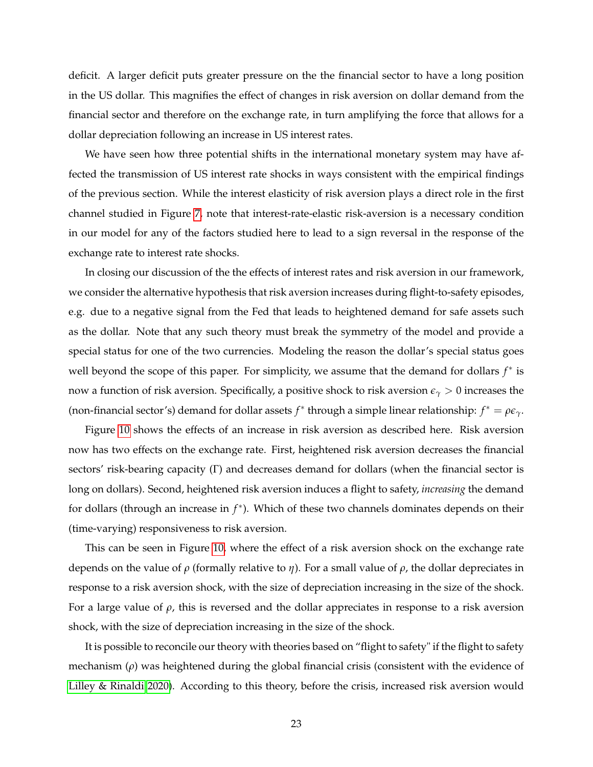deficit. A larger deficit puts greater pressure on the the financial sector to have a long position in the US dollar. This magnifies the effect of changes in risk aversion on dollar demand from the financial sector and therefore on the exchange rate, in turn amplifying the force that allows for a dollar depreciation following an increase in US interest rates.

We have seen how three potential shifts in the international monetary system may have affected the transmission of US interest rate shocks in ways consistent with the empirical findings of the previous section. While the interest elasticity of risk aversion plays a direct role in the first channel studied in Figure 7, note that interest-rate-elastic risk-aversion is a necessary condition in our model for any of the factors studied here to lead to a sign reversal in the response of the exchange rate to interest rate shocks.

In closing our discussion of the the effects of interest rates and risk aversion in our framework, we consider the alternative hypothesis that risk aversion increases during flight-to-safety episodes, e.g. due to a negative signal from the Fed that leads to heightened demand for safe assets such as the dollar. Note that any such theory must break the symmetry of the model and provide a special status for one of the two currencies. Modeling the reason the dollar's special status goes well beyond the scope of this paper. For simplicity, we assume that the demand for dollars $f^*$ is now a function of risk aversion. Specifically, a positive shock to risk aversion $\epsilon_\gamma > 0$ increases the (non-financial sector's) demand for dollar assets $f^*$ through a simple linear relationship: $f^* = \rho\epsilon_\gamma$.

Figure 10 shows the effects of an increase in risk aversion as described here. Risk aversion now has two effects on the exchange rate. First, heightened risk aversion decreases the financial sectors' risk-bearing capacity ($\Gamma$) and decreases demand for dollars (when the financial sector is long on dollars). Second, heightened risk aversion induces a flight to safety, *increasing* the demand for dollars (through an increase in $f^*$). Which of these two channels dominates depends on their (time-varying) responsiveness to risk aversion.

This can be seen in Figure 10, where the effect of a risk aversion shock on the exchange rate depends on the value of $\rho$ (formally relative to $\eta$). For a small value of $\rho$, the dollar depreciates in response to a risk aversion shock, with the size of depreciation increasing in the size of the shock. For a large value of $\rho$, this is reversed and the dollar appreciates in response to a risk aversion shock, with the size of depreciation increasing in the size of the shock.

It is possible to reconcile our theory with theories based on "flight to safety" if the flight to safety mechanism ($\rho$) was heightened during the global financial crisis (consistent with the evidence of Lilley & Rinaldi 2020). According to this theory, before the crisis, increased risk aversion would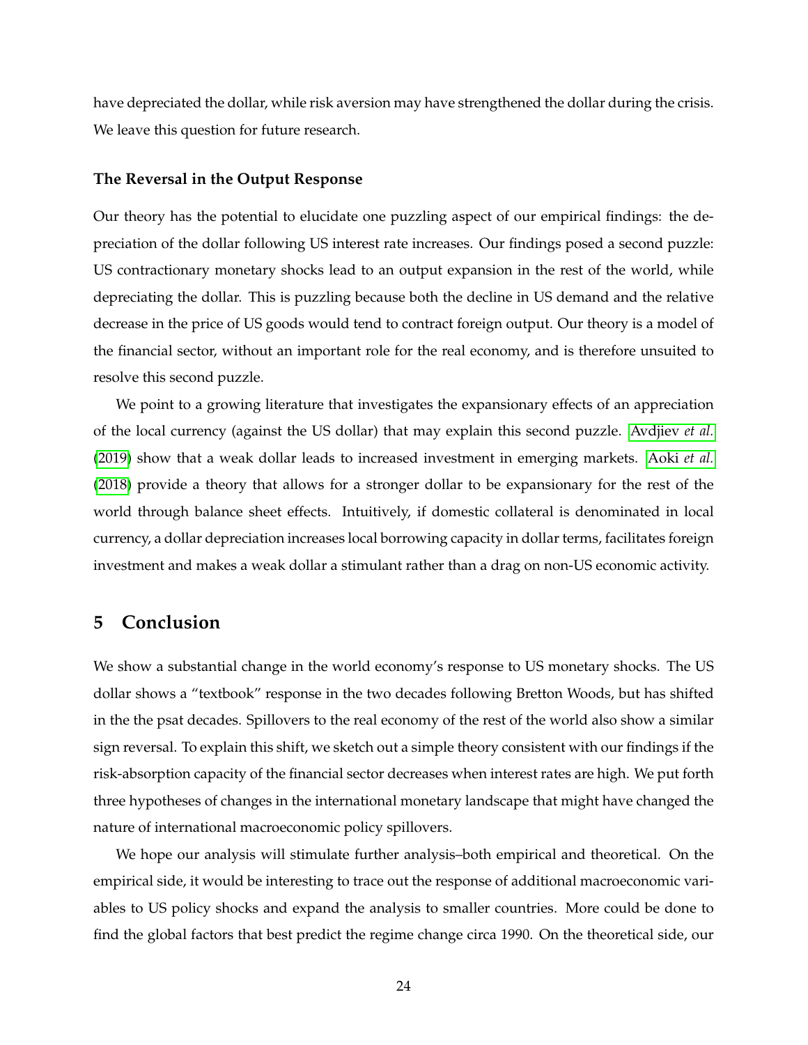have depreciated the dollar, while risk aversion may have strengthened the dollar during the crisis. We leave this question for future research.

### The Reversal in the Output Response

Our theory has the potential to elucidate one puzzling aspect of our empirical findings: the depreciation of the dollar following US interest rate increases. Our findings posed a second puzzle: US contractionary monetary shocks lead to an output expansion in the rest of the world, while depreciating the dollar. This is puzzling because both the decline in US demand and the relative decrease in the price of US goods would tend to contract foreign output. Our theory is a model of the financial sector, without an important role for the real economy, and is therefore unsuited to resolve this second puzzle.

We point to a growing literature that investigates the expansionary effects of an appreciation of the local currency (against the US dollar) that may explain this second puzzle. Avdjiev *et al.* (2019) show that a weak dollar leads to increased investment in emerging markets. Aoki *et al.* (2018) provide a theory that allows for a stronger dollar to be expansionary for the rest of the world through balance sheet effects. Intuitively, if domestic collateral is denominated in local currency, a dollar depreciation increases local borrowing capacity in dollar terms, facilitates foreign investment and makes a weak dollar a stimulant rather than a drag on non-US economic activity.

## 5 Conclusion

We show a substantial change in the world economy's response to US monetary shocks. The US dollar shows a "textbook" response in the two decades following Bretton Woods, but has shifted in the the psat decades. Spillovers to the real economy of the rest of the world also show a similar sign reversal. To explain this shift, we sketch out a simple theory consistent with our findings if the risk-absorption capacity of the financial sector decreases when interest rates are high. We put forth three hypotheses of changes in the international monetary landscape that might have changed the nature of international macroeconomic policy spillovers.

We hope our analysis will stimulate further analysis–both empirical and theoretical. On the empirical side, it would be interesting to trace out the response of additional macroeconomic variables to US policy shocks and expand the analysis to smaller countries. More could be done to find the global factors that best predict the regime change circa 1990. On the theoretical side, our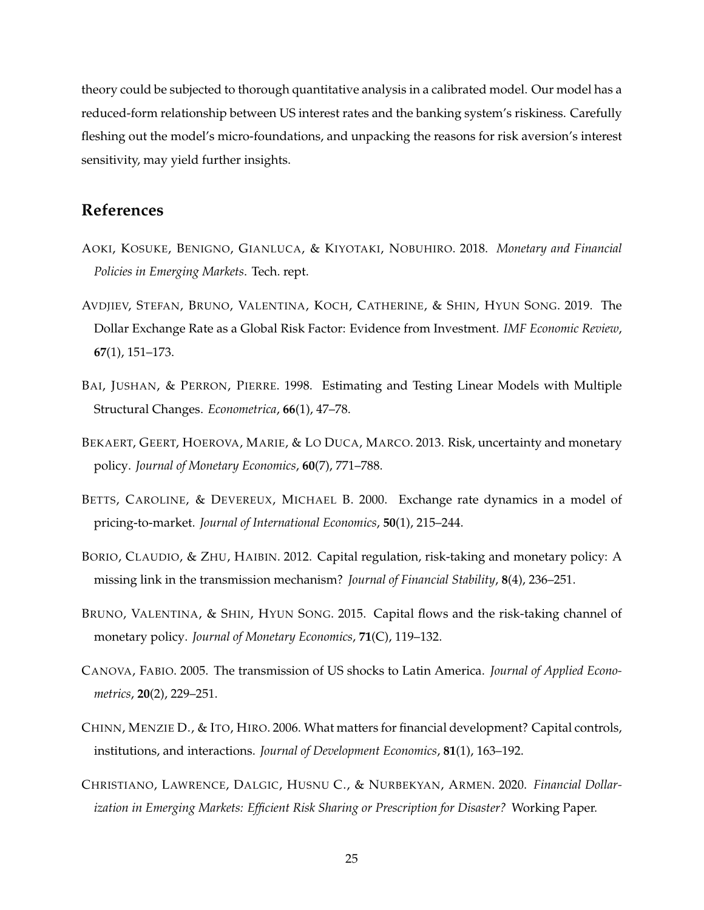theory could be subjected to thorough quantitative analysis in a calibrated model. Our model has a reduced-form relationship between US interest rates and the banking system's riskiness. Carefully fleshing out the model's micro-foundations, and unpacking the reasons for risk aversion's interest sensitivity, may yield further insights.

## References

AOKI, KOSUKE, BENIGNO, GIANLUCA, & KIYOTAKI, NOBUHIRO. 2018. *Monetary and Financial Policies in Emerging Markets*. Tech. rept.

AVDJIEV, STEFAN, BRUNO, VALENTINA, KOCH, CATHERINE, & SHIN, HYUN SONG. 2019. The Dollar Exchange Rate as a Global Risk Factor: Evidence from Investment. *IMF Economic Review*, **67**(1), 151–173.

BAI, JUSHAN, & PERRON, PIERRE. 1998. Estimating and Testing Linear Models with Multiple Structural Changes. *Econometrica*, **66**(1), 47–78.

BEKAERT, GEERT, HOEROVA, MARIE, & LO DUCA, MARCO. 2013. Risk, uncertainty and monetary policy. *Journal of Monetary Economics*, **60**(7), 771–788.

BETTS, CAROLINE, & DEVEREUX, MICHAEL B. 2000. Exchange rate dynamics in a model of pricing-to-market. *Journal of International Economics*, **50**(1), 215–244.

BORIO, CLAUDIO, & ZHU, HAIBIN. 2012. Capital regulation, risk-taking and monetary policy: A missing link in the transmission mechanism? *Journal of Financial Stability*, **8**(4), 236–251.

BRUNO, VALENTINA, & SHIN, HYUN SONG. 2015. Capital flows and the risk-taking channel of monetary policy. *Journal of Monetary Economics*, **71**(C), 119–132.

CANOVA, FABIO. 2005. The transmission of US shocks to Latin America. *Journal of Applied Econometrics*, **20**(2), 229–251.

CHINN, MENZIE D., & ITO, HIRO. 2006. What matters for financial development? Capital controls, institutions, and interactions. *Journal of Development Economics*, **81**(1), 163–192.

CHRISTIANO, LAWRENCE, DALGIC, HUSNU C., & NURBEKYAN, ARMEN. 2020. *Financial Dollarization in Emerging Markets: Efficient Risk Sharing or Prescription for Disaster?* Working Paper.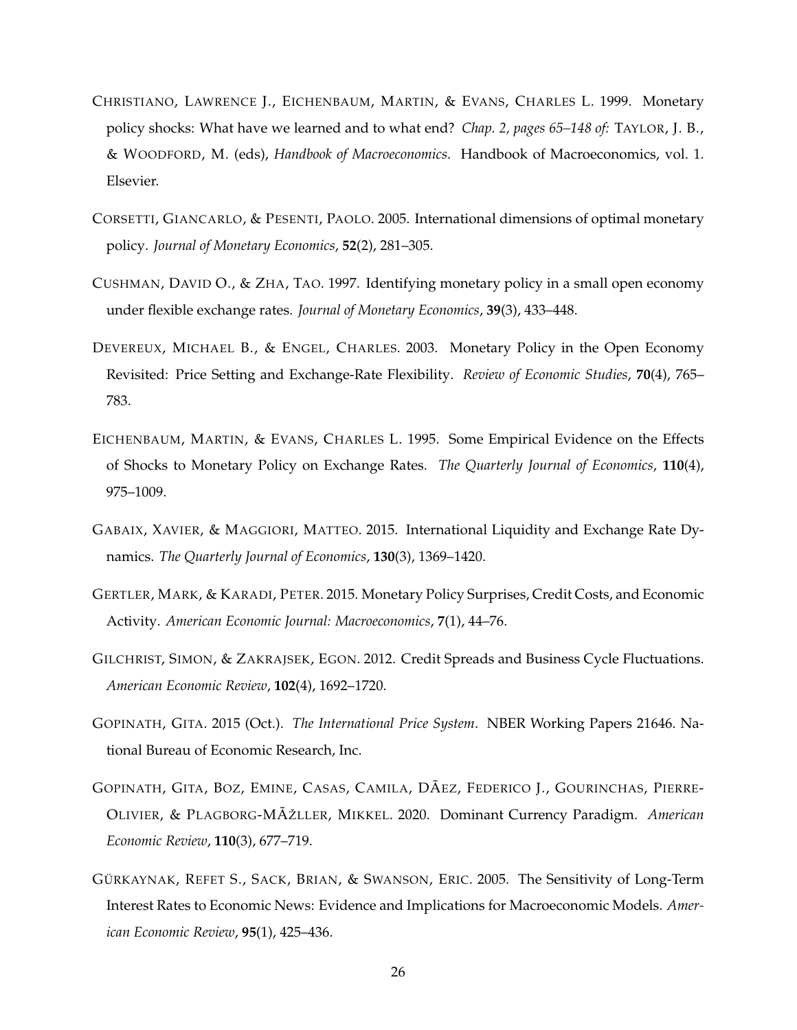Christiano, Lawrence J., Eichenbaum, Martin, & Evans, Charles L. 1999. Monetary policy shocks: What have we learned and to what end? *Chap. 2, pages 65–148 of:* Taylor, J. B., & Woodford, M. (eds), *Handbook of Macroeconomics*. Handbook of Macroeconomics, vol. 1. Elsevier.

Corsetti, Giancarlo, & Pesenti, Paolo. 2005. International dimensions of optimal monetary policy. *Journal of Monetary Economics*, **52**(2), 281–305.

Cushman, David O., & Zha, Tao. 1997. Identifying monetary policy in a small open economy under flexible exchange rates. *Journal of Monetary Economics*, **39**(3), 433–448.

Devereux, Michael B., & Engel, Charles. 2003. Monetary Policy in the Open Economy Revisited: Price Setting and Exchange-Rate Flexibility. *Review of Economic Studies*, **70**(4), 765–783.

Eichenbaum, Martin, & Evans, Charles L. 1995. Some Empirical Evidence on the Effects of Shocks to Monetary Policy on Exchange Rates. *The Quarterly Journal of Economics*, **110**(4), 975–1009.

Gabaix, Xavier, & Maggiori, Matteo. 2015. International Liquidity and Exchange Rate Dynamics. *The Quarterly Journal of Economics*, **130**(3), 1369–1420.

Gertler, Mark, & Karadi, Peter. 2015. Monetary Policy Surprises, Credit Costs, and Economic Activity. *American Economic Journal: Macroeconomics*, **7**(1), 44–76.

Gilchrist, Simon, & Zakrajsek, Egon. 2012. Credit Spreads and Business Cycle Fluctuations. *American Economic Review*, **102**(4), 1692–1720.

Gopinath, Gita. 2015 (Oct.). *The International Price System*. NBER Working Papers 21646. National Bureau of Economic Research, Inc.

Gopinath, Gita, Boz, Emine, Casas, Camila, DÃez, Federico J., Gourinchas, Pierre-Olivier, & Plagborg-MÃžller, Mikkel. 2020. Dominant Currency Paradigm. *American Economic Review*, **110**(3), 677–719.

Gürkaynak, Refet S., Sack, Brian, & Swanson, Eric. 2005. The Sensitivity of Long-Term Interest Rates to Economic News: Evidence and Implications for Macroeconomic Models. *American Economic Review*, **95**(1), 425–436.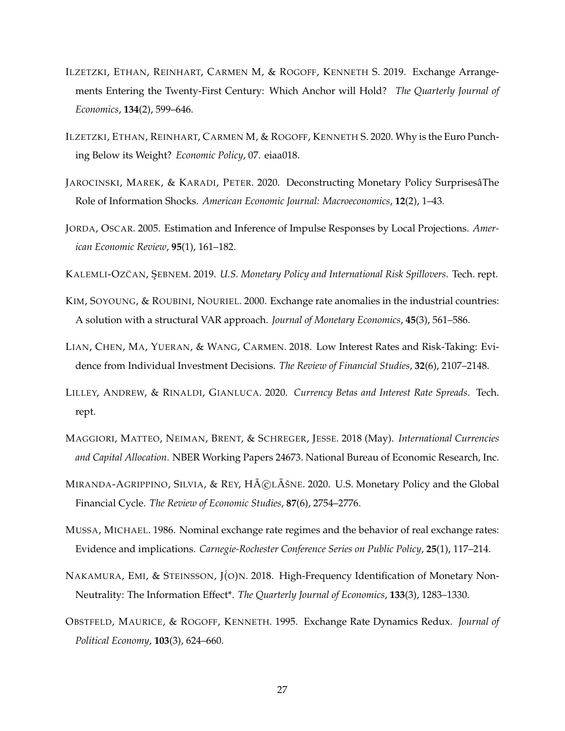ILZETZKI, ETHAN, REINHART, CARMEN M, & ROGOFF, KENNETH S. 2019. Exchange Arrangements Entering the Twenty-First Century: Which Anchor will Hold? *The Quarterly Journal of Economics*, **134**(2), 599–646.

ILZETZKI, ETHAN, REINHART, CARMEN M, & ROGOFF, KENNETH S. 2020. Why is the Euro Punching Below its Weight? *Economic Policy*, 07. eiaa018.

JAROCINSKI, MAREK, & KARADI, PETER. 2020. Deconstructing Monetary Policy SurprisesâThe Role of Information Shocks. *American Economic Journal: Macroeconomics*, **12**(2), 1–43.

JORDA, OSCAR. 2005. Estimation and Inference of Impulse Responses by Local Projections. *American Economic Review*, **95**(1), 161–182.

KALEMLI-OZČAN, ŞEBNEM. 2019. *U.S. Monetary Policy and International Risk Spillovers*. Tech. rept.

KIM, SOYOUNG, & ROUBINI, NOURIEL. 2000. Exchange rate anomalies in the industrial countries: A solution with a structural VAR approach. *Journal of Monetary Economics*, **45**(3), 561–586.

LIAN, CHEN, MA, YUERAN, & WANG, CARMEN. 2018. Low Interest Rates and Risk-Taking: Evidence from Individual Investment Decisions. *The Review of Financial Studies*, **32**(6), 2107–2148.

LILLEY, ANDREW, & RINALDI, GIANLUCA. 2020. *Currency Betas and Interest Rate Spreads*. Tech. rept.

MAGGIORI, MATTEO, NEIMAN, BRENT, & SCHREGER, JESSE. 2018 (May). *International Currencies and Capital Allocation*. NBER Working Papers 24673. National Bureau of Economic Research, Inc.

MIRANDA-AGRIPPINO, SILVIA, & REY, HÃ©LÃŠNE. 2020. U.S. Monetary Policy and the Global Financial Cycle. *The Review of Economic Studies*, **87**(6), 2754–2776.

MUSSA, MICHAEL. 1986. Nominal exchange rate regimes and the behavior of real exchange rates: Evidence and implications. *Carnegie-Rochester Conference Series on Public Policy*, **25**(1), 117–214.

NAKAMURA, EMI, & STEINSSON, J(O)N. 2018. High-Frequency Identification of Monetary Non-Neutrality: The Information Effect*. *The Quarterly Journal of Economics*, **133**(3), 1283–1330.

OBSTFELD, MAURICE, & ROGOFF, KENNETH. 1995. Exchange Rate Dynamics Redux. *Journal of Political Economy*, **103**(3), 624–660.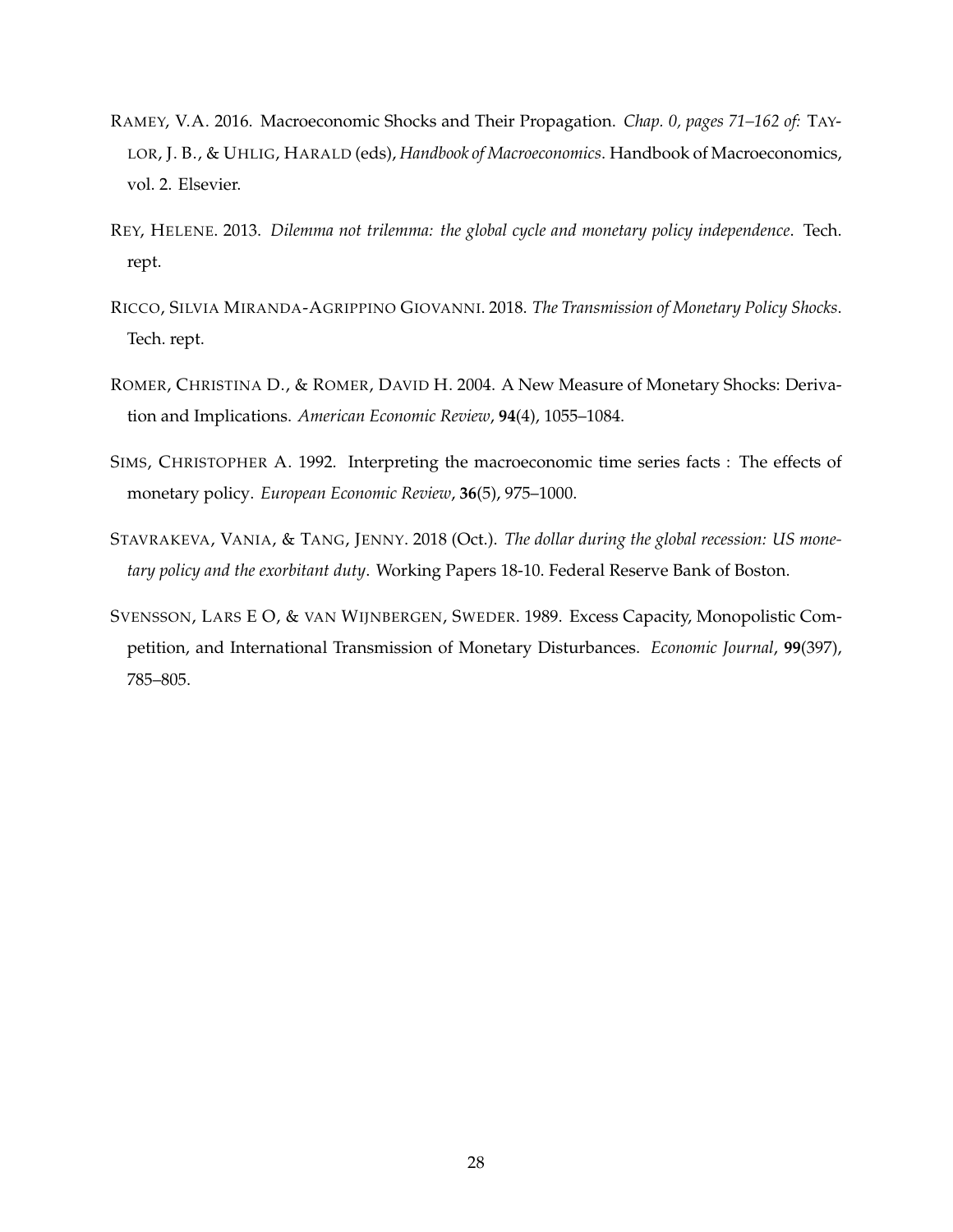RAMEY, V.A. 2016. Macroeconomic Shocks and Their Propagation. *Chap. 0, pages 71–162 of:* TAYLOR, J. B., & UHLIG, HARALD (eds), *Handbook of Macroeconomics*. Handbook of Macroeconomics, vol. 2. Elsevier.

REY, HELENE. 2013. *Dilemma not trilemma: the global cycle and monetary policy independence*. Tech. rept.

RICCO, SILVIA MIRANDA-AGRIPPINO GIOVANNI. 2018. *The Transmission of Monetary Policy Shocks*. Tech. rept.

ROMER, CHRISTINA D., & ROMER, DAVID H. 2004. A New Measure of Monetary Shocks: Derivation and Implications. *American Economic Review*, **94**(4), 1055–1084.

SIMS, CHRISTOPHER A. 1992. Interpreting the macroeconomic time series facts : The effects of monetary policy. *European Economic Review*, **36**(5), 975–1000.

STAVRAKEVA, VANIA, & TANG, JENNY. 2018 (Oct.). *The dollar during the global recession: US monetary policy and the exorbitant duty*. Working Papers 18-10. Federal Reserve Bank of Boston.

SVENSSON, LARS E O, & VAN WIJNBERGEN, SWEDER. 1989. Excess Capacity, Monopolistic Competition, and International Transmission of Monetary Disturbances. *Economic Journal*, **99**(397), 785–805.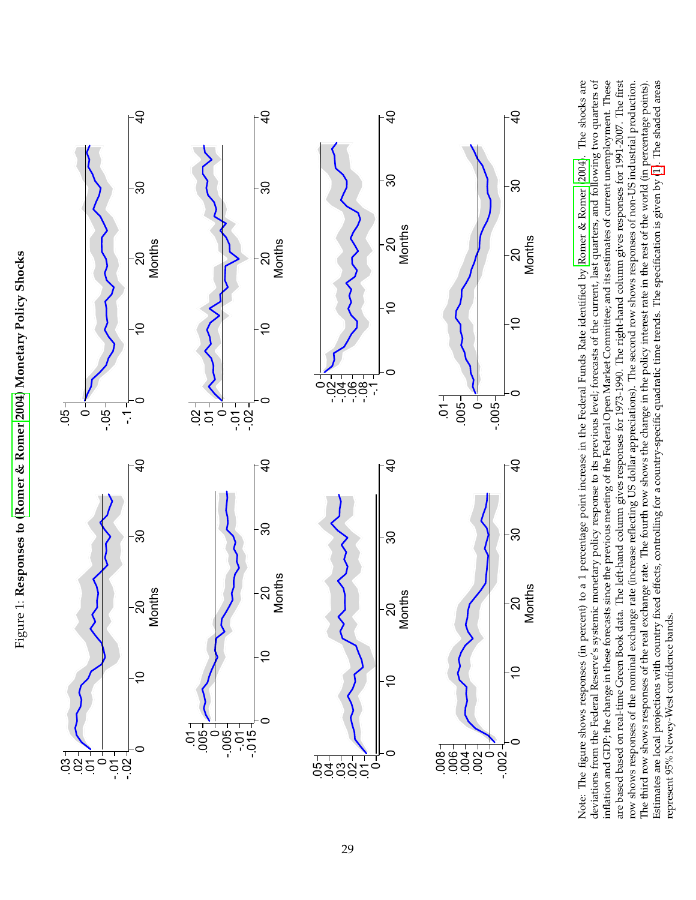Figure 1: **Responses to (Romer & Romer 2004) Monetary Policy Shocks**

Note: The figure shows responses (in percent) to a 1 percentage point increase in the Federal Funds Rate identified by Romer & Romer (2004). The shocks are deviations from the Federal Reserve's systemic monetary policy response to its previous level; forecasts of the current, last quarters, and following two quarters of inflation and GDP; the change in these forecasts since the previous meeting of the Federal Open Market Committee; and its estimates of current unemployment. These are based based on real-time Green Book data. The left-hand column gives responses for 1973-1990. The right-hand column gives responses for 1991-2007. The first row shows responses of the nominal exchange rate (increase reflecting US dollar appreciations). The second row shows responses of non-US industrial production. The third row shows responses of the real exchange rate. The fourth row shows the change in the policy interest rate in the rest of the world (in percentage points). Estimates are local projections with country fixed effects, controlling for a country-specific quadratic time trends. The specification is given by (1). The shaded areas represent 95% Newey-West confidence bands.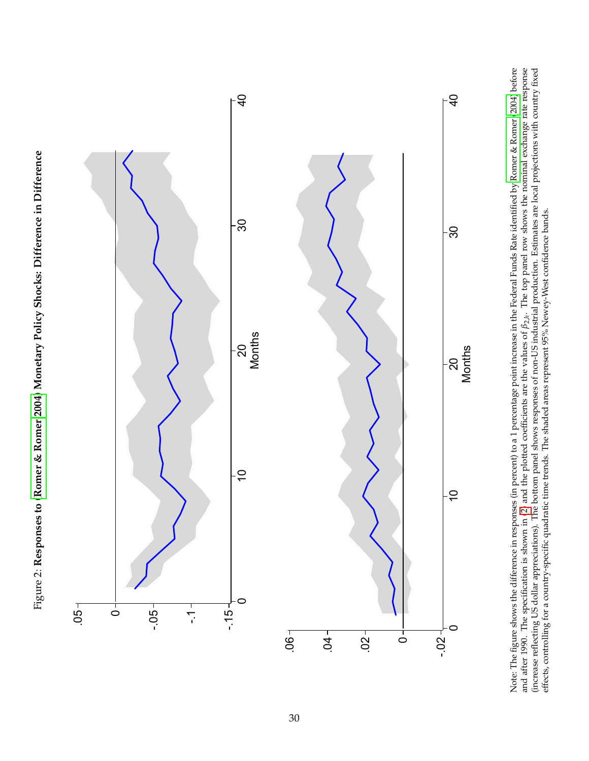Figure 2: **Responses to (Romer & Romer 2004) Monetary Policy Shocks: Difference in Difference**

Note: The figure shows the difference in responses (in percent) to a 1 percentage point increase in the Federal Funds Rate identified by Romer & Romer (2004) before and after 1990. The specification is shown in (2) and the plotted coefficients are the values of $\beta_{2jh}$. The top panel row shows the nominal exchange rate response (increase reflecting US dollar appreciations). The bottom panel shows responses of non-US industrial production. Estimates are local projections with country fixed effects, controlling for a country-specific quadratic time trends. The shaded areas represent 95% Newey-West confidence bands.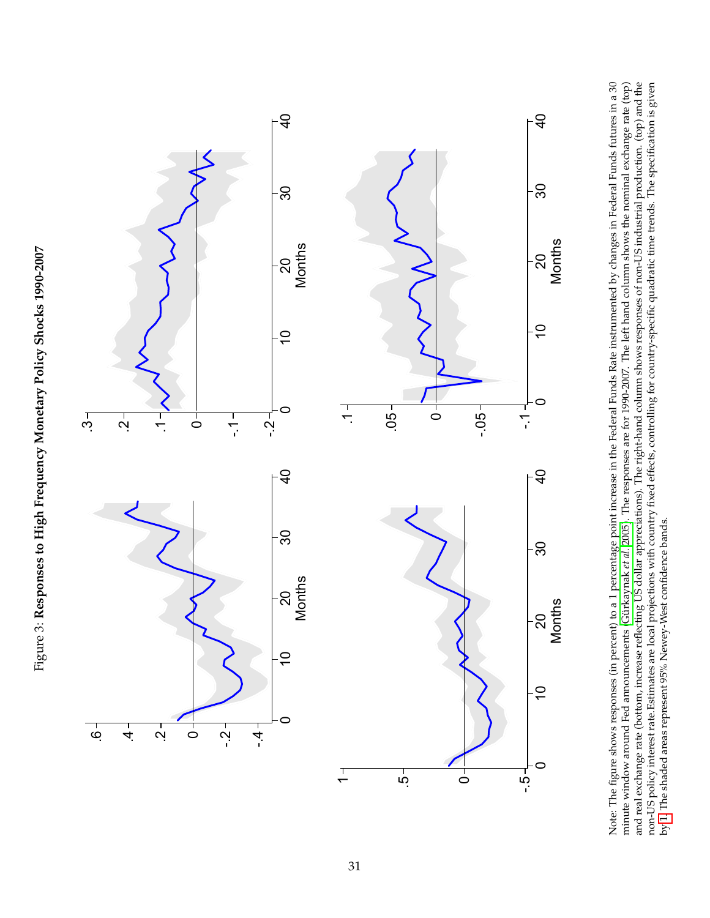Figure 3: **Responses to High Frequency Monetary Policy Shocks 1990-2007**

Note: The figure shows responses (in percent) to a 1 percentage point increase in the Federal Funds Rate instrumented by changes in Federal Funds futures in a 30 minute window around Fed announcements Gürkaynak *et al.* 2005. The responses are for 1990-2007. The left hand column shows the nominal exchange rate (top) and real exchange rate (bottom, increase reflecting US dollar appreciations). The right-hand column shows responses of non-US industrial production. (top) and the non-US policy interest rate. Estimates are local projections with country fixed effects, controlling for country-specific quadratic time trends. The specification is given by 1 The shaded areas represent 95% Newey-West confidence bands.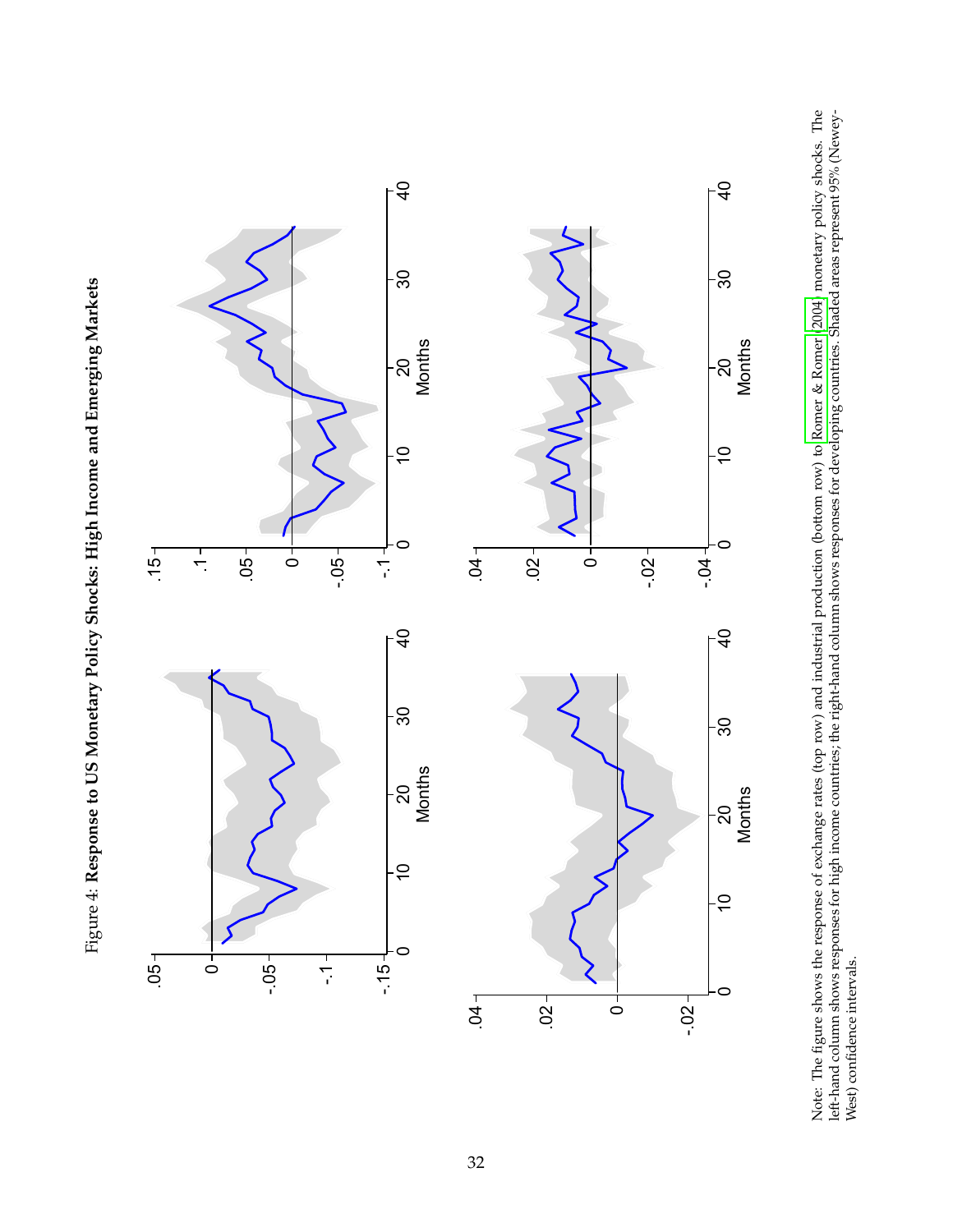Figure 4: **Response to US Monetary Policy Shocks: High Income and Emerging Markets**

Note: The figure shows the response of exchange rates (top row) and industrial production (bottom row) to Romer & Romer (2004) monetary policy shocks. The left-hand column shows responses for high income countries; the right-hand column shows responses for developing countries. Shaded areas represent 95% (Newey-West) confidence intervals.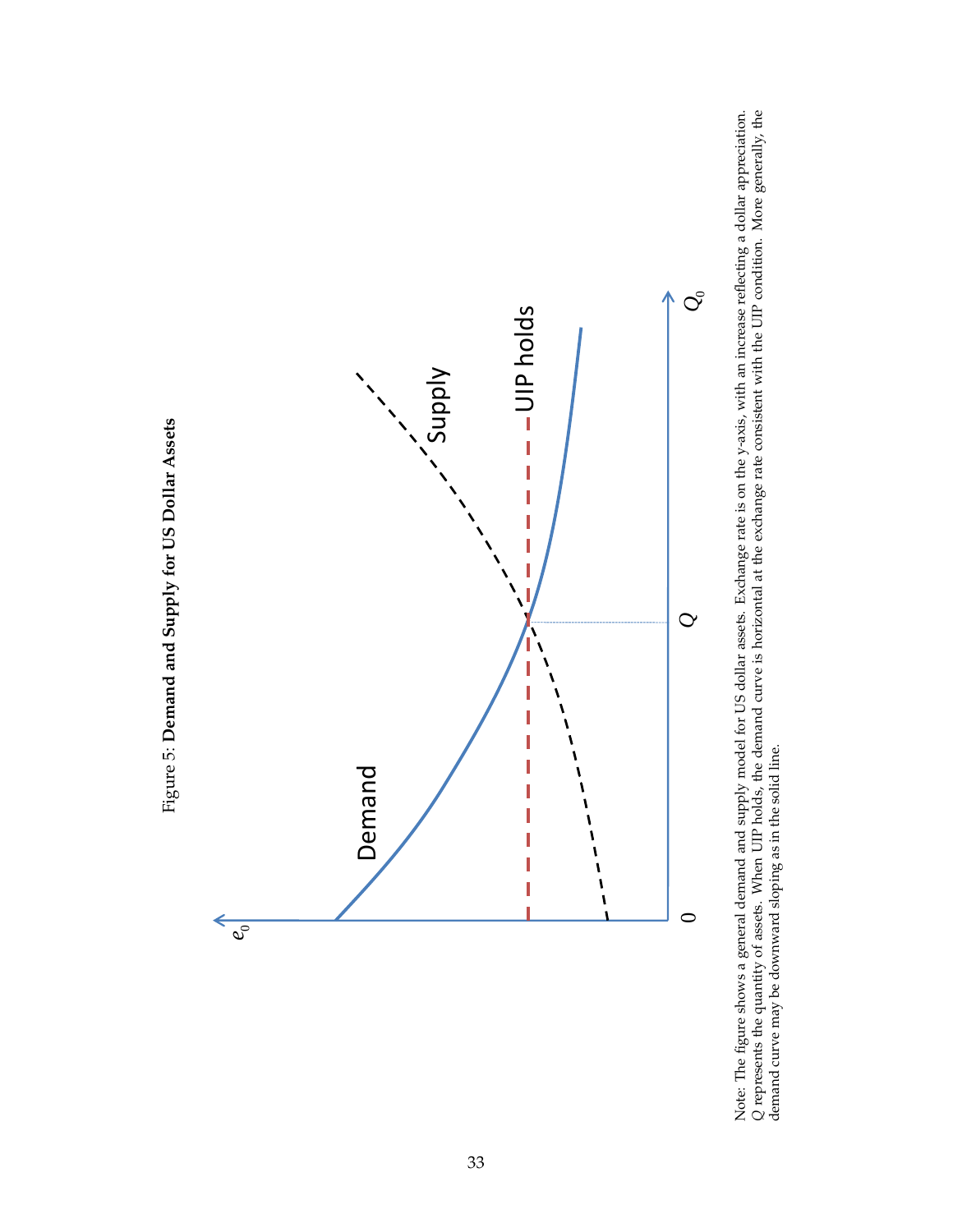Figure 5: **Demand and Supply for US Dollar Assets**

Note: The figure shows a general demand and supply model for US dollar assets. Exchange rate is on the y-axis, with an increase reflecting a dollar appreciation. $Q$ represents the quantity of assets. When UIP holds, the demand curve is horizontal at the exchange rate consistent with the UIP condition. More generally, the demand curve may be downward sloping as in the solid line.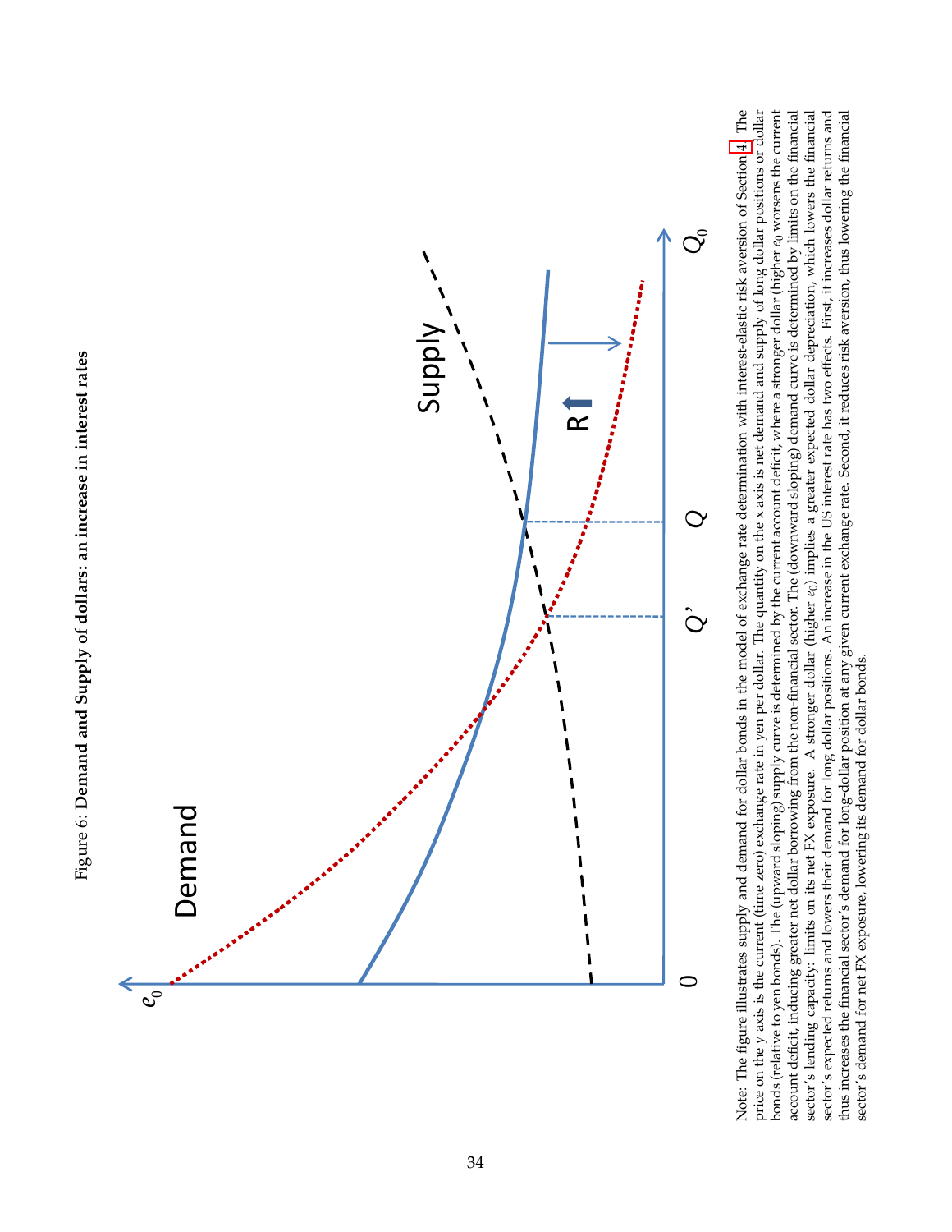Figure 6: **Demand and Supply of dollars: an increase in interest rates**

Note: The figure illustrates supply and demand for dollar bonds in the model of exchange rate determination with interest-elastic risk aversion of Section 4. The price on the y axis is the current (time zero) exchange rate in yen per dollar. The quantity on the x axis is net demand and supply of long dollar positions or dollar bonds (relative to yen bonds). The (upward sloping) supply curve is determined by the current account deficit, where a stronger dollar (higher $e_0$ worsens the current account deficit, inducing greater net dollar borrowing from the non-financial sector. The (downward sloping) demand curve is determined by limits on the financial sector's lending capacity: limits on its net FX exposure. A stronger dollar (higher $e_0$) implies a greater expected dollar depreciation, which lowers the financial sector's expected returns and lowers their demand for long dollar positions. An increase in the US interest rate has two effects. First, it increases dollar returns and thus increases the financial sector's demand for long-dollar position at any given current exchange rate. Second, it reduces risk aversion, thus lowering the financial sector's demand for net FX exposure, lowering its demand for dollar bonds.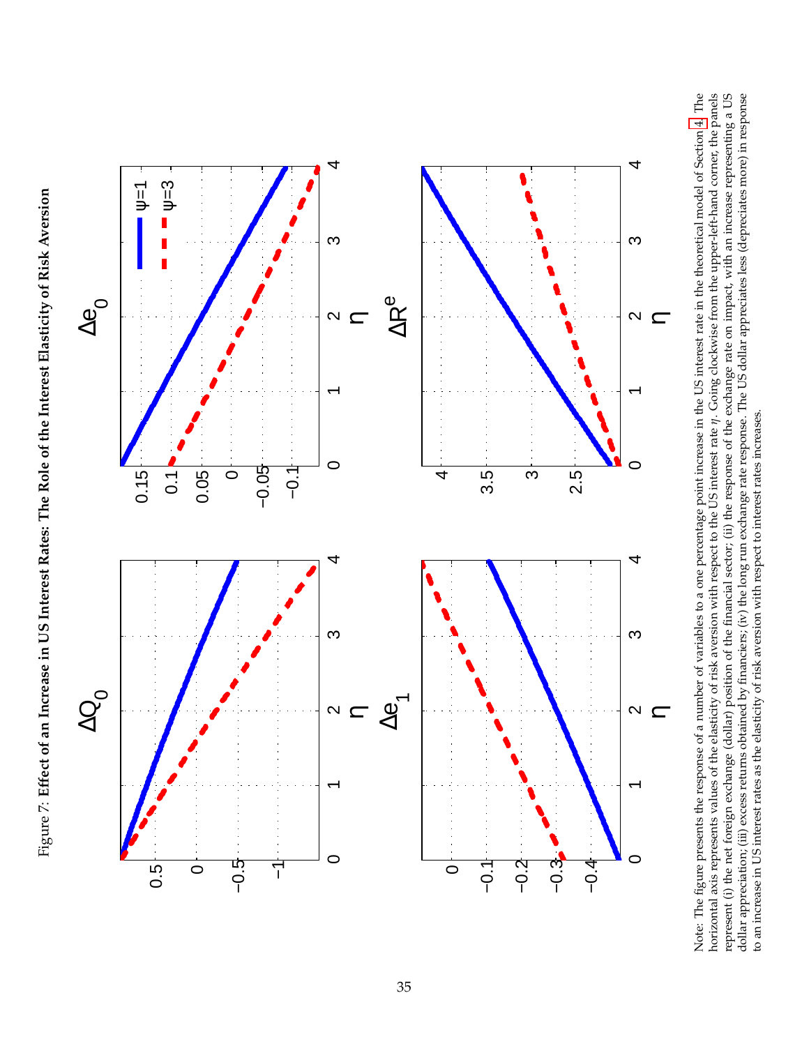Figure 7: **Effect of an Increase in US Interest Rates: The Role of the Interest Elasticity of Risk Aversion**

Note: The figure presents the response of a number of variables to a one percentage point increase in the US interest rate in the theoretical model of Section 4. The horizontal axis represents values of the elasticity of risk aversion with respect to the US interest rate $\eta$. Going clockwise from the upper-left-hand corner, the panels represent (i) the net foreign exchange (dollar) position of the financial sector; (ii) the response of the exchange rate on impact, with an increase representing a US dollar appreciation; (iii) excess returns obtained by financiers; (iv) the long run exchange rate response. The US dollar appreciates less (depreciates more) in response to an increase in US interest rates as the elasticity of risk aversion with respect to interest rates increases.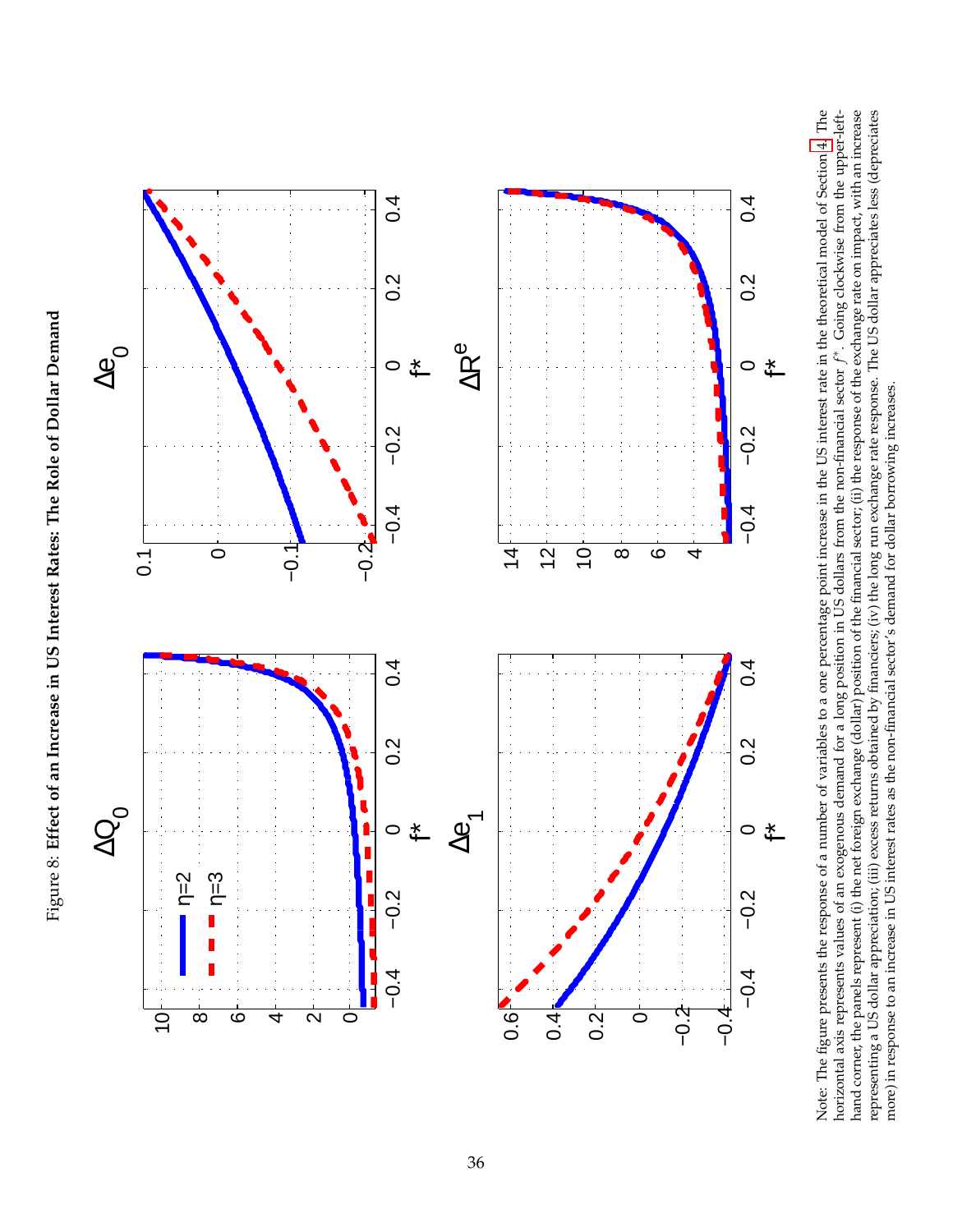Figure 8: **Effect of an Increase in US Interest Rates: The Role of Dollar Demand**

Note: The figure presents the response of a number of variables to a one percentage point increase in the US interest rate in the theoretical model of Section 4. The horizontal axis represents values of an exogenous demand for a long position in US dollars from the non-financial sector $f^*$. Going clockwise from the upper-left-hand corner, the panels represent (i) the net foreign exchange (dollar) position of the financial sector; (ii) the response of the exchange rate on impact, with an increase representing a US dollar appreciation; (iii) excess returns obtained by financiers; (iv) the long run exchange rate response. The US dollar appreciates less (depreciates more) in response to an increase in US interest rates as the non-financial sector's demand for dollar borrowing increases.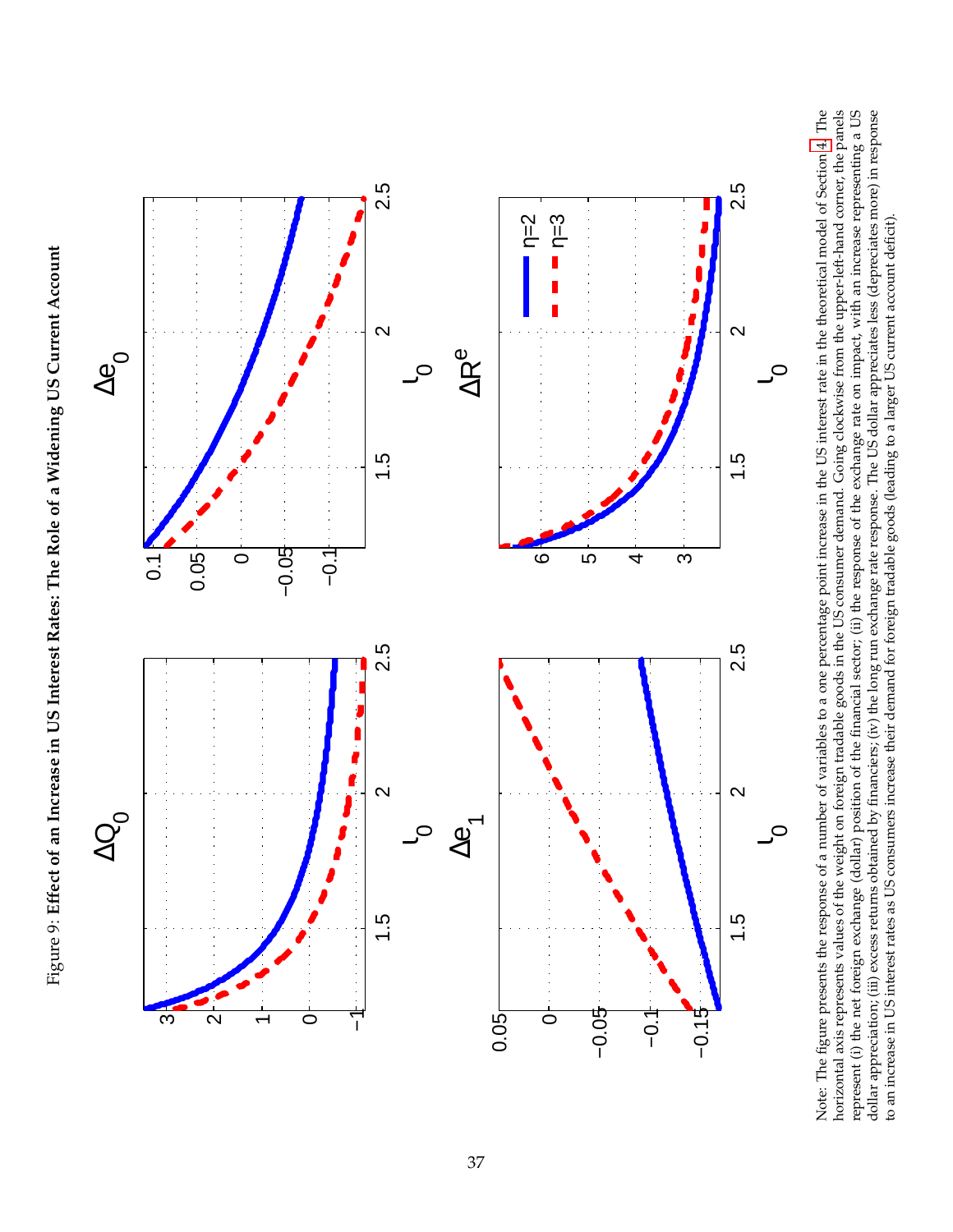Figure 9: **Effect of an Increase in US Interest Rates: The Role of a Widening US Current Account**

Note: The figure presents the response of a number of variables to a one percentage point increase in the US interest rate in the theoretical model of Section 4. The horizontal axis represents values of the weight on foreign tradable goods in the US consumer demand. Going clockwise from the upper-left-hand corner, the panels represent (i) the net foreign exchange (dollar) position of the financial sector; (ii) the response of the exchange rate on impact, with an increase representing a US dollar appreciation; (iii) excess returns obtained by financiers; (iv) the long run exchange rate response. The US dollar appreciates less (depreciates more) in response to an increase in US interest rates as US consumers increase their demand for foreign tradable goods (leading to a larger US current account deficit).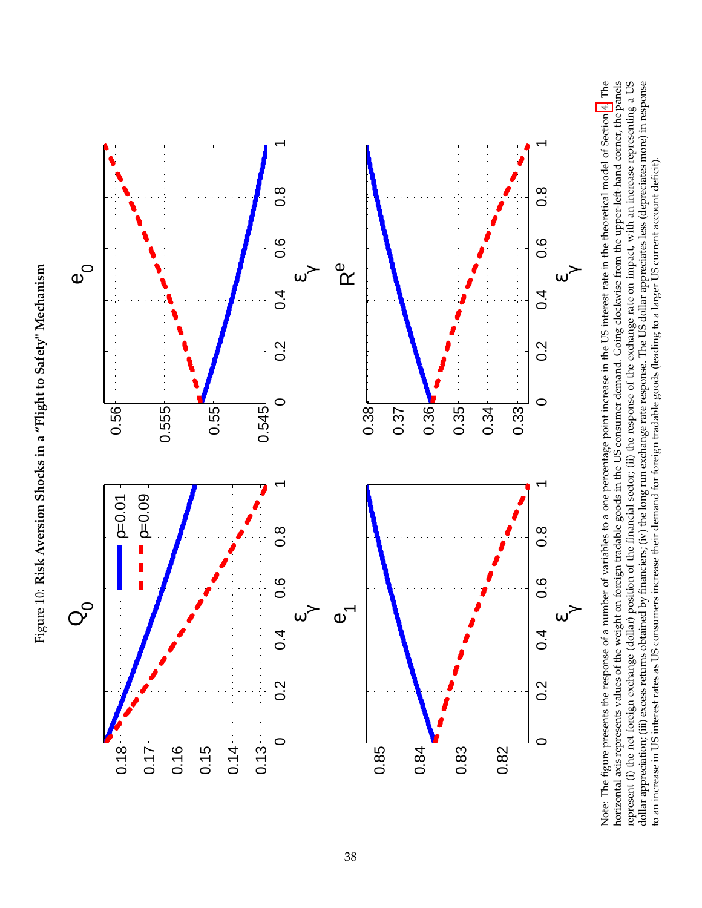Figure 10: **Risk Aversion Shocks in a "Flight to Safety" Mechanism**

Note: The figure presents the response of a number of variables to a one percentage point increase in the US interest rate in the theoretical model of Section 4. The horizontal axis represents values of the weight on foreign tradable goods in the US consumer demand. Going clockwise from the upper-left-hand corner, the panels represent (i) the net foreign exchange (dollar) position of the financial sector; (ii) the response of the exchange rate on impact, with an increase representing a US dollar appreciation; (iii) excess returns obtained by financiers; (iv) the long run exchange rate response. The US dollar appreciates less (depreciates more) in response to an increase in US interest rates as US consumers increase their demand for foreign tradable goods (leading to a larger US current account deficit).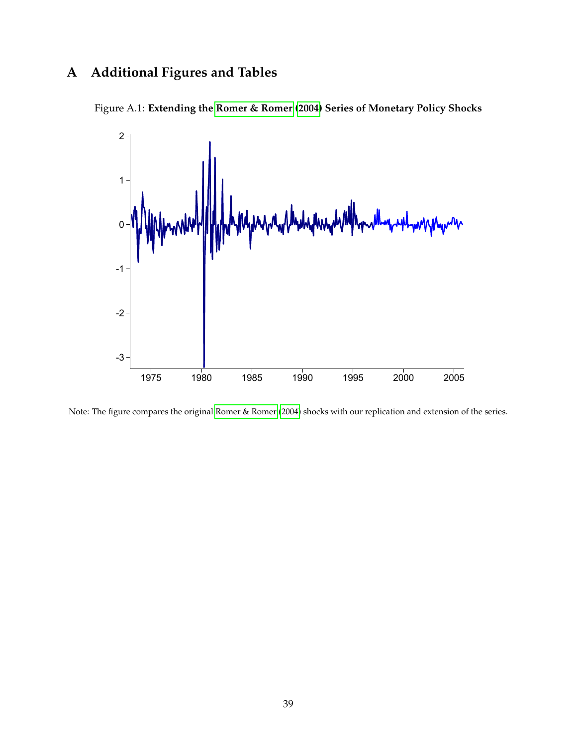# A Additional Figures and Tables

Figure A.1: **Extending the Romer & Romer (2004) Series of Monetary Policy Shocks**

Note: The figure compares the original Romer & Romer (2004) shocks with our replication and extension of the series.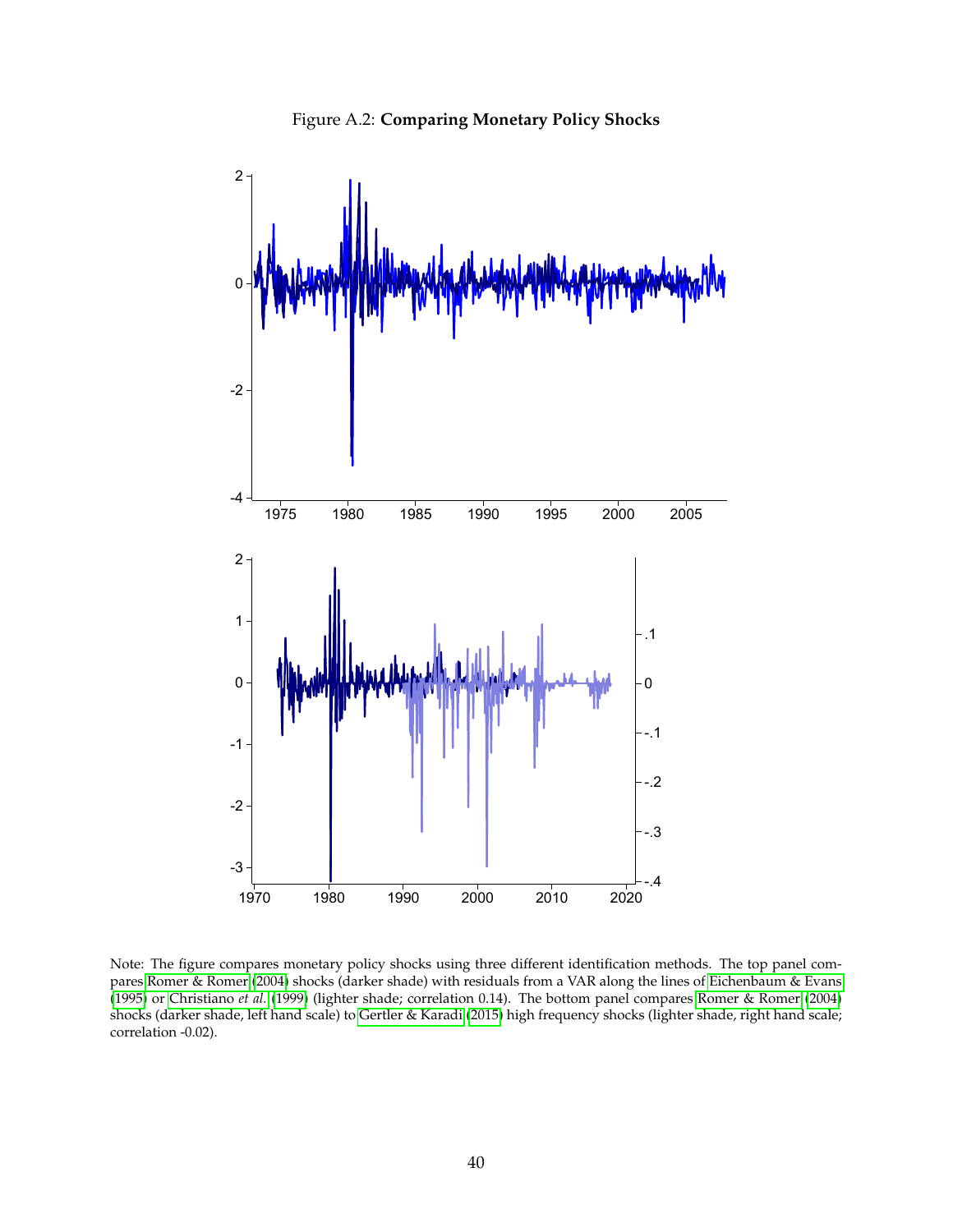Figure A.2: **Comparing Monetary Policy Shocks**

Note: The figure compares monetary policy shocks using three different identification methods. The top panel compares Romer & Romer (2004) shocks (darker shade) with residuals from a VAR along the lines of Eichenbaum & Evans (1995) or Christiano *et al.* (1999) (lighter shade; correlation 0.14). The bottom panel compares Romer & Romer (2004) shocks (darker shade, left hand scale) to Gertler & Karadi (2015) high frequency shocks (lighter shade, right hand scale; correlation -0.02).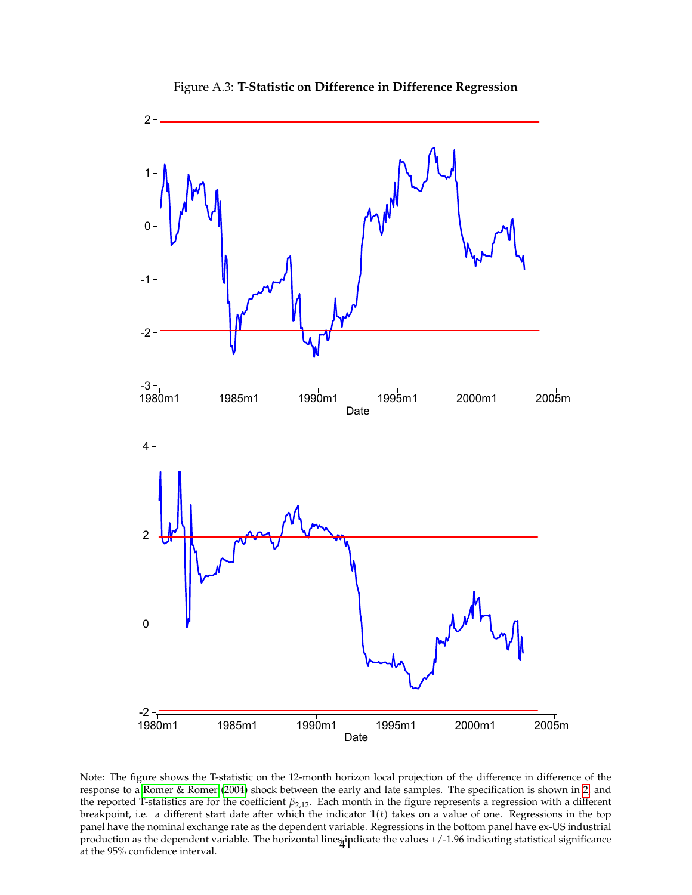Figure A.3: **T-Statistic on Difference in Difference Regression**

Note: The figure shows the T-statistic on the 12-month horizon local projection of the difference in difference of the response to a Romer & Romer (2004) shock between the early and late samples. The specification is shown in 2 and the reported T-statistics are for the coefficient $\beta_{2,12}$. Each month in the figure represents a regression with a different breakpoint, i.e. a different start date after which the indicator $\mathbb{1}(t)$ takes on a value of one. Regressions in the top panel have the nominal exchange rate as the dependent variable. Regressions in the bottom panel have ex-US industrial production as the dependent variable. The horizontal lines indicate the values +/-1.96 indicating statistical significance at the 95% confidence interval.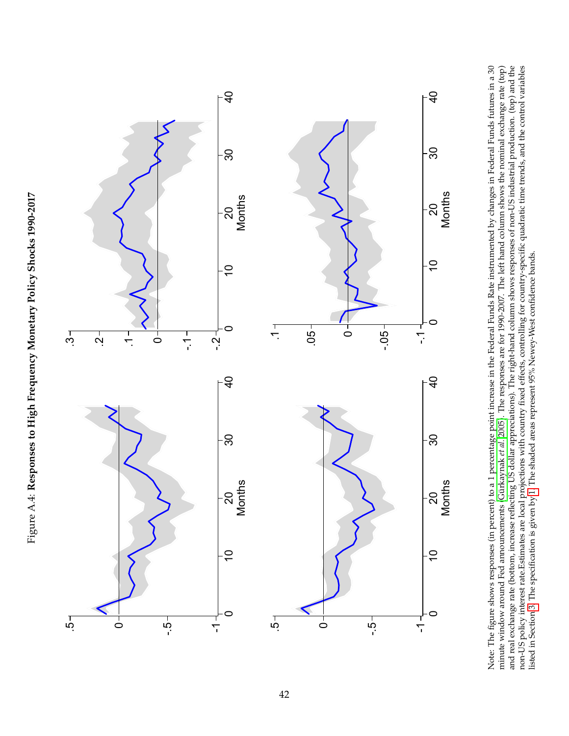Figure A.4: **Responses to High Frequency Monetary Policy Shocks 1990-2017**

Note: The figure shows responses (in percent) to a 1 percentage point increase in the Federal Funds Rate instrumented by changes in Federal Funds futures in a 30 minute window around Fed announcements Gürkaynak *et al.* 2005. The responses are for 1990-2007. The left hand column shows the nominal exchange rate (top) and real exchanging rate (bottom, increase reflecting US dollar appreciations). The right-hand column shows responses of non-US industrial production. (top) and the non-US policy interest rate.Estimations are local projections with country fixed effects, controlling for country-specific quadratic time trends, and the control variables listed in Section 3. The specification is given by 1. The shaded areas represent 95% Newey-West confidence bands.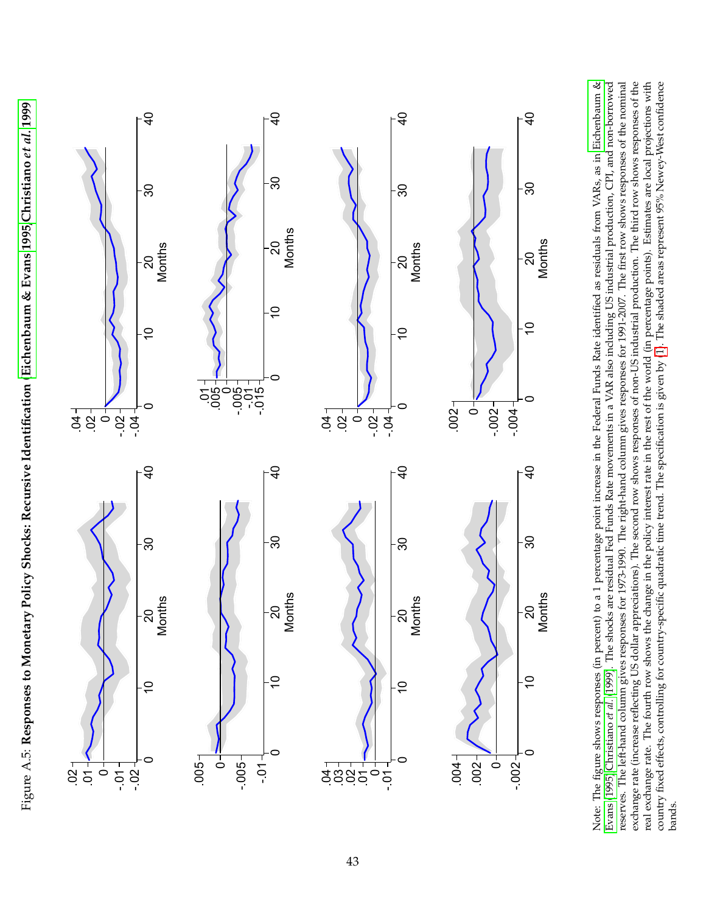Figure A.5: **Responses to Monetary Policy Shocks: Recursive Identification (Eichenbaum & Evans 1995 Christiano *et al.* 1999**

Note: The figure shows responses (in percent) to a 1 percentage point increase in the Federal Funds Rate identified as residuals from VARs, as in Eichenbaum & Evans (1995) Christiano *et al.* (1999). The shocks are residual Fed Funds Rate movements in a VAR also including US industrial production, CPI, and non-borrowed reserves. The left-hand column gives responses for 1973-1990. The right-hand column gives responses for 1991-2007. The first row shows responses of the nominal exchange rate (increase reflecting US dollar appreciations). The second row shows responses of non-US industrial production. The third row shows responses of the real exchange rate. The fourth row shows the change in the policy interest rate in the rest of the world (in percentage points). Estimates are local projections with country fixed effects, controlling for country-specific quadratic time trend. The specification is given by (1). The shaded areas represent 95% Newey-West confidence bands.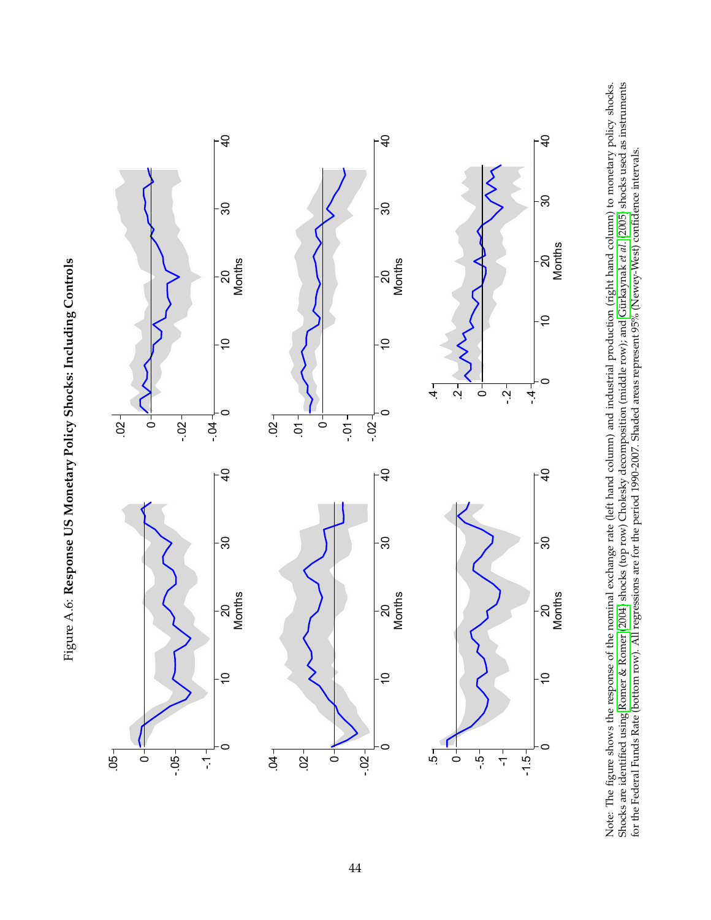Figure A.6: **Response US Monetary Policy Shocks: Including Controls**

Note: The figure shows the response of the nominal exchange rate (left hand column) and industrial production (right hand column) to monetary policy shocks. Shocks are identified using Romer & Romer (2004) shocks (top row) Cholesky decomposition (middle row); and Gürkaynak *et al.* (2005) shocks used as instruments for the Federal Funds Rate (bottom row). All regressions are for the period 1990-2007. Shaded areas represent 95% (Newey-West) confidence intervals.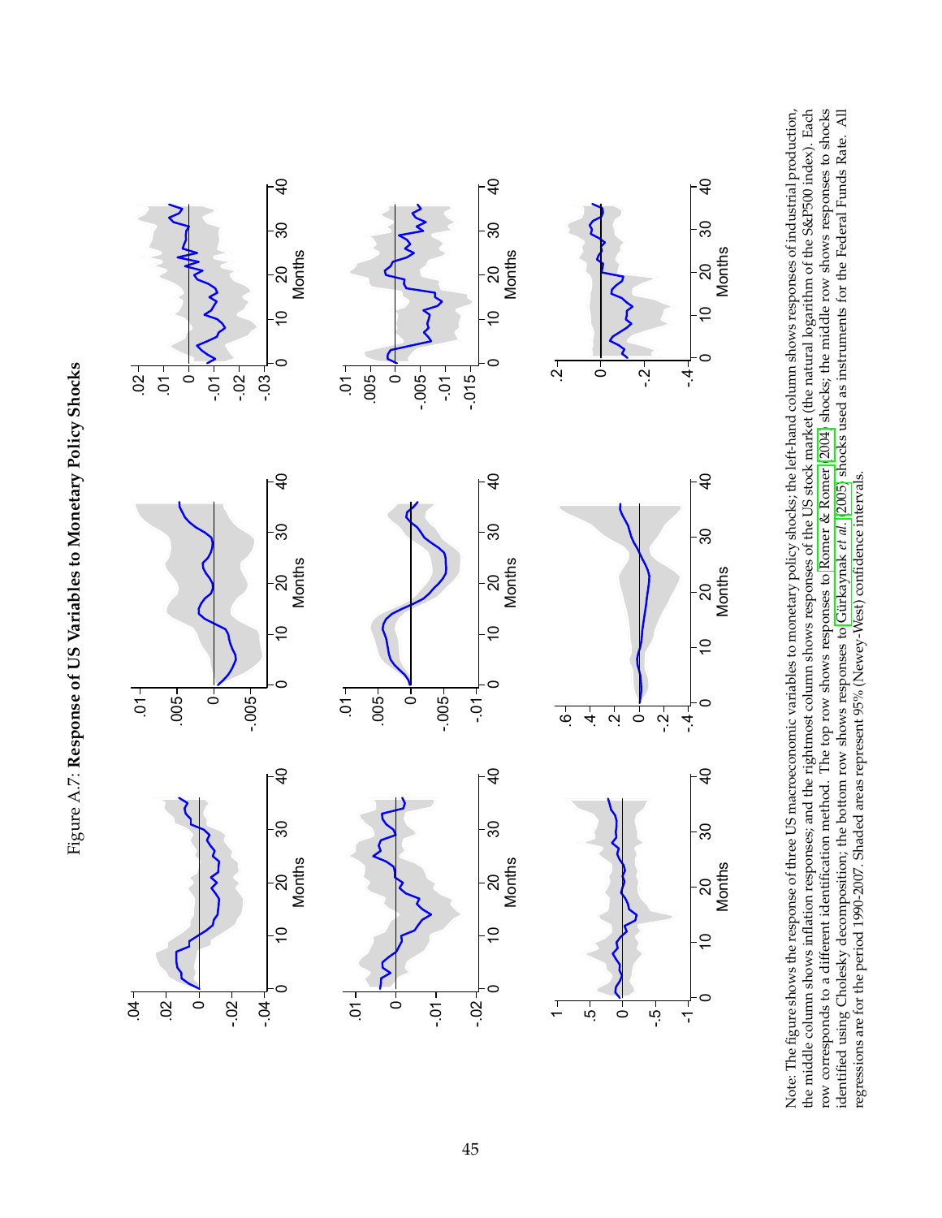Figure A.7: **Response of US Variables to Monetary Policy Shocks**

Note: The figure shows the response of three US macroeconomic variables to monetary policy shocks; the left-hand column shows responses of industrial production, the middle column shows inflation responses; and the rightmost column shows responses of the US stock market (the natural logarithm of the S&P500 index). Each row corresponds to a different identification method. The top row shows responses to Romer & Romer (2004) shocks; the middle row shows responses to shocks identified using Cholesky decomposition; the bottom row shows responses to Gürkaynak *et al.* (2005) shocks used as instruments for the Federal Funds Rate. All regressions are for the period 1990-2007. Shaded areas represent 95% (Newey-West) confidence intervals.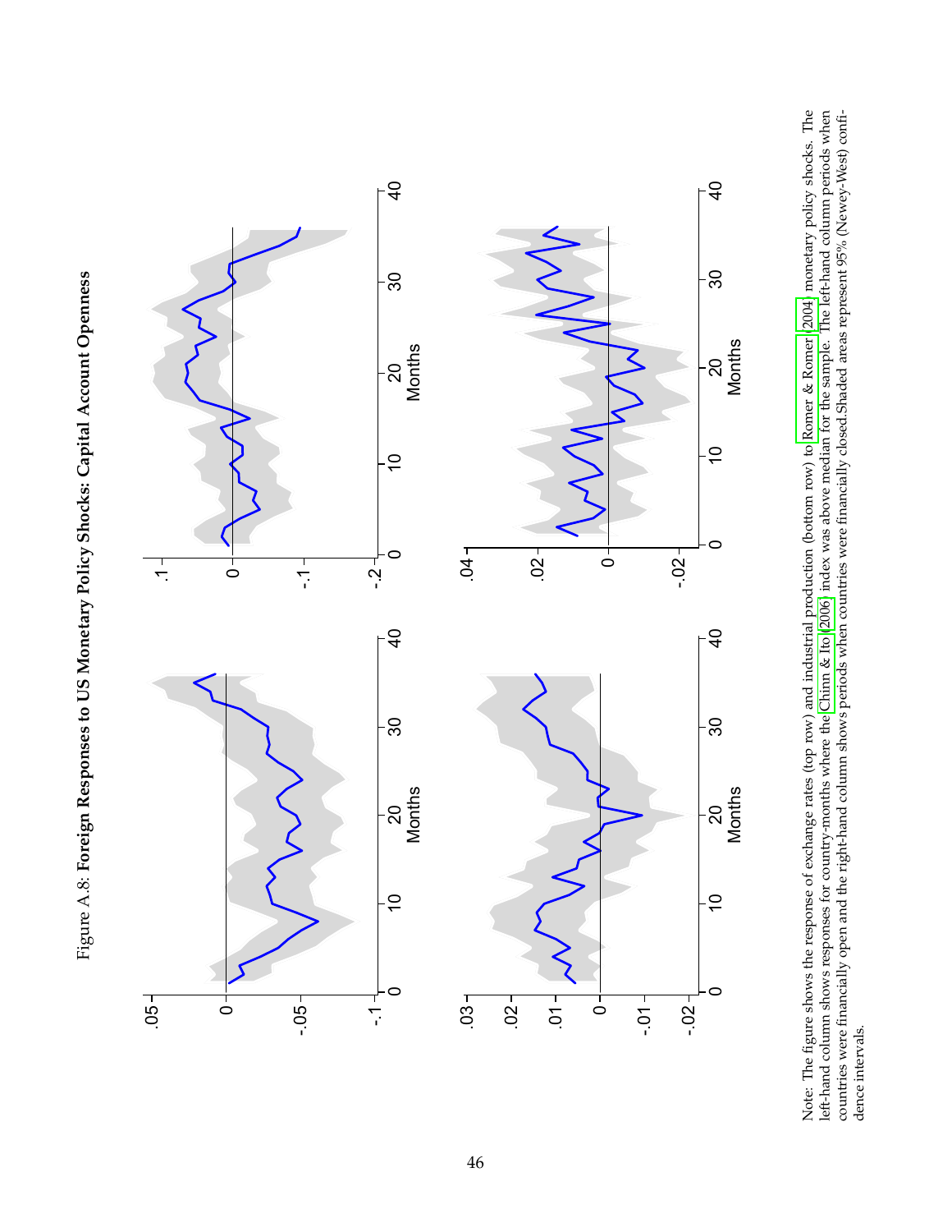Figure A.8: **Foreign Responses to US Monetary Policy Shocks: Capital Account Openness**

Note: The figure shows the response of exchange rates (top row) and industrial production (bottom row) to Romer & Romer (2004) monetary policy shocks. The left-hand column shows responses for country-months where the Chinn & Ito (2006) index was above median for the sample. The left-hand column periods when countries were financially open and the right-hand column shows periods when countries were financially closed.Shaded areas represent 95% (Newey-West) confidence intervals.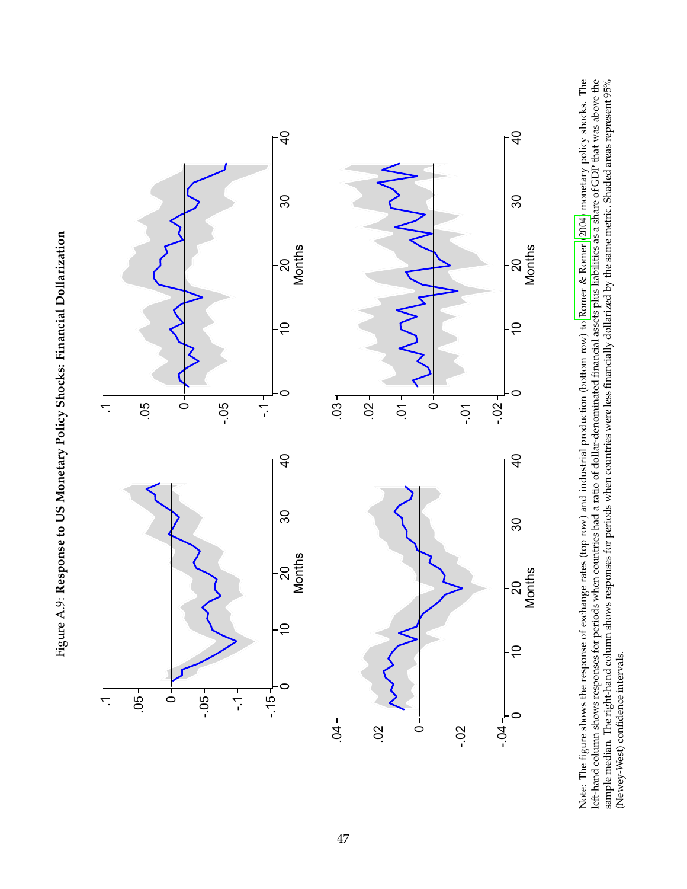Figure A.9: **Response to US Monetary Policy Shocks: Financial Dollarization**

Note: The figure shows the response of exchange rates (top row) and industrial production (bottom row) to Romer & Romer (2004) monetary policy shocks. The left-hand column shows responses for periods when countries had a ratio of dollar-denominated financial assets plus liabilities as a share of GDP that was above the sample median. The right-hand column shows responses for periods when countries were less financially dollarized by the same metric. Shaded areas represent 95% (Newey-West) confidence intervals.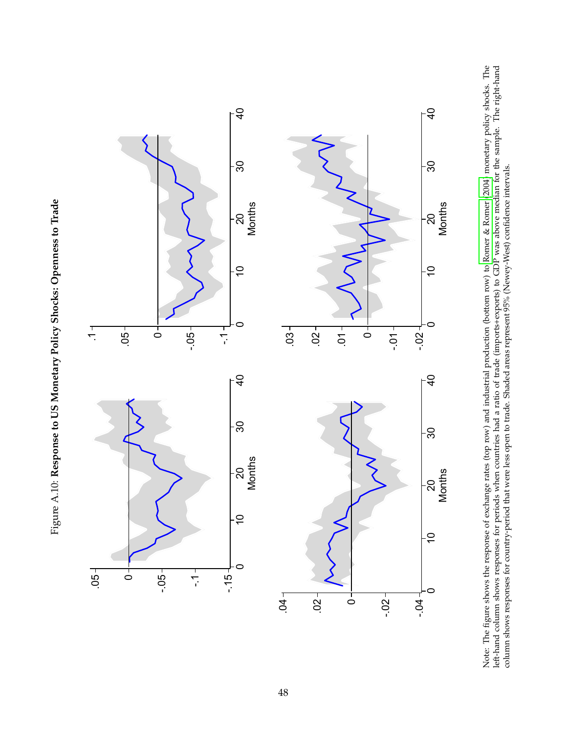Figure A.10: **Response to US Monetary Policy Shocks: Openness to Trade**

Note: The figure shows the response of exchange rates (top row) and industrial production (bottom row) to Romer & Romer (2004) monetary policy shocks. The left-hand column shows responses for periods when countries had a ratio of trade (imports+exports) to GDP was above median for the sample. The right-hand column shows responses for country-period that were less open to trade. Shaded areas represent 95% (Newey-West) confidence intervals.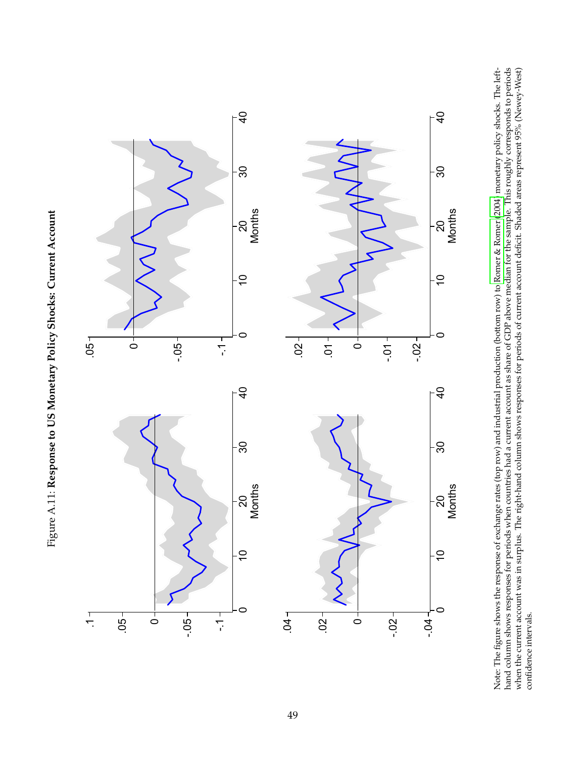Figure A.11: **Response to US Monetary Policy Shocks: Current Account**

Note: The figure shows the response of exchange rates (top row) and industrial production (bottom row) to Romer & Romer (2004) monetary policy shocks. The left-hand column shows responses for periods when countries had a current account as share of GDP above median for the sample. This roughly corresponds to periods when the current account was in surplus. The right-hand column shows responses for periods of current account deficit. Shaded areas represent 95% (Newey-West) confidence intervals.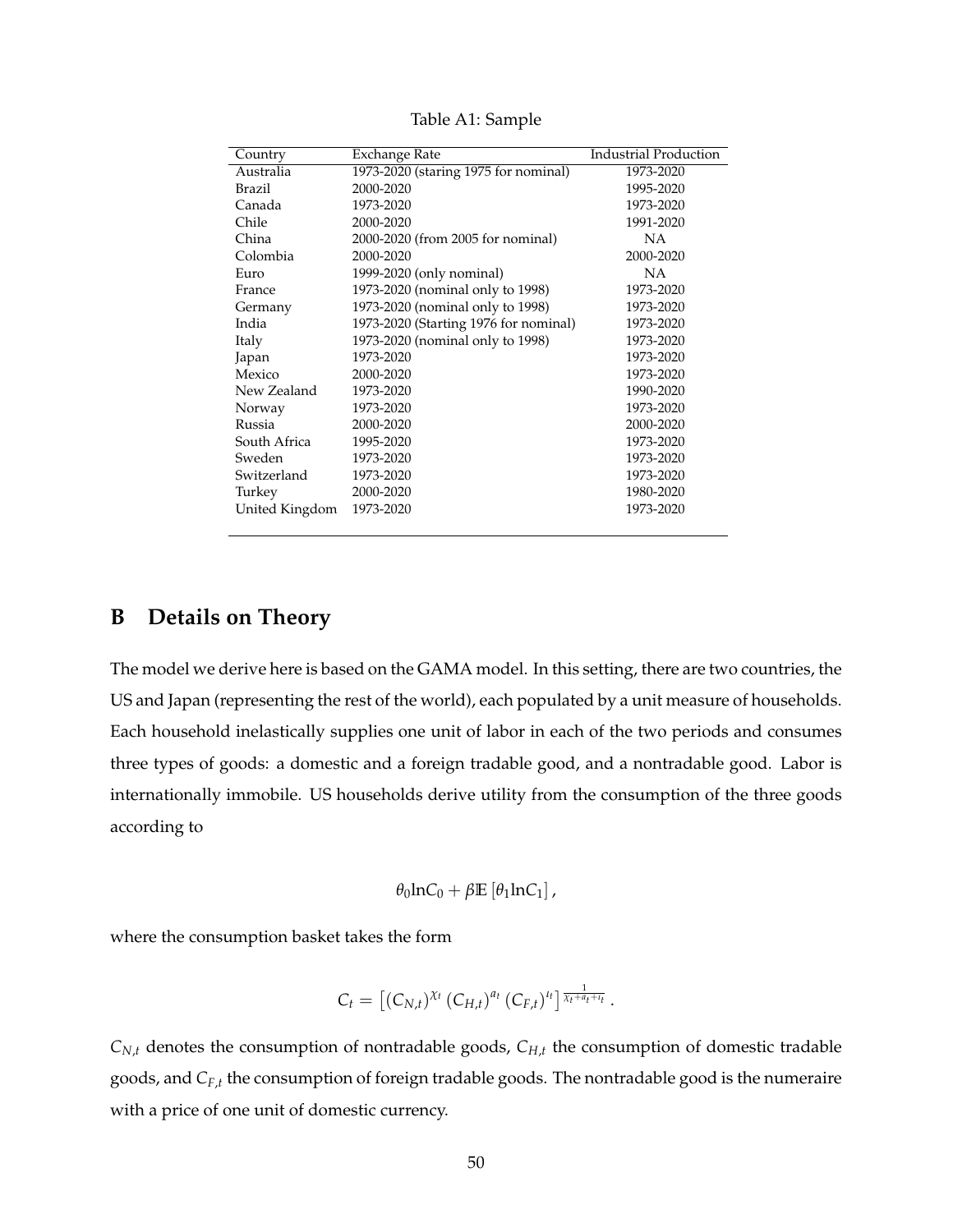Table A1: Sample

| Country | Exchange Rate | Industrial Production |
|---|---|---|
| Australia | 1973-2020 (staring 1975 for nominal) | 1973-2020 |
| Brazil | 2000-2020 | 1995-2020 |
| Canada | 1973-2020 | 1973-2020 |
| Chile | 2000-2020 | 1991-2020 |
| China | 2000-2020 (from 2005 for nominal) | NA |
| Colombia | 2000-2020 | 2000-2020 |
| Euro | 1999-2020 (only nominal) | NA |
| France | 1973-2020 (nominal only to 1998) | 1973-2020 |
| Germany | 1973-2020 (nominal only to 1998) | 1973-2020 |
| India | 1973-2020 (Starting 1976 for nominal) | 1973-2020 |
| Italy | 1973-2020 (nominal only to 1998) | 1973-2020 |
| Japan | 1973-2020 | 1973-2020 |
| Mexico | 2000-2020 | 1973-2020 |
| New Zealand | 1973-2020 | 1990-2020 |
| Norway | 1973-2020 | 1973-2020 |
| Russia | 2000-2020 | 2000-2020 |
| South Africa | 1995-2020 | 1973-2020 |
| Sweden | 1973-2020 | 1973-2020 |
| Switzerland | 1973-2020 | 1973-2020 |
| Turkey | 2000-2020 | 1980-2020 |
| United Kingdom | 1973-2020 | 1973-2020 |

# B Details on Theory

The model we derive here is based on the GAMA model. In this setting, there are two countries, the US and Japan (representing the rest of the world), each populated by a unit measure of households. Each household inelastically supplies one unit of labor in each of the two periods and consumes three types of goods: a domestic and a foreign tradable good, and a nontradable good. Labor is internationally immobile. US households derive utility from the consumption of the three goods according to

$$\theta_0 \ln C_0 + \beta \mathbb{E}\left[\theta_1 \ln C_1\right],$$

where the consumption basket takes the form

$$C_t = \left[(C_{N,t})^{\chi_t} (C_{H,t})^{a_t} (C_{F,t})^{\iota_t}\right]^{\frac{1}{\chi_t + a_t + \iota_t}}.$$

$C_{N,t}$ denotes the consumption of nontradable goods, $C_{H,t}$ the consumption of domestic tradable goods, and $C_{F,t}$ the consumption of foreign tradable goods. The nontradable good is the numeraire with a price of one unit of domestic currency.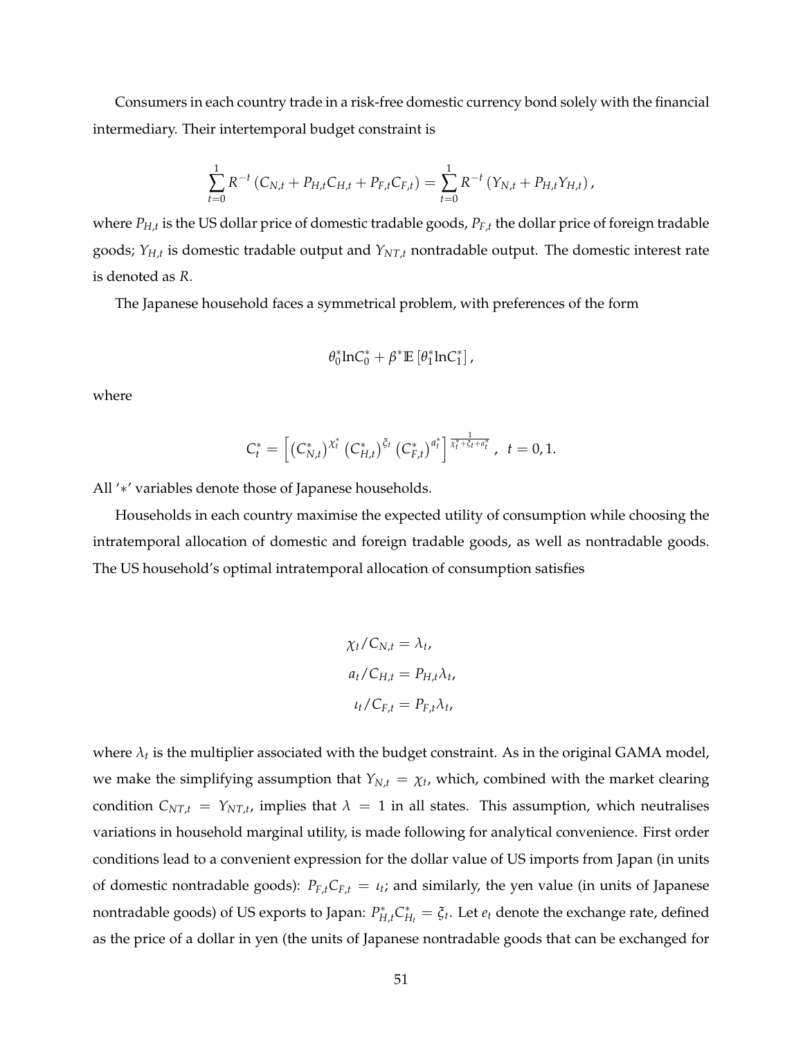Consumers in each country trade in a risk-free domestic currency bond solely with the financial intermediary. Their intertemporal budget constraint is

$$\sum_{t=0}^{1} R^{-t} \left( C_{N,t} + P_{H,t} C_{H,t} + P_{F,t} C_{F,t} \right) = \sum_{t=0}^{1} R^{-t} \left( Y_{N,t} + P_{H,t} Y_{H,t} \right),$$

where $P_{H,t}$ is the US dollar price of domestic tradable goods, $P_{F,t}$ the dollar price of foreign tradable goods; $Y_{H,t}$ is domestic tradable output and $Y_{NT,t}$ nontradable output. The domestic interest rate is denoted as $R$.

The Japanese household faces a symmetrical problem, with preferences of the form

$$\theta_0^* \ln C_0^* + \beta^* \mathbb{E} \left[ \theta_1^* \ln C_1^* \right],$$

where

$$C_t^* = \left[ \left( C_{N,t}^* \right)^{\chi_t^*} \left( C_{H,t}^* \right)^{\xi_t} \left( C_{F,t}^* \right)^{a_t^*} \right]^{\frac{1}{\chi_t^* + \xi_t + a_t^*}}, \ \ t = 0, 1.$$

All '$*$' variables denote those of Japanese households.

Households in each country maximise the expected utility of consumption while choosing the intratemporal allocation of domestic and foreign tradable goods, as well as nontradable goods. The US household's optimal intratemporal allocation of consumption satisfies

$$\chi_t / C_{N,t} = \lambda_t,$$
$$a_t / C_{H,t} = P_{H,t} \lambda_t,$$
$$\iota_t / C_{F,t} = P_{F,t} \lambda_t,$$

where $\lambda_t$ is the multiplier associated with the budget constraint. As in the original GAMA model, we make the simplifying assumption that $Y_{N,t} = \chi_t$, which, combined with the market clearing condition $C_{NT,t} = Y_{NT,t}$, implies that $\lambda = 1$ in all states. This assumption, which neutralises variations in household marginal utility, is made following for analytical convenience. First order conditions lead to a convenient expression for the dollar value of US imports from Japan (in units of domestic nontradable goods): $P_{F,t} C_{F,t} = \iota_t$; and similarly, the yen value (in units of Japanese nontradable goods) of US exports to Japan: $P_{H,t}^* C_{H_t}^* = \xi_t$. Let $e_t$ denote the exchange rate, defined as the price of a dollar in yen (the units of Japanese nontradable goods that can be exchanged for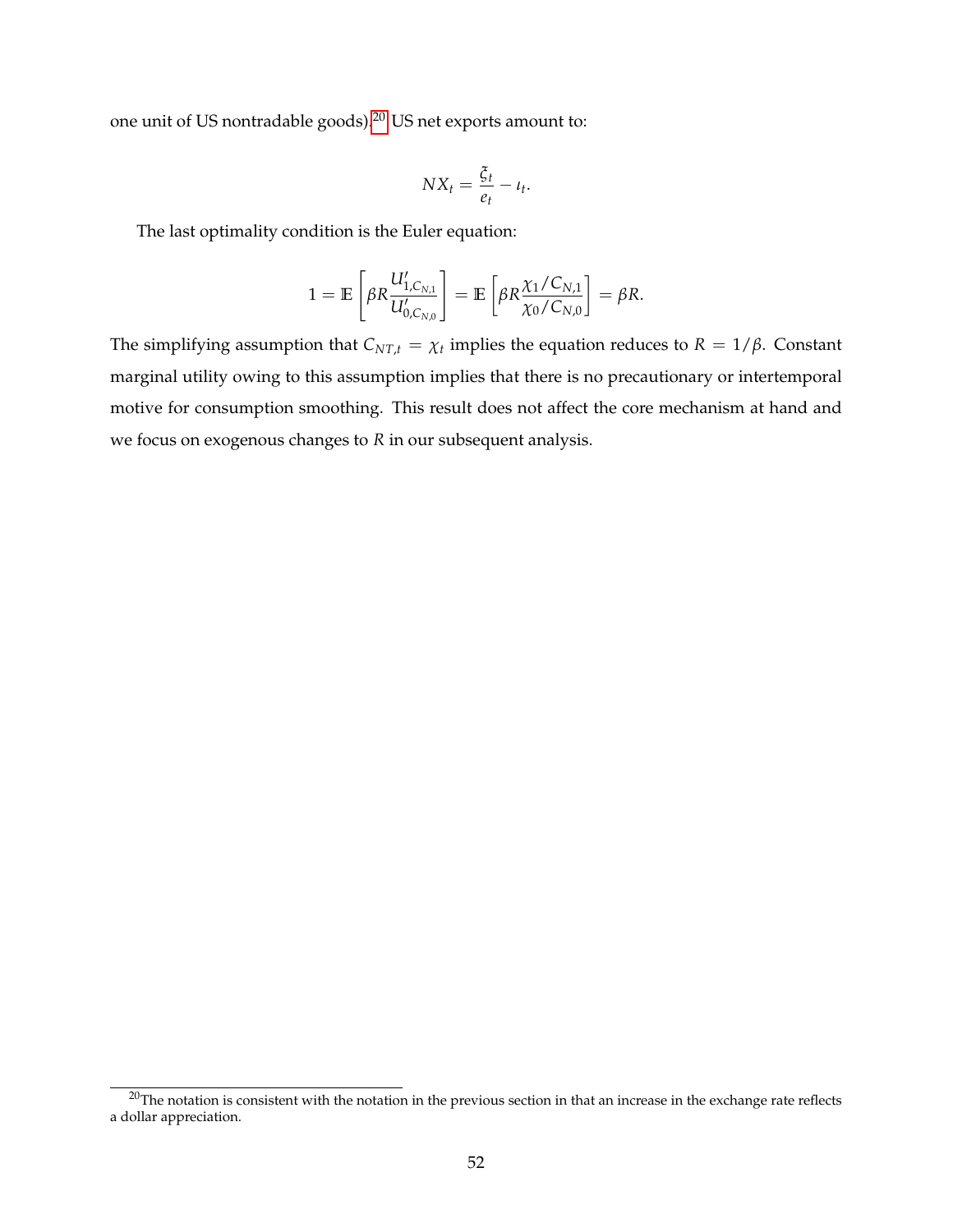one unit of US nontradable goods).[20] US net exports amount to:

$$NX_t = \frac{\xi_t}{e_t} - \iota_t.$$

The last optimality condition is the Euler equation:

$$1 = \mathbb{E}\left[\beta R \frac{U'_{1,C_{N,1}}}{U'_{0,C_{N,0}}}\right] = \mathbb{E}\left[\beta R \frac{\chi_1 / C_{N,1}}{\chi_0 / C_{N,0}}\right] = \beta R.$$

The simplifying assumption that $C_{NT,t} = \chi_t$ implies the equation reduces to $R = 1/\beta$. Constant marginal utility owing to this assumption implies that there is no precautionary or intertemporal motive for consumption smoothing. This result does not affect the core mechanism at hand and we focus on exogenous changes to $R$ in our subsequent analysis.

[20] The notation is consistent with the notation in the previous section in that an increase in the exchange rate reflects a dollar appreciation.